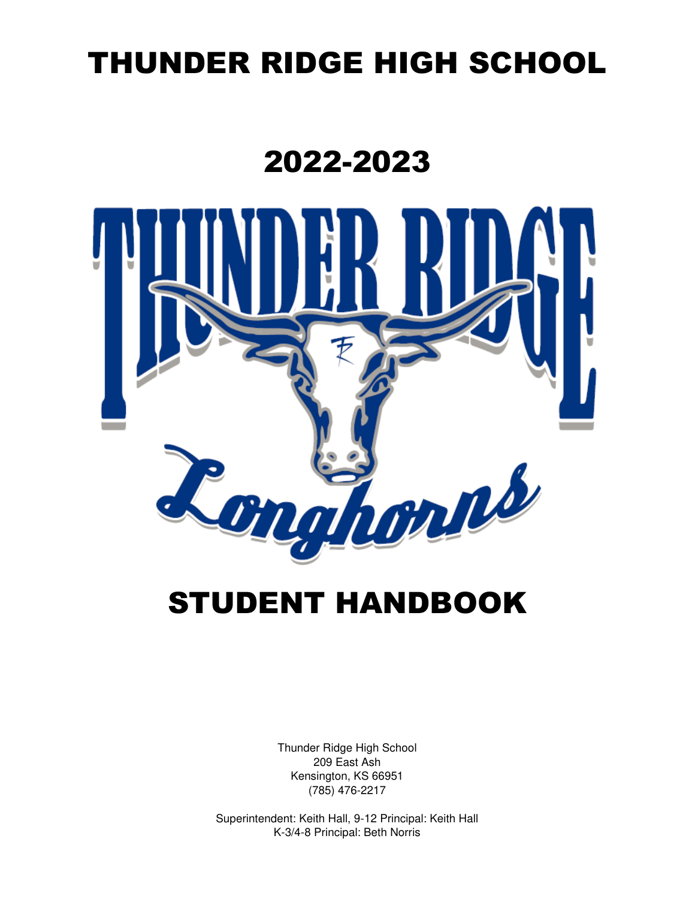# THUNDER RIDGE HIGH SCHOOL

# 2022-2023

# STUDENT HANDBOOK

Thunder Ridge High School
209 East Ash
Kensington, KS 66951
(785) 476-2217

Superintendent: Keith Hall, 9-12 Principal: Keith Hall
K-3/4-8 Principal: Beth Norris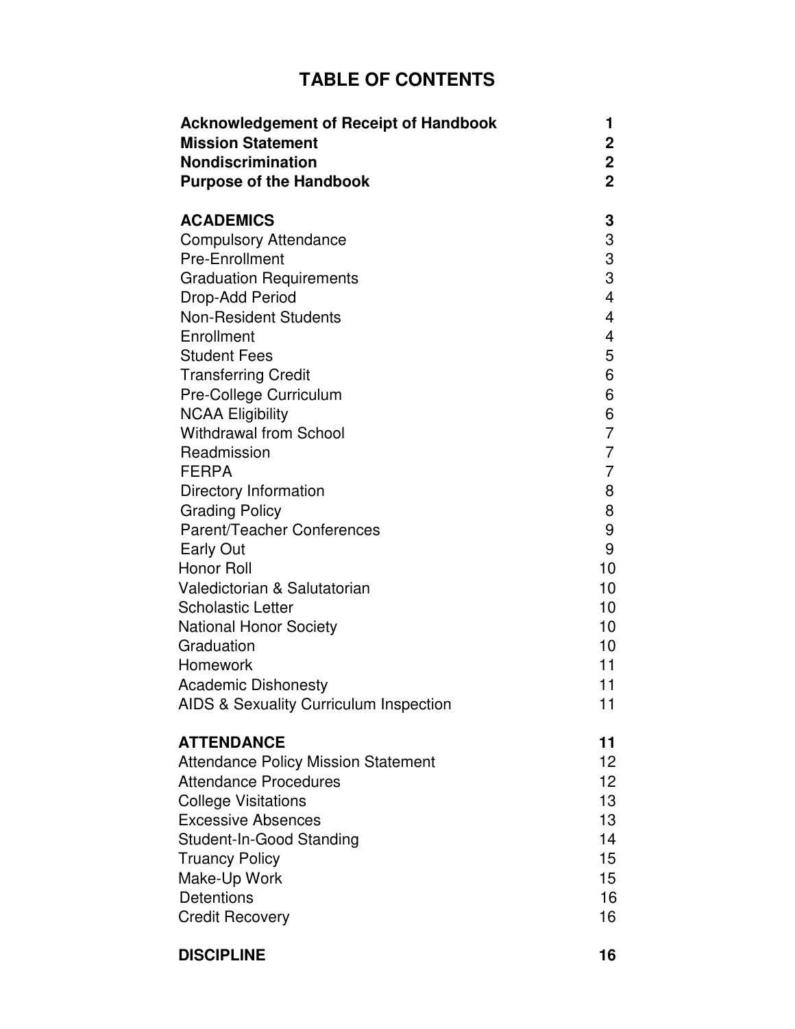# TABLE OF CONTENTS

| | |
|---|---|
| **Acknowledgement of Receipt of Handbook** | **1** |
| **Mission Statement** | **2** |
| **Nondiscrimination** | **2** |
| **Purpose of the Handbook** | **2** |
| | |
| **ACADEMICS** | **3** |
| Compulsory Attendance | 3 |
| Pre-Enrollment | 3 |
| Graduation Requirements | 3 |
| Drop-Add Period | 4 |
| Non-Resident Students | 4 |
| Enrollment | 4 |
| Student Fees | 5 |
| Transferring Credit | 6 |
| Pre-College Curriculum | 6 |
| NCAA Eligibility | 6 |
| Withdrawal from School | 7 |
| Readmission | 7 |
| FERPA | 7 |
| Directory Information | 8 |
| Grading Policy | 8 |
| Parent/Teacher Conferences | 9 |
| Early Out | 9 |
| Honor Roll | 10 |
| Valedictorian & Salutatorian | 10 |
| Scholastic Letter | 10 |
| National Honor Society | 10 |
| Graduation | 10 |
| Homework | 11 |
| Academic Dishonesty | 11 |
| AIDS & Sexuality Curriculum Inspection | 11 |
| | |
| **ATTENDANCE** | **11** |
| Attendance Policy Mission Statement | 12 |
| Attendance Procedures | 12 |
| College Visitations | 13 |
| Excessive Absences | 13 |
| Student-In-Good Standing | 14 |
| Truancy Policy | 15 |
| Make-Up Work | 15 |
| Detentions | 16 |
| Credit Recovery | 16 |
| | |
| **DISCIPLINE** | **16** |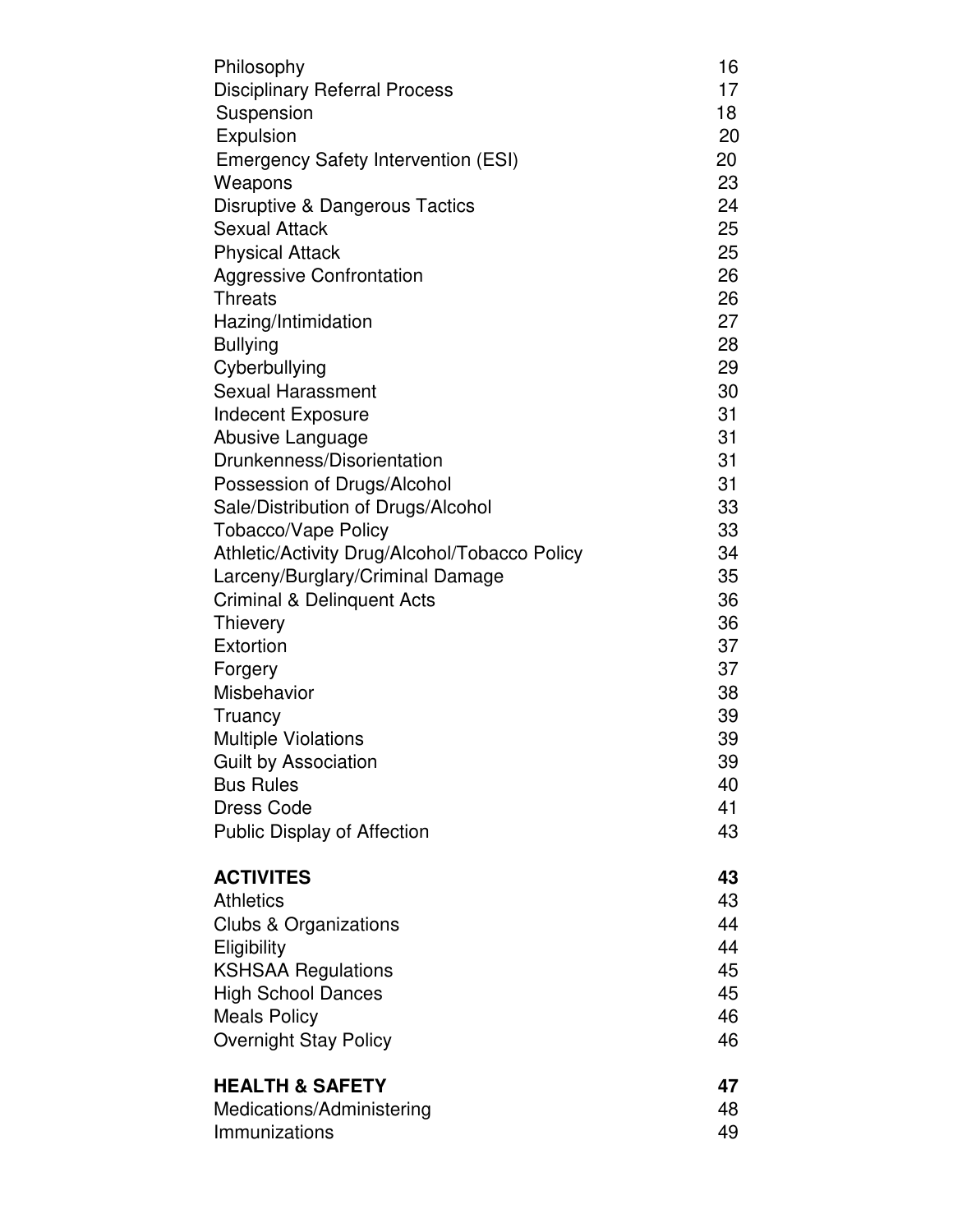| | |
|---|---|
| Philosophy | 16 |
| Disciplinary Referral Process | 17 |
| Suspension | 18 |
| Expulsion | 20 |
| Emergency Safety Intervention (ESI) | 20 |
| Weapons | 23 |
| Disruptive & Dangerous Tactics | 24 |
| Sexual Attack | 25 |
| Physical Attack | 25 |
| Aggressive Confrontation | 26 |
| Threats | 26 |
| Hazing/Intimidation | 27 |
| Bullying | 28 |
| Cyberbullying | 29 |
| Sexual Harassment | 30 |
| Indecent Exposure | 31 |
| Abusive Language | 31 |
| Drunkenness/Disorientation | 31 |
| Possession of Drugs/Alcohol | 31 |
| Sale/Distribution of Drugs/Alcohol | 33 |
| Tobacco/Vape Policy | 33 |
| Athletic/Activity Drug/Alcohol/Tobacco Policy | 34 |
| Larceny/Burglary/Criminal Damage | 35 |
| Criminal & Delinquent Acts | 36 |
| Thievery | 36 |
| Extortion | 37 |
| Forgery | 37 |
| Misbehavior | 38 |
| Truancy | 39 |
| Multiple Violations | 39 |
| Guilt by Association | 39 |
| Bus Rules | 40 |
| Dress Code | 41 |
| Public Display of Affection | 43 |
| **ACTIVITES** | **43** |
| Athletics | 43 |
| Clubs & Organizations | 44 |
| Eligibility | 44 |
| KSHSAA Regulations | 45 |
| High School Dances | 45 |
| Meals Policy | 46 |
| Overnight Stay Policy | 46 |
| **HEALTH & SAFETY** | **47** |
| Medications/Administering | 48 |
| Immunizations | 49 |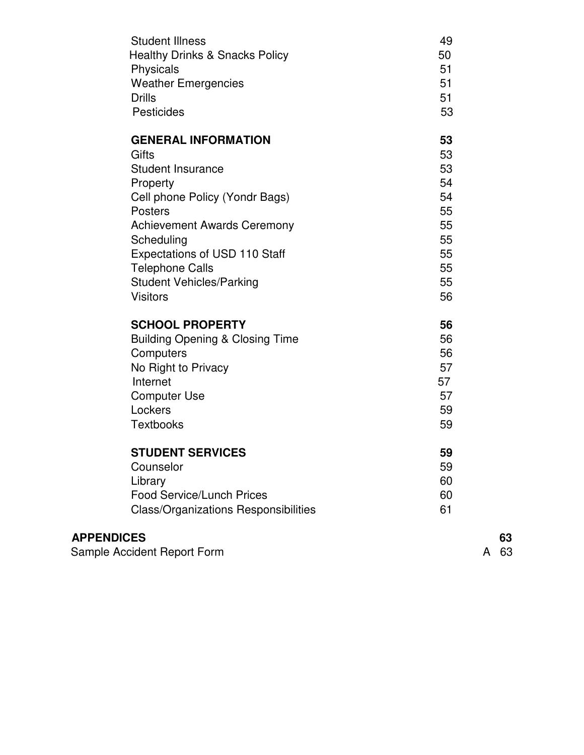| | |
|---|---|
| Student Illness | 49 |
| Healthy Drinks & Snacks Policy | 50 |
| Physicals | 51 |
| Weather Emergencies | 51 |
| Drills | 51 |
| Pesticides | 53 |
| **GENERAL INFORMATION** | **53** |
| Gifts | 53 |
| Student Insurance | 53 |
| Property | 54 |
| Cell phone Policy (Yondr Bags) | 54 |
| Posters | 55 |
| Achievement Awards Ceremony | 55 |
| Scheduling | 55 |
| Expectations of USD 110 Staff | 55 |
| Telephone Calls | 55 |
| Student Vehicles/Parking | 55 |
| Visitors | 56 |
| **SCHOOL PROPERTY** | **56** |
| Building Opening & Closing Time | 56 |
| Computers | 56 |
| No Right to Privacy | 57 |
| Internet | 57 |
| Computer Use | 57 |
| Lockers | 59 |
| Textbooks | 59 |
| **STUDENT SERVICES** | **59** |
| Counselor | 59 |
| Library | 60 |
| Food Service/Lunch Prices | 60 |
| Class/Organizations Responsibilities | 61 |
| **APPENDICES** | **63** |
| Sample Accident Report Form | A 63 |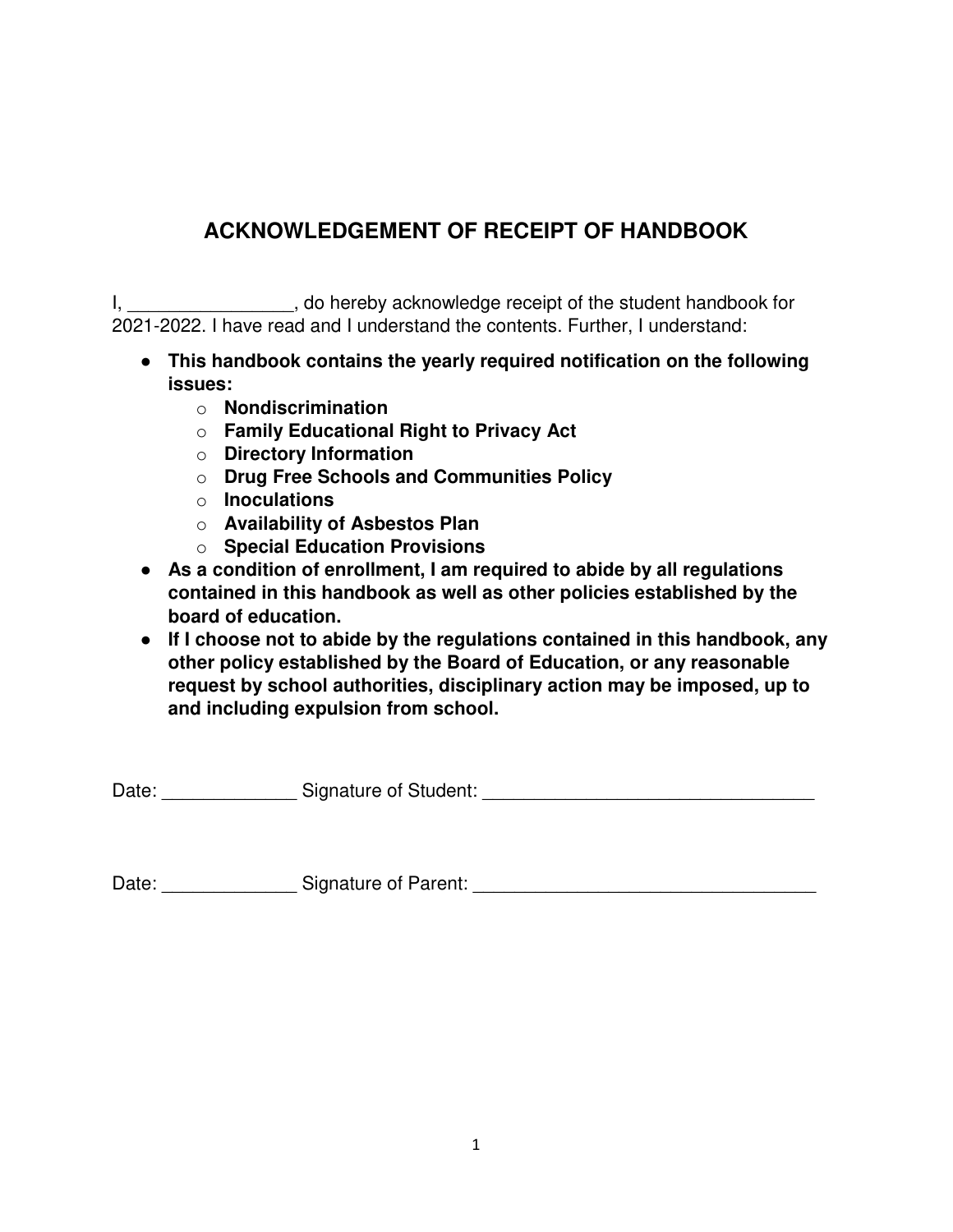## ACKNOWLEDGEMENT OF RECEIPT OF HANDBOOK

I, ________________, do hereby acknowledge receipt of the student handbook for 2021-2022. I have read and I understand the contents. Further, I understand:

- **This handbook contains the yearly required notification on the following issues:**
  - **Nondiscrimination**
  - **Family Educational Right to Privacy Act**
  - **Directory Information**
  - **Drug Free Schools and Communities Policy**
  - **Inoculations**
  - **Availability of Asbestos Plan**
  - **Special Education Provisions**
- **As a condition of enrollment, I am required to abide by all regulations contained in this handbook as well as other policies established by the board of education.**
- **If I choose not to abide by the regulations contained in this handbook, any other policy established by the Board of Education, or any reasonable request by school authorities, disciplinary action may be imposed, up to and including expulsion from school.**

Date: _____________ Signature of Student: ________________________________

Date: _____________ Signature of Parent: _________________________________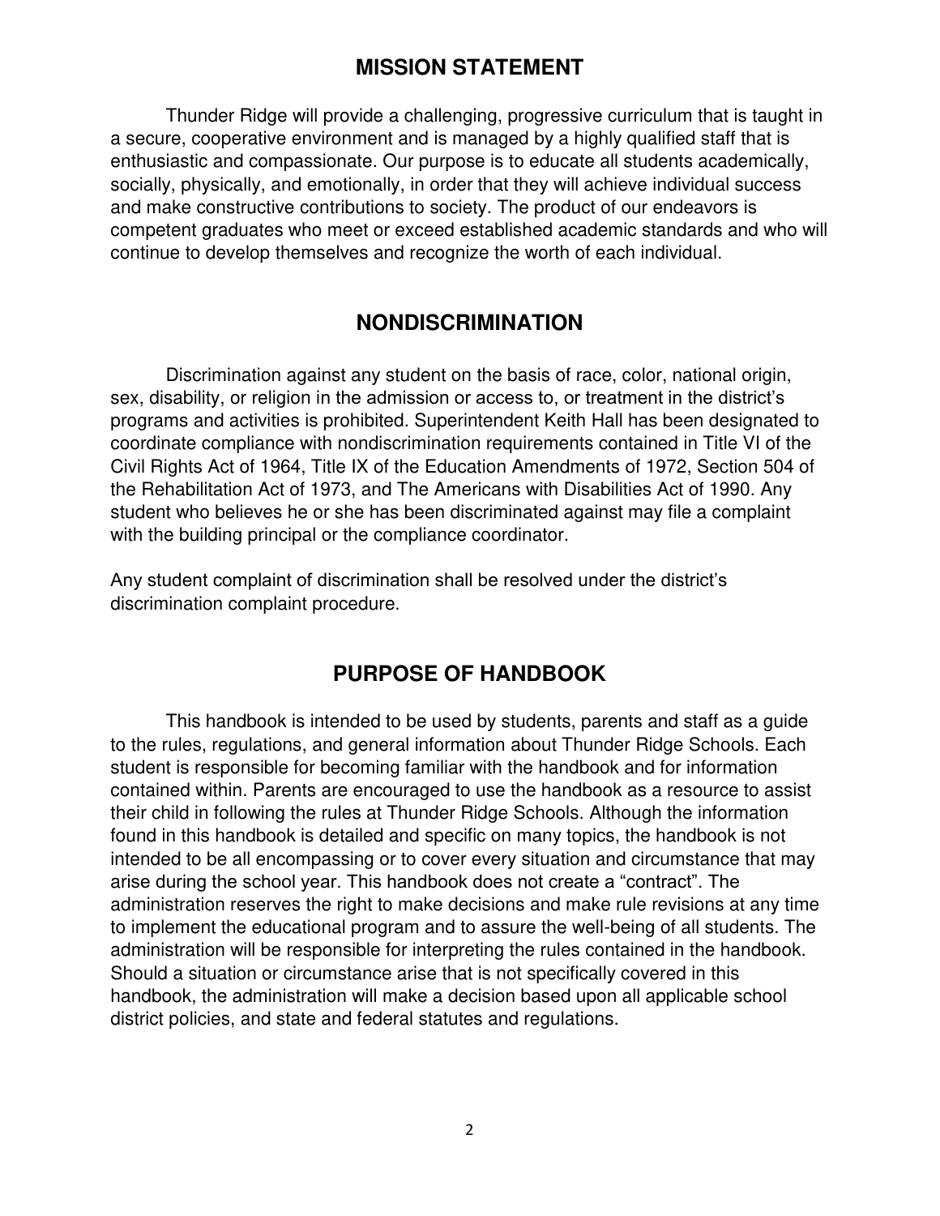## MISSION STATEMENT

Thunder Ridge will provide a challenging, progressive curriculum that is taught in a secure, cooperative environment and is managed by a highly qualified staff that is enthusiastic and compassionate. Our purpose is to educate all students academically, socially, physically, and emotionally, in order that they will achieve individual success and make constructive contributions to society. The product of our endeavors is competent graduates who meet or exceed established academic standards and who will continue to develop themselves and recognize the worth of each individual.

## NONDISCRIMINATION

Discrimination against any student on the basis of race, color, national origin, sex, disability, or religion in the admission or access to, or treatment in the district's programs and activities is prohibited. Superintendent Keith Hall has been designated to coordinate compliance with nondiscrimination requirements contained in Title VI of the Civil Rights Act of 1964, Title IX of the Education Amendments of 1972, Section 504 of the Rehabilitation Act of 1973, and The Americans with Disabilities Act of 1990. Any student who believes he or she has been discriminated against may file a complaint with the building principal or the compliance coordinator.

Any student complaint of discrimination shall be resolved under the district's discrimination complaint procedure.

## PURPOSE OF HANDBOOK

This handbook is intended to be used by students, parents and staff as a guide to the rules, regulations, and general information about Thunder Ridge Schools. Each student is responsible for becoming familiar with the handbook and for information contained within. Parents are encouraged to use the handbook as a resource to assist their child in following the rules at Thunder Ridge Schools. Although the information found in this handbook is detailed and specific on many topics, the handbook is not intended to be all encompassing or to cover every situation and circumstance that may arise during the school year. This handbook does not create a "contract". The administration reserves the right to make decisions and make rule revisions at any time to implement the educational program and to assure the well-being of all students. The administration will be responsible for interpreting the rules contained in the handbook. Should a situation or circumstance arise that is not specifically covered in this handbook, the administration will make a decision based upon all applicable school district policies, and state and federal statutes and regulations.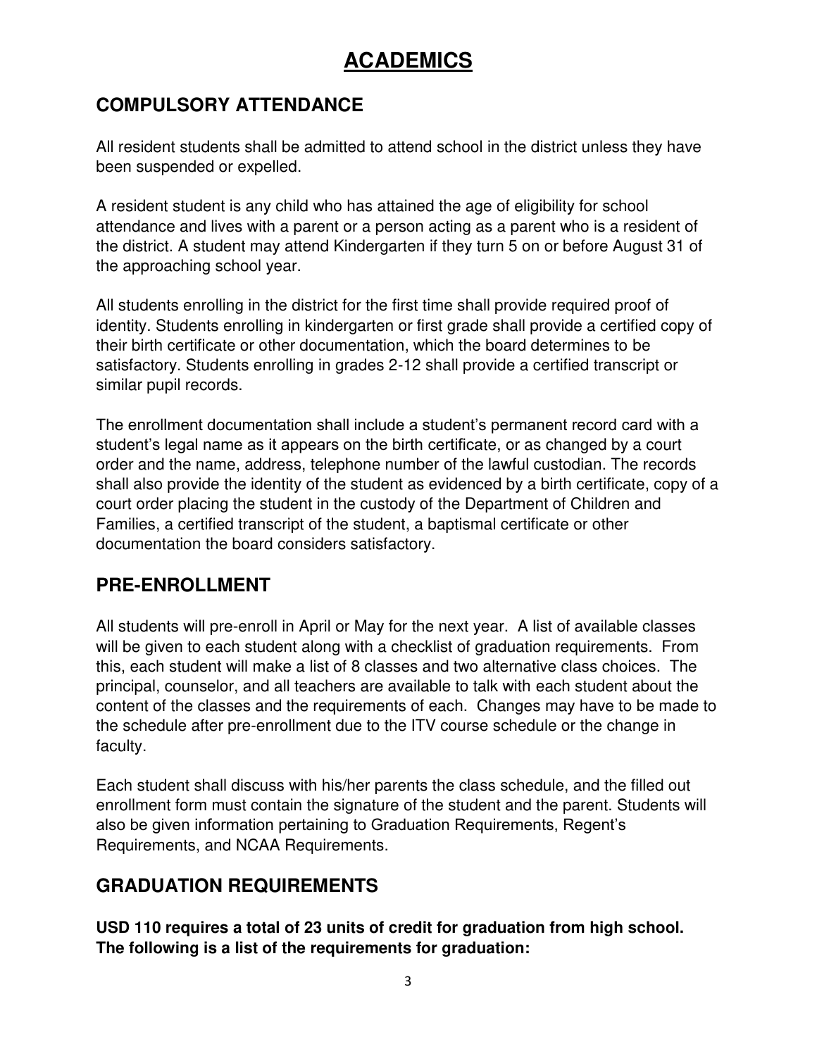# ACADEMICS

## COMPULSORY ATTENDANCE

All resident students shall be admitted to attend school in the district unless they have been suspended or expelled.

A resident student is any child who has attained the age of eligibility for school attendance and lives with a parent or a person acting as a parent who is a resident of the district. A student may attend Kindergarten if they turn 5 on or before August 31 of the approaching school year.

All students enrolling in the district for the first time shall provide required proof of identity. Students enrolling in kindergarten or first grade shall provide a certified copy of their birth certificate or other documentation, which the board determines to be satisfactory. Students enrolling in grades 2-12 shall provide a certified transcript or similar pupil records.

The enrollment documentation shall include a student's permanent record card with a student's legal name as it appears on the birth certificate, or as changed by a court order and the name, address, telephone number of the lawful custodian. The records shall also provide the identity of the student as evidenced by a birth certificate, copy of a court order placing the student in the custody of the Department of Children and Families, a certified transcript of the student, a baptismal certificate or other documentation the board considers satisfactory.

## PRE-ENROLLMENT

All students will pre-enroll in April or May for the next year. A list of available classes will be given to each student along with a checklist of graduation requirements. From this, each student will make a list of 8 classes and two alternative class choices. The principal, counselor, and all teachers are available to talk with each student about the content of the classes and the requirements of each. Changes may have to be made to the schedule after pre-enrollment due to the ITV course schedule or the change in faculty.

Each student shall discuss with his/her parents the class schedule, and the filled out enrollment form must contain the signature of the student and the parent. Students will also be given information pertaining to Graduation Requirements, Regent's Requirements, and NCAA Requirements.

## GRADUATION REQUIREMENTS

**USD 110 requires a total of 23 units of credit for graduation from high school. The following is a list of the requirements for graduation:**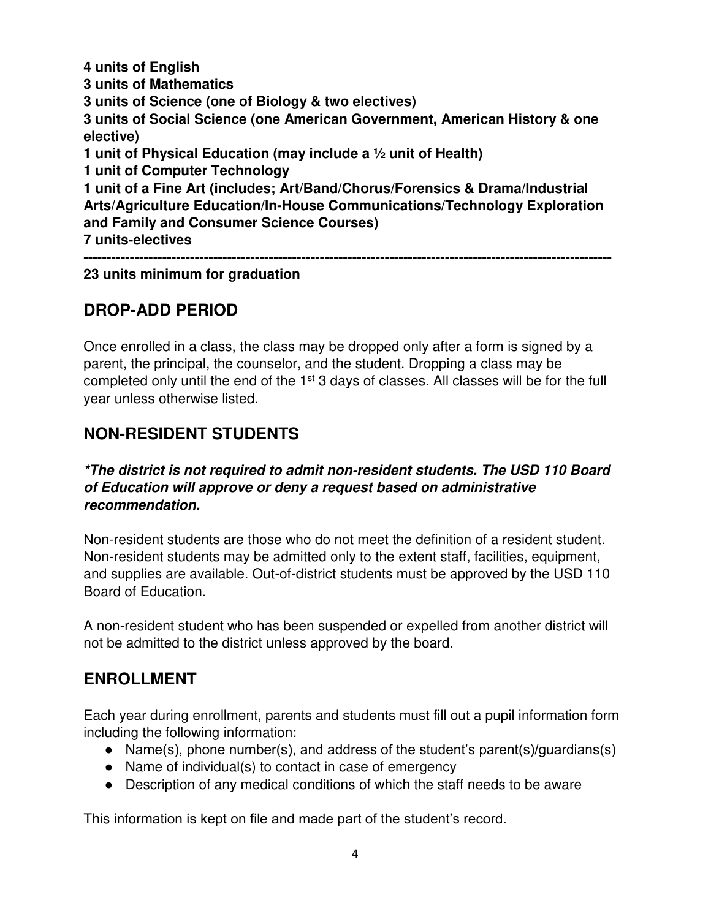**4 units of English**
**3 units of Mathematics**
**3 units of Science (one of Biology & two electives)**
**3 units of Social Science (one American Government, American History & one elective)**
**1 unit of Physical Education (may include a ½ unit of Health)**
**1 unit of Computer Technology**
**1 unit of a Fine Art (includes; Art/Band/Chorus/Forensics & Drama/Industrial Arts/Agriculture Education/In-House Communications/Technology Exploration and Family and Consumer Science Courses)**
**7 units-electives**

---

**23 units minimum for graduation**

## DROP-ADD PERIOD

Once enrolled in a class, the class may be dropped only after a form is signed by a parent, the principal, the counselor, and the student. Dropping a class may be completed only until the end of the 1st 3 days of classes. All classes will be for the full year unless otherwise listed.

## NON-RESIDENT STUDENTS

***The district is not required to admit non-resident students. The USD 110 Board of Education will approve or deny a request based on administrative recommendation.***

Non-resident students are those who do not meet the definition of a resident student. Non-resident students may be admitted only to the extent staff, facilities, equipment, and supplies are available. Out-of-district students must be approved by the USD 110 Board of Education.

A non-resident student who has been suspended or expelled from another district will not be admitted to the district unless approved by the board.

## ENROLLMENT

Each year during enrollment, parents and students must fill out a pupil information form including the following information:

- Name(s), phone number(s), and address of the student's parent(s)/guardians(s)
- Name of individual(s) to contact in case of emergency
- Description of any medical conditions of which the staff needs to be aware

This information is kept on file and made part of the student's record.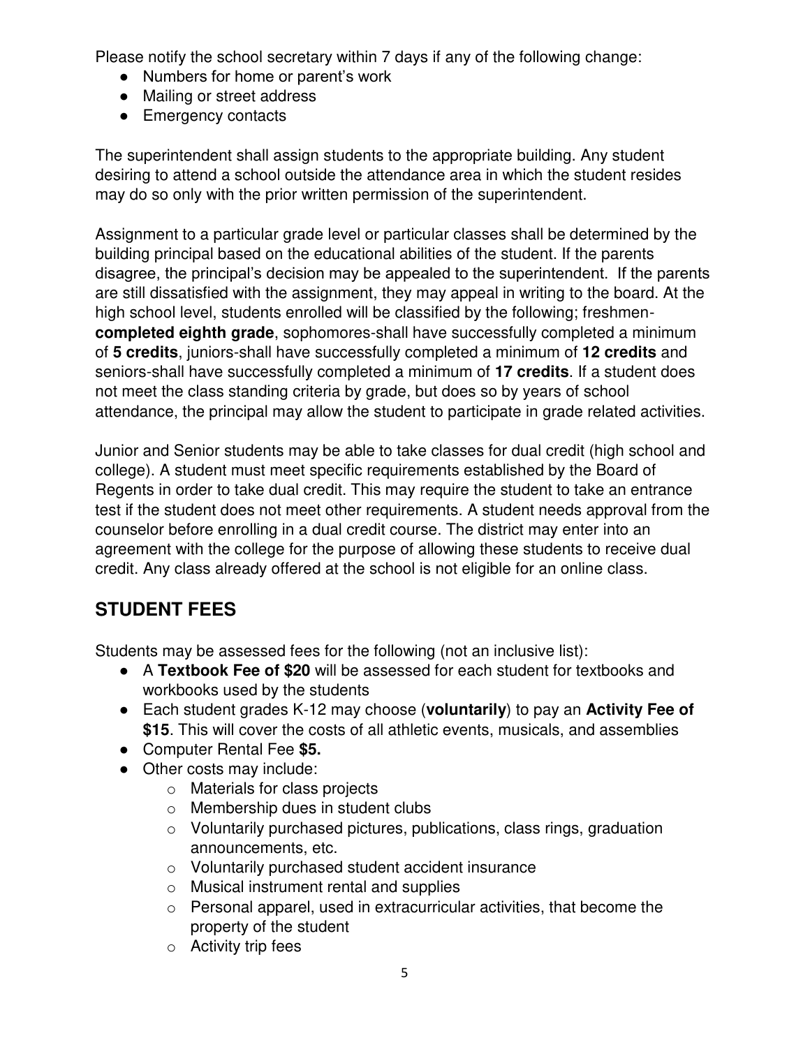Please notify the school secretary within 7 days if any of the following change:

- Numbers for home or parent's work
- Mailing or street address
- Emergency contacts

The superintendent shall assign students to the appropriate building. Any student desiring to attend a school outside the attendance area in which the student resides may do so only with the prior written permission of the superintendent.

Assignment to a particular grade level or particular classes shall be determined by the building principal based on the educational abilities of the student. If the parents disagree, the principal's decision may be appealed to the superintendent. If the parents are still dissatisfied with the assignment, they may appeal in writing to the board. At the high school level, students enrolled will be classified by the following; freshmen-**completed eighth grade**, sophomores-shall have successfully completed a minimum of **5 credits**, juniors-shall have successfully completed a minimum of **12 credits** and seniors-shall have successfully completed a minimum of **17 credits**. If a student does not meet the class standing criteria by grade, but does so by years of school attendance, the principal may allow the student to participate in grade related activities.

Junior and Senior students may be able to take classes for dual credit (high school and college). A student must meet specific requirements established by the Board of Regents in order to take dual credit. This may require the student to take an entrance test if the student does not meet other requirements. A student needs approval from the counselor before enrolling in a dual credit course. The district may enter into an agreement with the college for the purpose of allowing these students to receive dual credit. Any class already offered at the school is not eligible for an online class.

## STUDENT FEES

Students may be assessed fees for the following (not an inclusive list):

- A **Textbook Fee of $20** will be assessed for each student for textbooks and workbooks used by the students
- Each student grades K-12 may choose (**voluntarily**) to pay an **Activity Fee of $15**. This will cover the costs of all athletic events, musicals, and assemblies
- Computer Rental Fee **$5.**
- Other costs may include:
  - Materials for class projects
  - Membership dues in student clubs
  - Voluntarily purchased pictures, publications, class rings, graduation announcements, etc.
  - Voluntarily purchased student accident insurance
  - Musical instrument rental and supplies
  - Personal apparel, used in extracurricular activities, that become the property of the student
  - Activity trip fees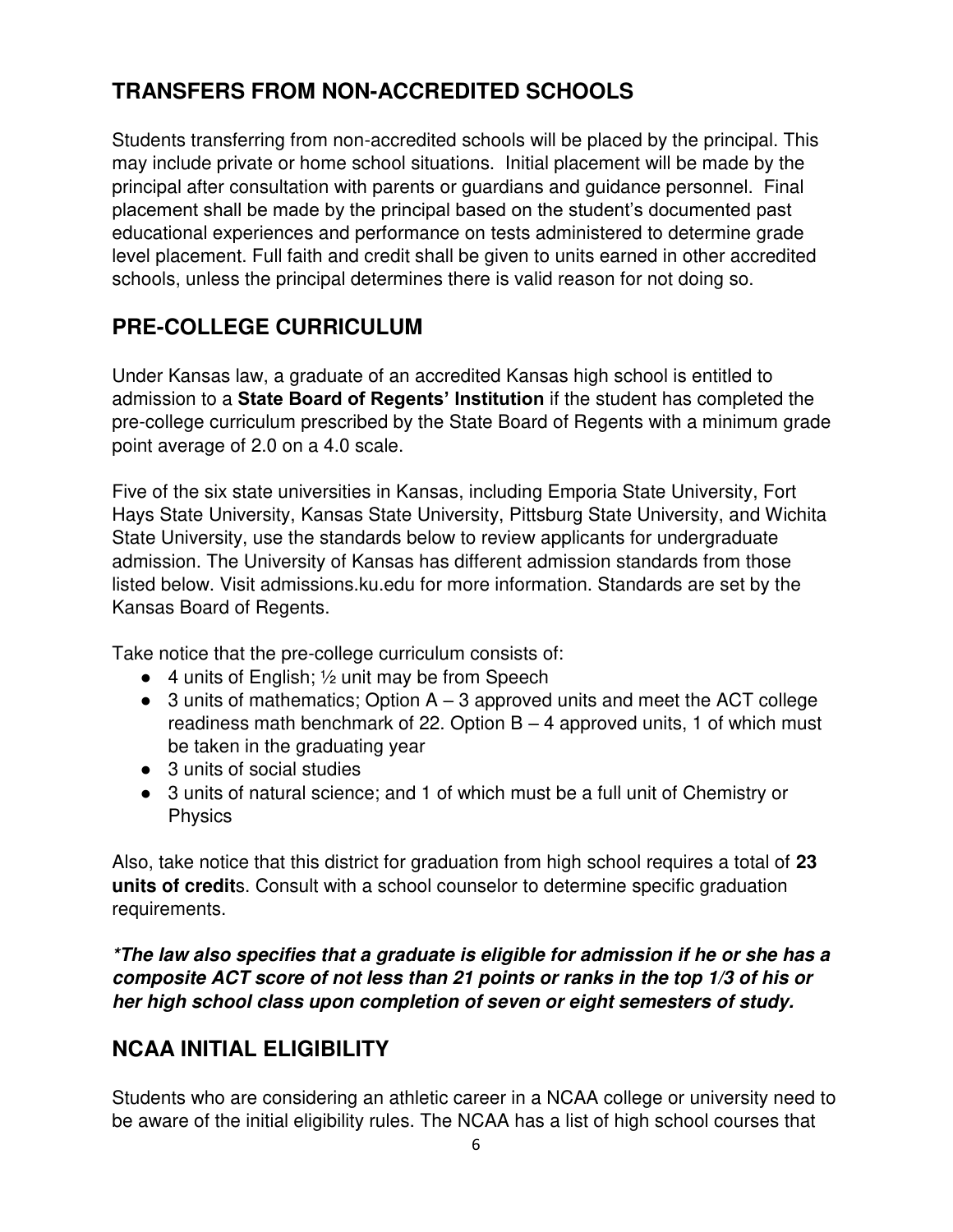## TRANSFERS FROM NON-ACCREDITED SCHOOLS

Students transferring from non-accredited schools will be placed by the principal. This may include private or home school situations. Initial placement will be made by the principal after consultation with parents or guardians and guidance personnel. Final placement shall be made by the principal based on the student's documented past educational experiences and performance on tests administered to determine grade level placement. Full faith and credit shall be given to units earned in other accredited schools, unless the principal determines there is valid reason for not doing so.

## PRE-COLLEGE CURRICULUM

Under Kansas law, a graduate of an accredited Kansas high school is entitled to admission to a **State Board of Regents' Institution** if the student has completed the pre-college curriculum prescribed by the State Board of Regents with a minimum grade point average of 2.0 on a 4.0 scale.

Five of the six state universities in Kansas, including Emporia State University, Fort Hays State University, Kansas State University, Pittsburg State University, and Wichita State University, use the standards below to review applicants for undergraduate admission. The University of Kansas has different admission standards from those listed below. Visit admissions.ku.edu for more information. Standards are set by the Kansas Board of Regents.

Take notice that the pre-college curriculum consists of:

- 4 units of English; ½ unit may be from Speech
- 3 units of mathematics; Option A – 3 approved units and meet the ACT college readiness math benchmark of 22. Option B – 4 approved units, 1 of which must be taken in the graduating year
- 3 units of social studies
- 3 units of natural science; and 1 of which must be a full unit of Chemistry or Physics

Also, take notice that this district for graduation from high school requires a total of **23 units of credit**s. Consult with a school counselor to determine specific graduation requirements.

***The law also specifies that a graduate is eligible for admission if he or she has a composite ACT score of not less than 21 points or ranks in the top 1/3 of his or her high school class upon completion of seven or eight semesters of study.***

## NCAA INITIAL ELIGIBILITY

Students who are considering an athletic career in a NCAA college or university need to be aware of the initial eligibility rules. The NCAA has a list of high school courses that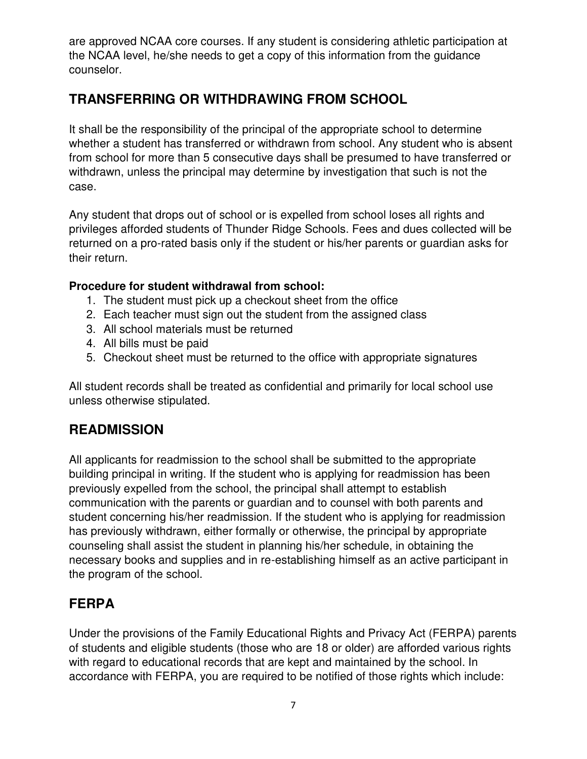are approved NCAA core courses. If any student is considering athletic participation at the NCAA level, he/she needs to get a copy of this information from the guidance counselor.

## TRANSFERRING OR WITHDRAWING FROM SCHOOL

It shall be the responsibility of the principal of the appropriate school to determine whether a student has transferred or withdrawn from school. Any student who is absent from school for more than 5 consecutive days shall be presumed to have transferred or withdrawn, unless the principal may determine by investigation that such is not the case.

Any student that drops out of school or is expelled from school loses all rights and privileges afforded students of Thunder Ridge Schools. Fees and dues collected will be returned on a pro-rated basis only if the student or his/her parents or guardian asks for their return.

**Procedure for student withdrawal from school:**

1. The student must pick up a checkout sheet from the office
2. Each teacher must sign out the student from the assigned class
3. All school materials must be returned
4. All bills must be paid
5. Checkout sheet must be returned to the office with appropriate signatures

All student records shall be treated as confidential and primarily for local school use unless otherwise stipulated.

## READMISSION

All applicants for readmission to the school shall be submitted to the appropriate building principal in writing. If the student who is applying for readmission has been previously expelled from the school, the principal shall attempt to establish communication with the parents or guardian and to counsel with both parents and student concerning his/her readmission. If the student who is applying for readmission has previously withdrawn, either formally or otherwise, the principal by appropriate counseling shall assist the student in planning his/her schedule, in obtaining the necessary books and supplies and in re-establishing himself as an active participant in the program of the school.

## FERPA

Under the provisions of the Family Educational Rights and Privacy Act (FERPA) parents of students and eligible students (those who are 18 or older) are afforded various rights with regard to educational records that are kept and maintained by the school. In accordance with FERPA, you are required to be notified of those rights which include: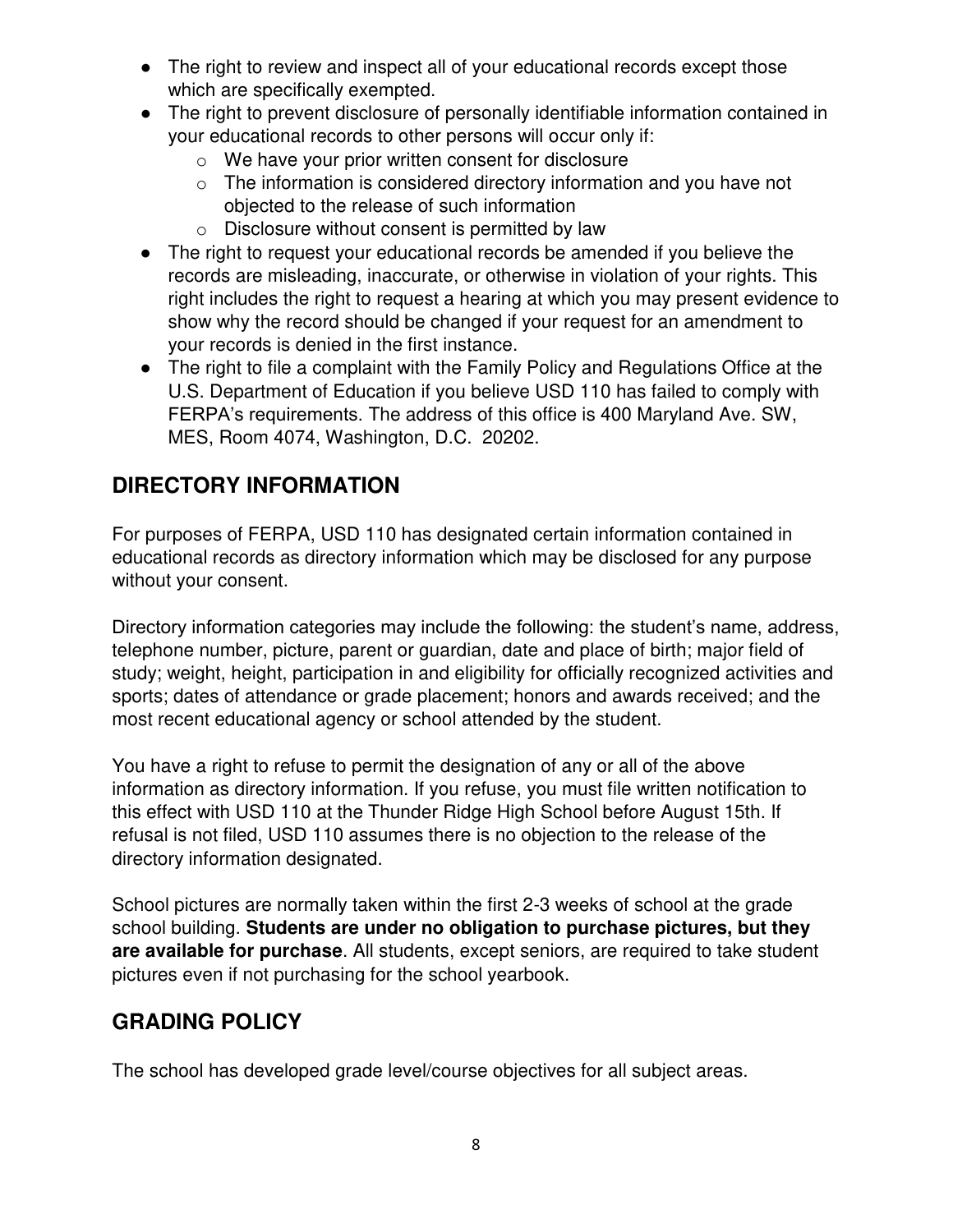- The right to review and inspect all of your educational records except those which are specifically exempted.
- The right to prevent disclosure of personally identifiable information contained in your educational records to other persons will occur only if:
  - We have your prior written consent for disclosure
  - The information is considered directory information and you have not objected to the release of such information
  - Disclosure without consent is permitted by law
- The right to request your educational records be amended if you believe the records are misleading, inaccurate, or otherwise in violation of your rights. This right includes the right to request a hearing at which you may present evidence to show why the record should be changed if your request for an amendment to your records is denied in the first instance.
- The right to file a complaint with the Family Policy and Regulations Office at the U.S. Department of Education if you believe USD 110 has failed to comply with FERPA's requirements. The address of this office is 400 Maryland Ave. SW, MES, Room 4074, Washington, D.C. 20202.

## DIRECTORY INFORMATION

For purposes of FERPA, USD 110 has designated certain information contained in educational records as directory information which may be disclosed for any purpose without your consent.

Directory information categories may include the following: the student's name, address, telephone number, picture, parent or guardian, date and place of birth; major field of study; weight, height, participation in and eligibility for officially recognized activities and sports; dates of attendance or grade placement; honors and awards received; and the most recent educational agency or school attended by the student.

You have a right to refuse to permit the designation of any or all of the above information as directory information. If you refuse, you must file written notification to this effect with USD 110 at the Thunder Ridge High School before August 15th. If refusal is not filed, USD 110 assumes there is no objection to the release of the directory information designated.

School pictures are normally taken within the first 2-3 weeks of school at the grade school building. **Students are under no obligation to purchase pictures, but they are available for purchase**. All students, except seniors, are required to take student pictures even if not purchasing for the school yearbook.

## GRADING POLICY

The school has developed grade level/course objectives for all subject areas.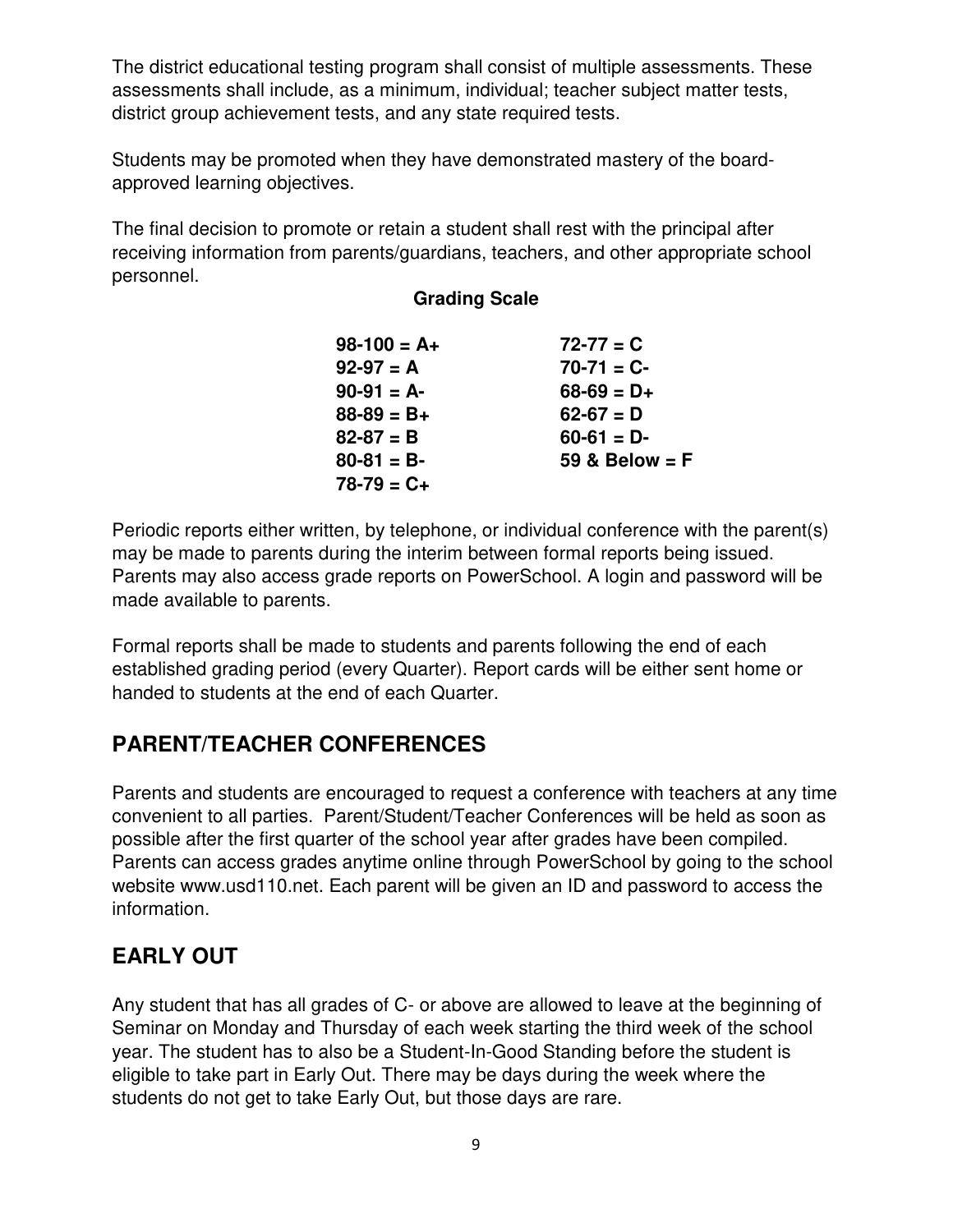The district educational testing program shall consist of multiple assessments. These assessments shall include, as a minimum, individual; teacher subject matter tests, district group achievement tests, and any state required tests.

Students may be promoted when they have demonstrated mastery of the board-approved learning objectives.

The final decision to promote or retain a student shall rest with the principal after receiving information from parents/guardians, teachers, and other appropriate school personnel.

**Grading Scale**

| | |
|---|---|
| **98-100 = A+** | **72-77 = C** |
| **92-97 = A** | **70-71 = C-** |
| **90-91 = A-** | **68-69 = D+** |
| **88-89 = B+** | **62-67 = D** |
| **82-87 = B** | **60-61 = D-** |
| **80-81 = B-** | **59 & Below = F** |
| **78-79 = C+** | |

Periodic reports either written, by telephone, or individual conference with the parent(s) may be made to parents during the interim between formal reports being issued. Parents may also access grade reports on PowerSchool. A login and password will be made available to parents.

Formal reports shall be made to students and parents following the end of each established grading period (every Quarter). Report cards will be either sent home or handed to students at the end of each Quarter.

## PARENT/TEACHER CONFERENCES

Parents and students are encouraged to request a conference with teachers at any time convenient to all parties. Parent/Student/Teacher Conferences will be held as soon as possible after the first quarter of the school year after grades have been compiled. Parents can access grades anytime online through PowerSchool by going to the school website www.usd110.net. Each parent will be given an ID and password to access the information.

## EARLY OUT

Any student that has all grades of C- or above are allowed to leave at the beginning of Seminar on Monday and Thursday of each week starting the third week of the school year. The student has to also be a Student-In-Good Standing before the student is eligible to take part in Early Out. There may be days during the week where the students do not get to take Early Out, but those days are rare.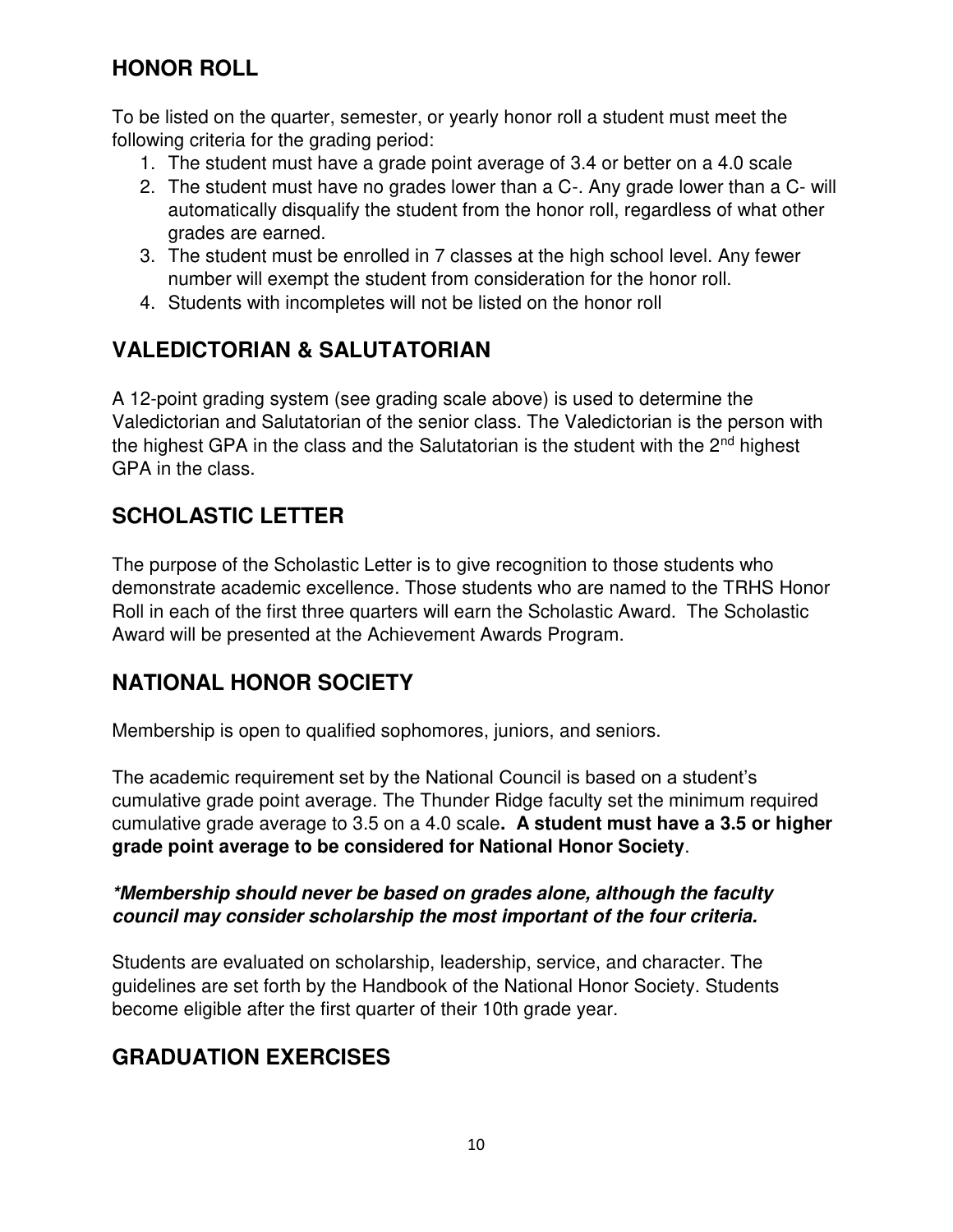## HONOR ROLL

To be listed on the quarter, semester, or yearly honor roll a student must meet the following criteria for the grading period:

1. The student must have a grade point average of 3.4 or better on a 4.0 scale
2. The student must have no grades lower than a C-. Any grade lower than a C- will automatically disqualify the student from the honor roll, regardless of what other grades are earned.
3. The student must be enrolled in 7 classes at the high school level. Any fewer number will exempt the student from consideration for the honor roll.
4. Students with incompletes will not be listed on the honor roll

## VALEDICTORIAN & SALUTATORIAN

A 12-point grading system (see grading scale above) is used to determine the Valedictorian and Salutatorian of the senior class. The Valedictorian is the person with the highest GPA in the class and the Salutatorian is the student with the 2nd highest GPA in the class.

## SCHOLASTIC LETTER

The purpose of the Scholastic Letter is to give recognition to those students who demonstrate academic excellence. Those students who are named to the TRHS Honor Roll in each of the first three quarters will earn the Scholastic Award. The Scholastic Award will be presented at the Achievement Awards Program.

## NATIONAL HONOR SOCIETY

Membership is open to qualified sophomores, juniors, and seniors.

The academic requirement set by the National Council is based on a student's cumulative grade point average. The Thunder Ridge faculty set the minimum required cumulative grade average to 3.5 on a 4.0 scale**. A student must have a 3.5 or higher grade point average to be considered for National Honor Society**.

***Membership should never be based on grades alone, although the faculty council may consider scholarship the most important of the four criteria.***

Students are evaluated on scholarship, leadership, service, and character. The guidelines are set forth by the Handbook of the National Honor Society. Students become eligible after the first quarter of their 10th grade year.

## GRADUATION EXERCISES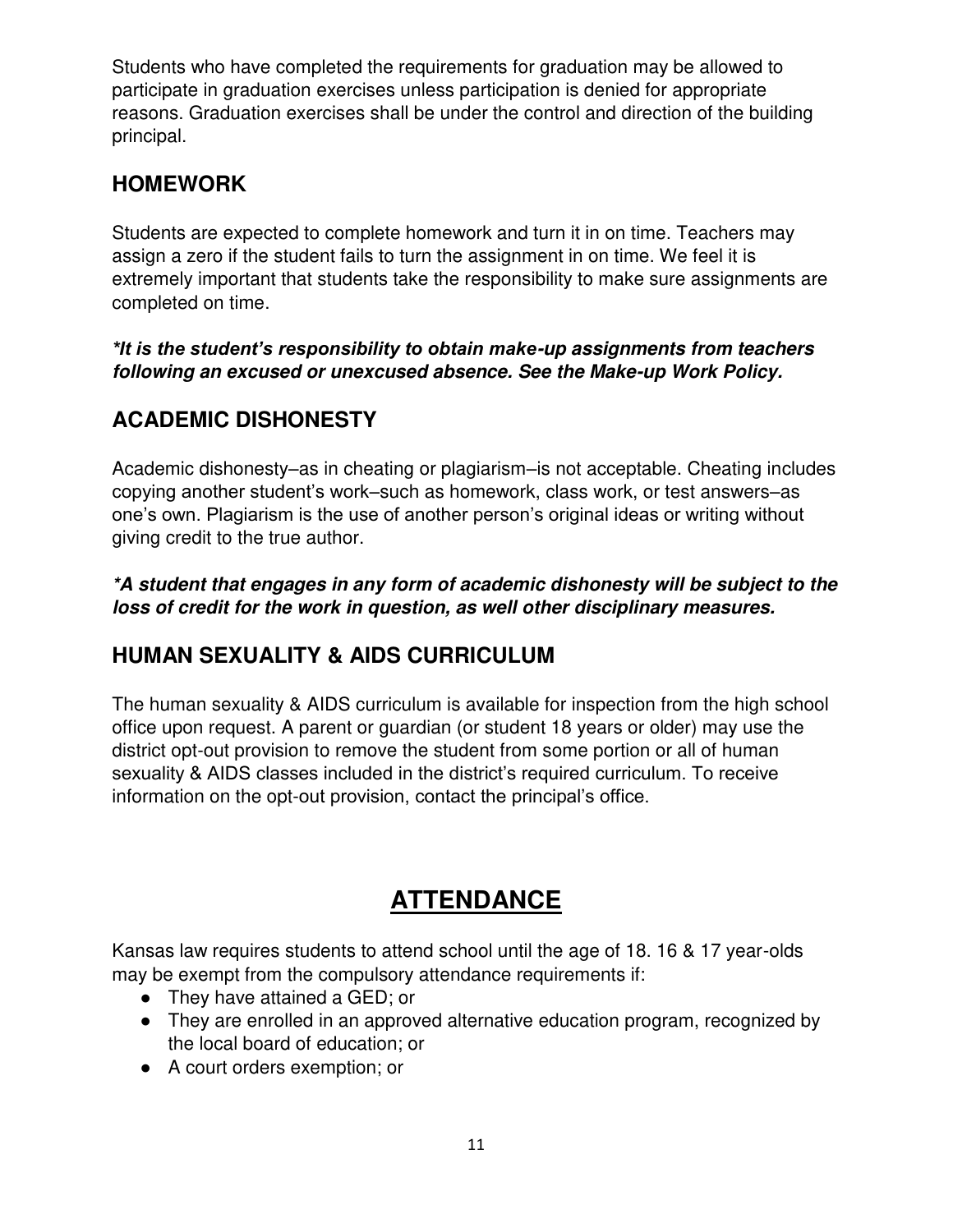Students who have completed the requirements for graduation may be allowed to participate in graduation exercises unless participation is denied for appropriate reasons. Graduation exercises shall be under the control and direction of the building principal.

## HOMEWORK

Students are expected to complete homework and turn it in on time. Teachers may assign a zero if the student fails to turn the assignment in on time. We feel it is extremely important that students take the responsibility to make sure assignments are completed on time.

***It is the student's responsibility to obtain make-up assignments from teachers following an excused or unexcused absence. See the Make-up Work Policy.***

## ACADEMIC DISHONESTY

Academic dishonesty–as in cheating or plagiarism–is not acceptable. Cheating includes copying another student's work–such as homework, class work, or test answers–as one's own. Plagiarism is the use of another person's original ideas or writing without giving credit to the true author.

***A student that engages in any form of academic dishonesty will be subject to the loss of credit for the work in question, as well other disciplinary measures.***

## HUMAN SEXUALITY & AIDS CURRICULUM

The human sexuality & AIDS curriculum is available for inspection from the high school office upon request. A parent or guardian (or student 18 years or older) may use the district opt-out provision to remove the student from some portion or all of human sexuality & AIDS classes included in the district's required curriculum. To receive information on the opt-out provision, contact the principal's office.

# ATTENDANCE

Kansas law requires students to attend school until the age of 18. 16 & 17 year-olds may be exempt from the compulsory attendance requirements if:

- They have attained a GED; or
- They are enrolled in an approved alternative education program, recognized by the local board of education; or
- A court orders exemption; or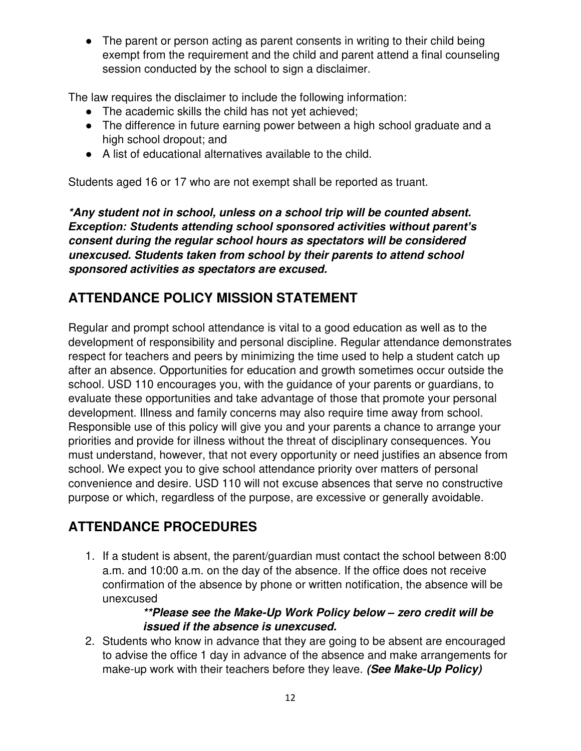- The parent or person acting as parent consents in writing to their child being exempt from the requirement and the child and parent attend a final counseling session conducted by the school to sign a disclaimer.

The law requires the disclaimer to include the following information:

- The academic skills the child has not yet achieved;
- The difference in future earning power between a high school graduate and a high school dropout; and
- A list of educational alternatives available to the child.

Students aged 16 or 17 who are not exempt shall be reported as truant.

***\*Any student not in school, unless on a school trip will be counted absent. Exception: Students attending school sponsored activities without parent's consent during the regular school hours as spectators will be considered unexcused. Students taken from school by their parents to attend school sponsored activities as spectators are excused.***

## ATTENDANCE POLICY MISSION STATEMENT

Regular and prompt school attendance is vital to a good education as well as to the development of responsibility and personal discipline. Regular attendance demonstrates respect for teachers and peers by minimizing the time used to help a student catch up after an absence. Opportunities for education and growth sometimes occur outside the school. USD 110 encourages you, with the guidance of your parents or guardians, to evaluate these opportunities and take advantage of those that promote your personal development. Illness and family concerns may also require time away from school. Responsible use of this policy will give you and your parents a chance to arrange your priorities and provide for illness without the threat of disciplinary consequences. You must understand, however, that not every opportunity or need justifies an absence from school. We expect you to give school attendance priority over matters of personal convenience and desire. USD 110 will not excuse absences that serve no constructive purpose or which, regardless of the purpose, are excessive or generally avoidable.

## ATTENDANCE PROCEDURES

1. If a student is absent, the parent/guardian must contact the school between 8:00 a.m. and 10:00 a.m. on the day of the absence. If the office does not receive confirmation of the absence by phone or written notification, the absence will be unexcused

   ***\*\*Please see the Make-Up Work Policy below – zero credit will be issued if the absence is unexcused.***

2. Students who know in advance that they are going to be absent are encouraged to advise the office 1 day in advance of the absence and make arrangements for make-up work with their teachers before they leave. ***(See Make-Up Policy)***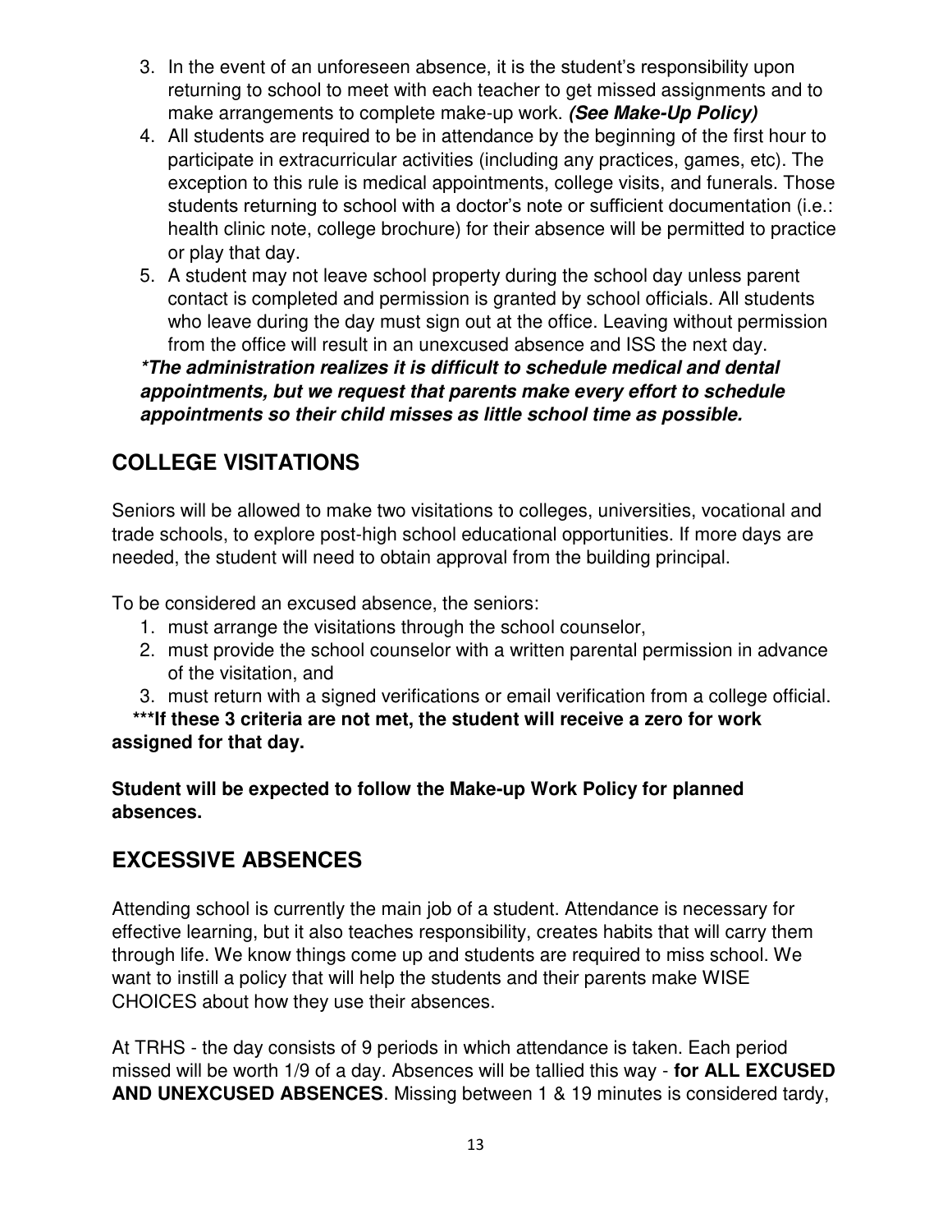3. In the event of an unforeseen absence, it is the student's responsibility upon returning to school to meet with each teacher to get missed assignments and to make arrangements to complete make-up work. ***(See Make-Up Policy)***
4. All students are required to be in attendance by the beginning of the first hour to participate in extracurricular activities (including any practices, games, etc). The exception to this rule is medical appointments, college visits, and funerals. Those students returning to school with a doctor's note or sufficient documentation (i.e.: health clinic note, college brochure) for their absence will be permitted to practice or play that day.
5. A student may not leave school property during the school day unless parent contact is completed and permission is granted by school officials. All students who leave during the day must sign out at the office. Leaving without permission from the office will result in an unexcused absence and ISS the next day.

***The administration realizes it is difficult to schedule medical and dental appointments, but we request that parents make every effort to schedule appointments so their child misses as little school time as possible.***

## COLLEGE VISITATIONS

Seniors will be allowed to make two visitations to colleges, universities, vocational and trade schools, to explore post-high school educational opportunities. If more days are needed, the student will need to obtain approval from the building principal.

To be considered an excused absence, the seniors:

1. must arrange the visitations through the school counselor,
2. must provide the school counselor with a written parental permission in advance of the visitation, and
3. must return with a signed verifications or email verification from a college official.

**\*\*\*If these 3 criteria are not met, the student will receive a zero for work assigned for that day.**

**Student will be expected to follow the Make-up Work Policy for planned absences.**

## EXCESSIVE ABSENCES

Attending school is currently the main job of a student. Attendance is necessary for effective learning, but it also teaches responsibility, creates habits that will carry them through life. We know things come up and students are required to miss school. We want to instill a policy that will help the students and their parents make WISE CHOICES about how they use their absences.

At TRHS - the day consists of 9 periods in which attendance is taken. Each period missed will be worth 1/9 of a day. Absences will be tallied this way - **for ALL EXCUSED AND UNEXCUSED ABSENCES**. Missing between 1 & 19 minutes is considered tardy,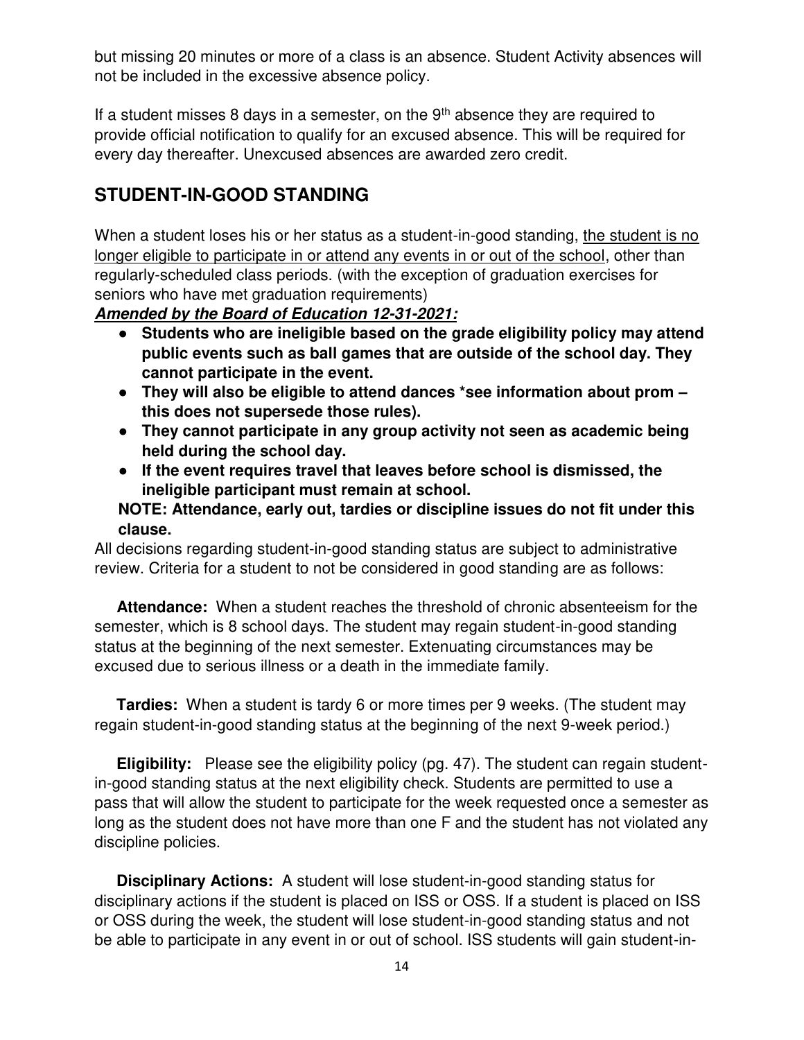but missing 20 minutes or more of a class is an absence. Student Activity absences will not be included in the excessive absence policy.

If a student misses 8 days in a semester, on the 9th absence they are required to provide official notification to qualify for an excused absence. This will be required for every day thereafter. Unexcused absences are awarded zero credit.

## STUDENT-IN-GOOD STANDING

When a student loses his or her status as a student-in-good standing, <u>the student is no longer eligible to participate in or attend any events in or out of the school</u>, other than regularly-scheduled class periods. (with the exception of graduation exercises for seniors who have met graduation requirements)

***<u>Amended by the Board of Education 12-31-2021:</u>***

- **Students who are ineligible based on the grade eligibility policy may attend public events such as ball games that are outside of the school day. They cannot participate in the event.**
- **They will also be eligible to attend dances *see information about prom – this does not supersede those rules).**
- **They cannot participate in any group activity not seen as academic being held during the school day.**
- **If the event requires travel that leaves before school is dismissed, the ineligible participant must remain at school.**

**NOTE: Attendance, early out, tardies or discipline issues do not fit under this clause.**

All decisions regarding student-in-good standing status are subject to administrative review. Criteria for a student to not be considered in good standing are as follows:

**Attendance:** When a student reaches the threshold of chronic absenteeism for the semester, which is 8 school days. The student may regain student-in-good standing status at the beginning of the next semester. Extenuating circumstances may be excused due to serious illness or a death in the immediate family.

**Tardies:** When a student is tardy 6 or more times per 9 weeks. (The student may regain student-in-good standing status at the beginning of the next 9-week period.)

**Eligibility:** Please see the eligibility policy (pg. 47). The student can regain student-in-good standing status at the next eligibility check. Students are permitted to use a pass that will allow the student to participate for the week requested once a semester as long as the student does not have more than one F and the student has not violated any discipline policies.

**Disciplinary Actions:** A student will lose student-in-good standing status for disciplinary actions if the student is placed on ISS or OSS. If a student is placed on ISS or OSS during the week, the student will lose student-in-good standing status and not be able to participate in any event in or out of school. ISS students will gain student-in-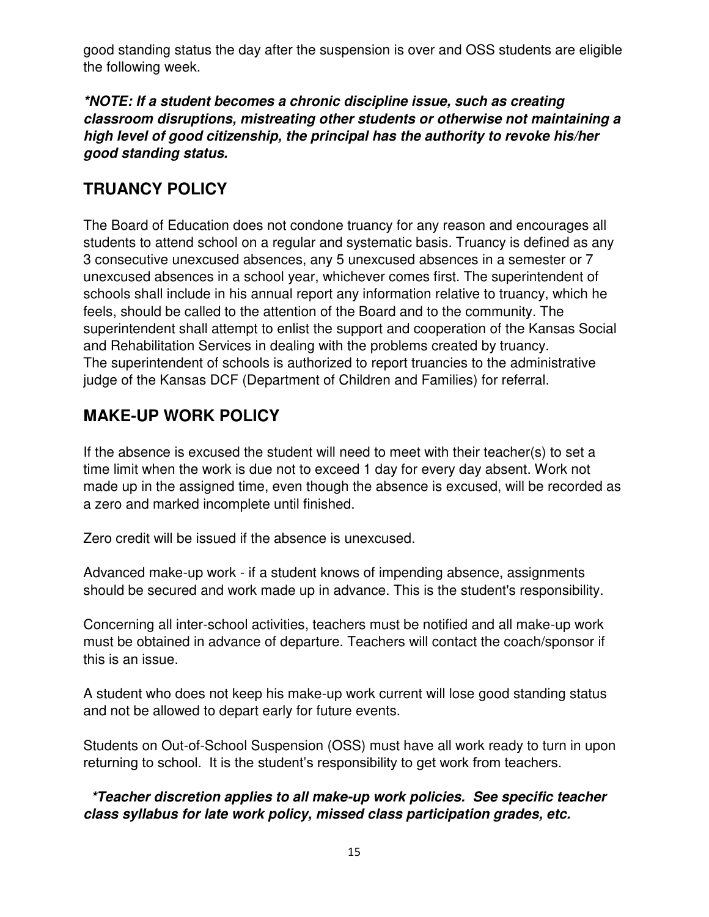good standing status the day after the suspension is over and OSS students are eligible the following week.

***NOTE: If a student becomes a chronic discipline issue, such as creating classroom disruptions, mistreating other students or otherwise not maintaining a high level of good citizenship, the principal has the authority to revoke his/her good standing status.***

## TRUANCY POLICY

The Board of Education does not condone truancy for any reason and encourages all students to attend school on a regular and systematic basis. Truancy is defined as any 3 consecutive unexcused absences, any 5 unexcused absences in a semester or 7 unexcused absences in a school year, whichever comes first. The superintendent of schools shall include in his annual report any information relative to truancy, which he feels, should be called to the attention of the Board and to the community. The superintendent shall attempt to enlist the support and cooperation of the Kansas Social and Rehabilitation Services in dealing with the problems created by truancy.
The superintendent of schools is authorized to report truancies to the administrative judge of the Kansas DCF (Department of Children and Families) for referral.

## MAKE-UP WORK POLICY

If the absence is excused the student will need to meet with their teacher(s) to set a time limit when the work is due not to exceed 1 day for every day absent. Work not made up in the assigned time, even though the absence is excused, will be recorded as a zero and marked incomplete until finished.

Zero credit will be issued if the absence is unexcused.

Advanced make-up work - if a student knows of impending absence, assignments should be secured and work made up in advance. This is the student's responsibility.

Concerning all inter-school activities, teachers must be notified and all make-up work must be obtained in advance of departure. Teachers will contact the coach/sponsor if this is an issue.

A student who does not keep his make-up work current will lose good standing status and not be allowed to depart early for future events.

Students on Out-of-School Suspension (OSS) must have all work ready to turn in upon returning to school. It is the student's responsibility to get work from teachers.

***Teacher discretion applies to all make-up work policies. See specific teacher class syllabus for late work policy, missed class participation grades, etc.***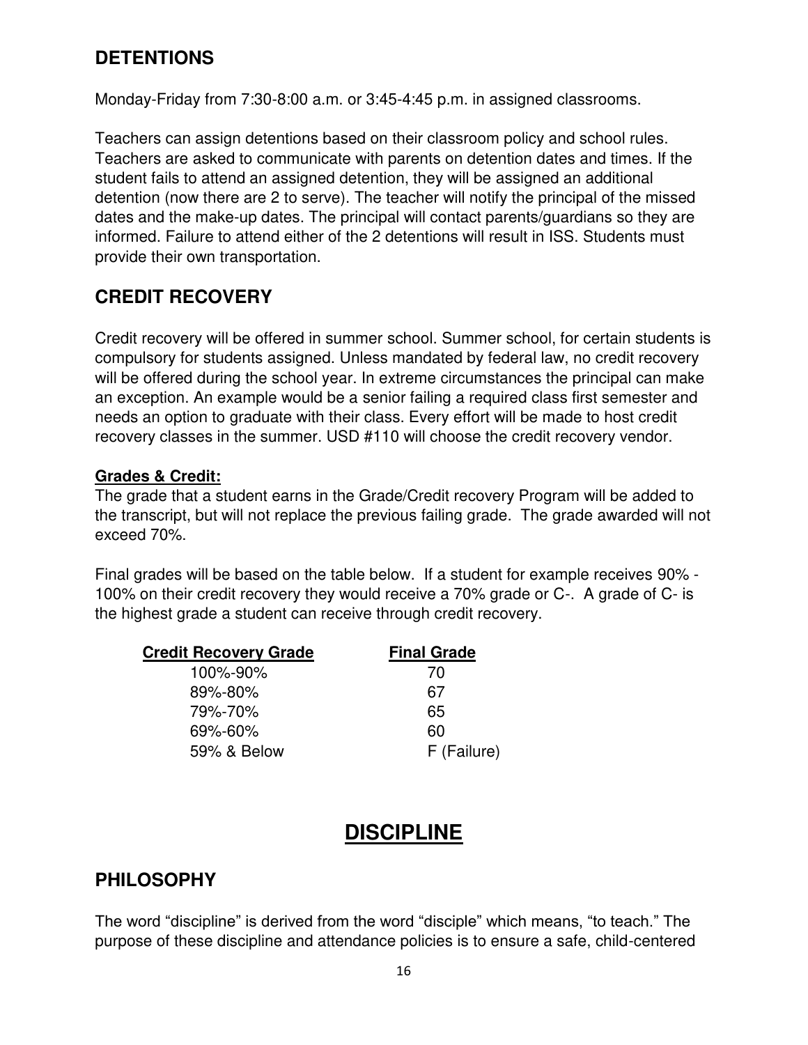## DETENTIONS

Monday-Friday from 7:30-8:00 a.m. or 3:45-4:45 p.m. in assigned classrooms.

Teachers can assign detentions based on their classroom policy and school rules. Teachers are asked to communicate with parents on detention dates and times. If the student fails to attend an assigned detention, they will be assigned an additional detention (now there are 2 to serve). The teacher will notify the principal of the missed dates and the make-up dates. The principal will contact parents/guardians so they are informed. Failure to attend either of the 2 detentions will result in ISS. Students must provide their own transportation.

## CREDIT RECOVERY

Credit recovery will be offered in summer school. Summer school, for certain students is compulsory for students assigned. Unless mandated by federal law, no credit recovery will be offered during the school year. In extreme circumstances the principal can make an exception. An example would be a senior failing a required class first semester and needs an option to graduate with their class. Every effort will be made to host credit recovery classes in the summer. USD #110 will choose the credit recovery vendor.

**Grades & Credit:**

The grade that a student earns in the Grade/Credit recovery Program will be added to the transcript, but will not replace the previous failing grade. The grade awarded will not exceed 70%.

Final grades will be based on the table below. If a student for example receives 90% - 100% on their credit recovery they would receive a 70% grade or C-. A grade of C- is the highest grade a student can receive through credit recovery.

| Credit Recovery Grade | Final Grade |
|---|---|
| 100%-90% | 70 |
| 89%-80% | 67 |
| 79%-70% | 65 |
| 69%-60% | 60 |
| 59% & Below | F (Failure) |

# DISCIPLINE

## PHILOSOPHY

The word "discipline" is derived from the word "disciple" which means, "to teach." The purpose of these discipline and attendance policies is to ensure a safe, child-centered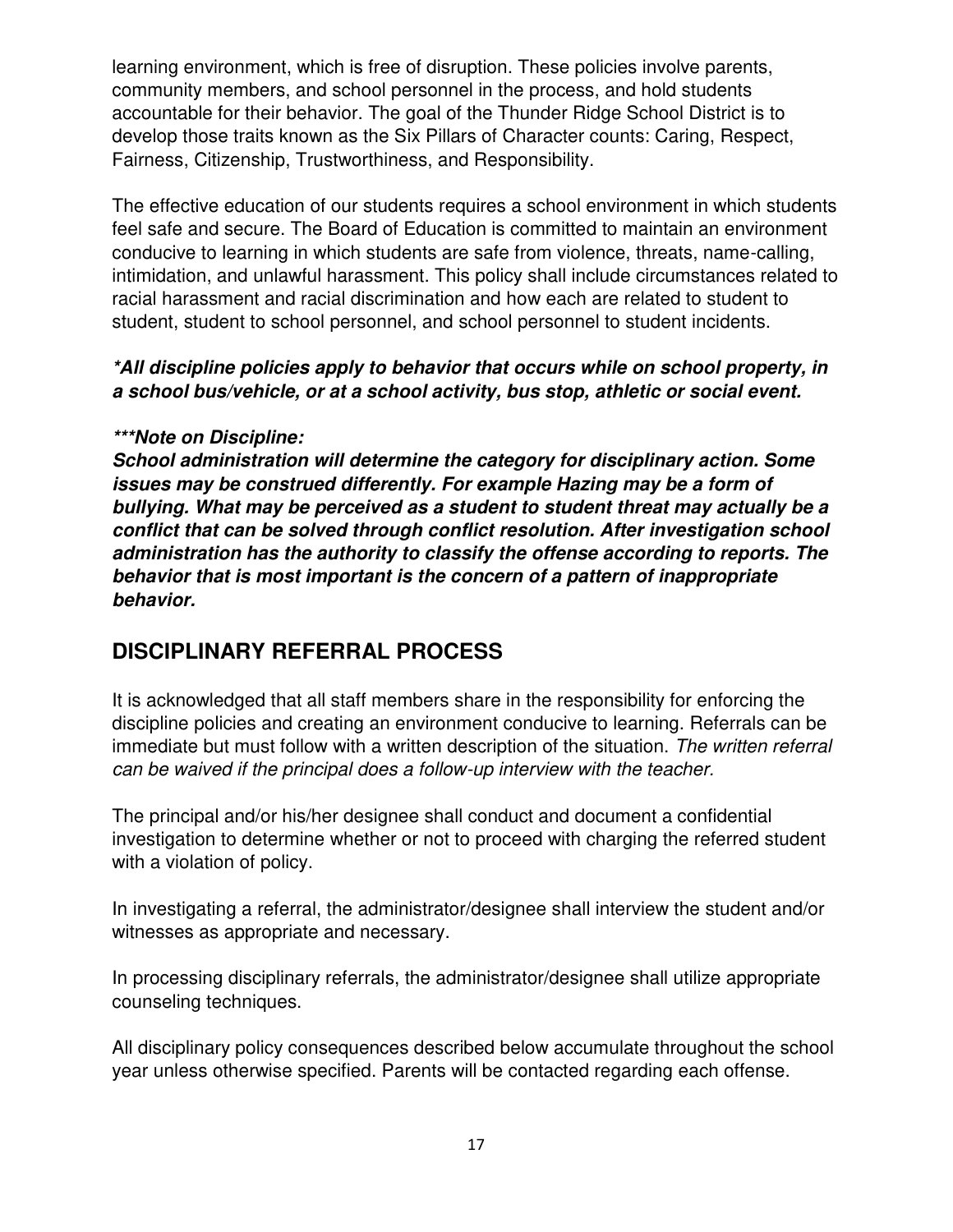learning environment, which is free of disruption. These policies involve parents, community members, and school personnel in the process, and hold students accountable for their behavior. The goal of the Thunder Ridge School District is to develop those traits known as the Six Pillars of Character counts: Caring, Respect, Fairness, Citizenship, Trustworthiness, and Responsibility.

The effective education of our students requires a school environment in which students feel safe and secure. The Board of Education is committed to maintain an environment conducive to learning in which students are safe from violence, threats, name-calling, intimidation, and unlawful harassment. This policy shall include circumstances related to racial harassment and racial discrimination and how each are related to student to student, student to school personnel, and school personnel to student incidents.

***\*All discipline policies apply to behavior that occurs while on school property, in a school bus/vehicle, or at a school activity, bus stop, athletic or social event.***

***\*\*\*Note on Discipline:***
***School administration will determine the category for disciplinary action. Some issues may be construed differently. For example Hazing may be a form of bullying. What may be perceived as a student to student threat may actually be a conflict that can be solved through conflict resolution. After investigation school administration has the authority to classify the offense according to reports. The behavior that is most important is the concern of a pattern of inappropriate behavior.***

## DISCIPLINARY REFERRAL PROCESS

It is acknowledged that all staff members share in the responsibility for enforcing the discipline policies and creating an environment conducive to learning. Referrals can be immediate but must follow with a written description of the situation. *The written referral can be waived if the principal does a follow-up interview with the teacher.*

The principal and/or his/her designee shall conduct and document a confidential investigation to determine whether or not to proceed with charging the referred student with a violation of policy.

In investigating a referral, the administrator/designee shall interview the student and/or witnesses as appropriate and necessary.

In processing disciplinary referrals, the administrator/designee shall utilize appropriate counseling techniques.

All disciplinary policy consequences described below accumulate throughout the school year unless otherwise specified. Parents will be contacted regarding each offense.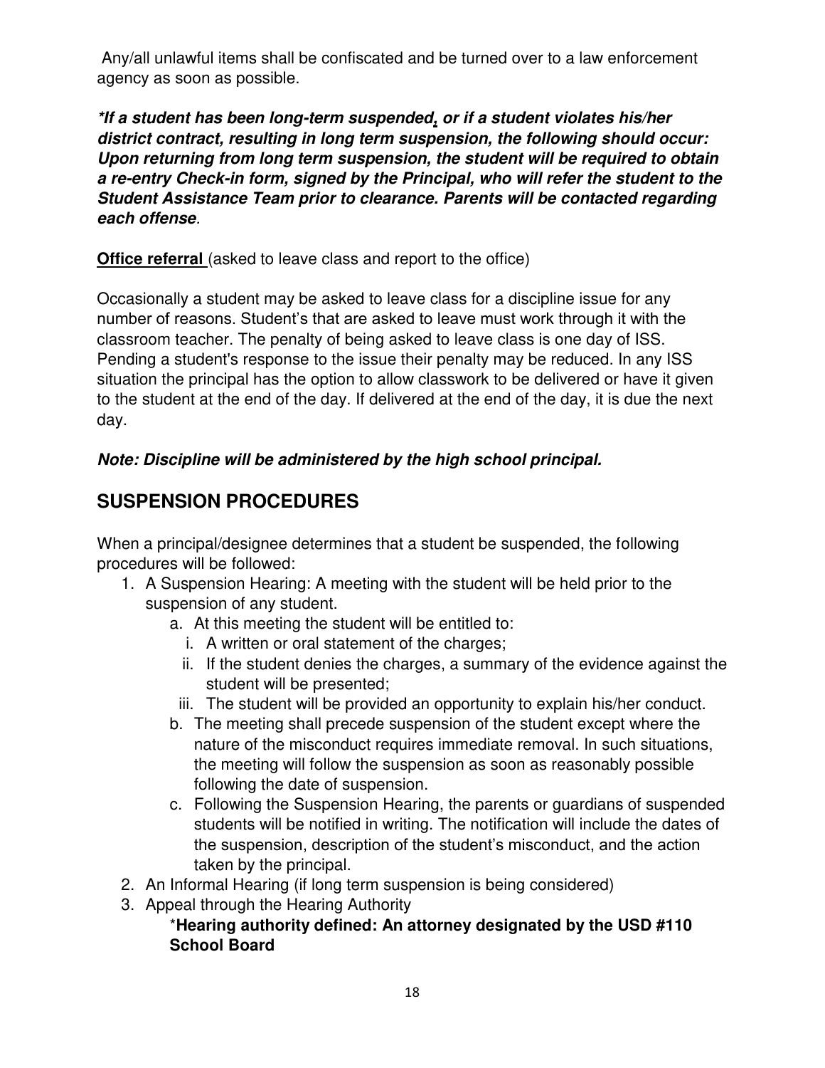Any/all unlawful items shall be confiscated and be turned over to a law enforcement agency as soon as possible.

***If a student has been long-term suspended, or if a student violates his/her district contract, resulting in long term suspension, the following should occur: Upon returning from long term suspension, the student will be required to obtain a re-entry Check-in form, signed by the Principal, who will refer the student to the Student Assistance Team prior to clearance. Parents will be contacted regarding each offense**.*

**Office referral** (asked to leave class and report to the office)

Occasionally a student may be asked to leave class for a discipline issue for any number of reasons. Student's that are asked to leave must work through it with the classroom teacher. The penalty of being asked to leave class is one day of ISS. Pending a student's response to the issue their penalty may be reduced. In any ISS situation the principal has the option to allow classwork to be delivered or have it given to the student at the end of the day. If delivered at the end of the day, it is due the next day.

***Note: Discipline will be administered by the high school principal.***

## SUSPENSION PROCEDURES

When a principal/designee determines that a student be suspended, the following procedures will be followed:

1. A Suspension Hearing: A meeting with the student will be held prior to the suspension of any student.
   a. At this meeting the student will be entitled to:
      i. A written or oral statement of the charges;
      ii. If the student denies the charges, a summary of the evidence against the student will be presented;
      iii. The student will be provided an opportunity to explain his/her conduct.
   b. The meeting shall precede suspension of the student except where the nature of the misconduct requires immediate removal. In such situations, the meeting will follow the suspension as soon as reasonably possible following the date of suspension.
   c. Following the Suspension Hearing, the parents or guardians of suspended students will be notified in writing. The notification will include the dates of the suspension, description of the student's misconduct, and the action taken by the principal.
2. An Informal Hearing (if long term suspension is being considered)
3. Appeal through the Hearing Authority
   *__Hearing authority defined: An attorney designated by the USD #110 School Board__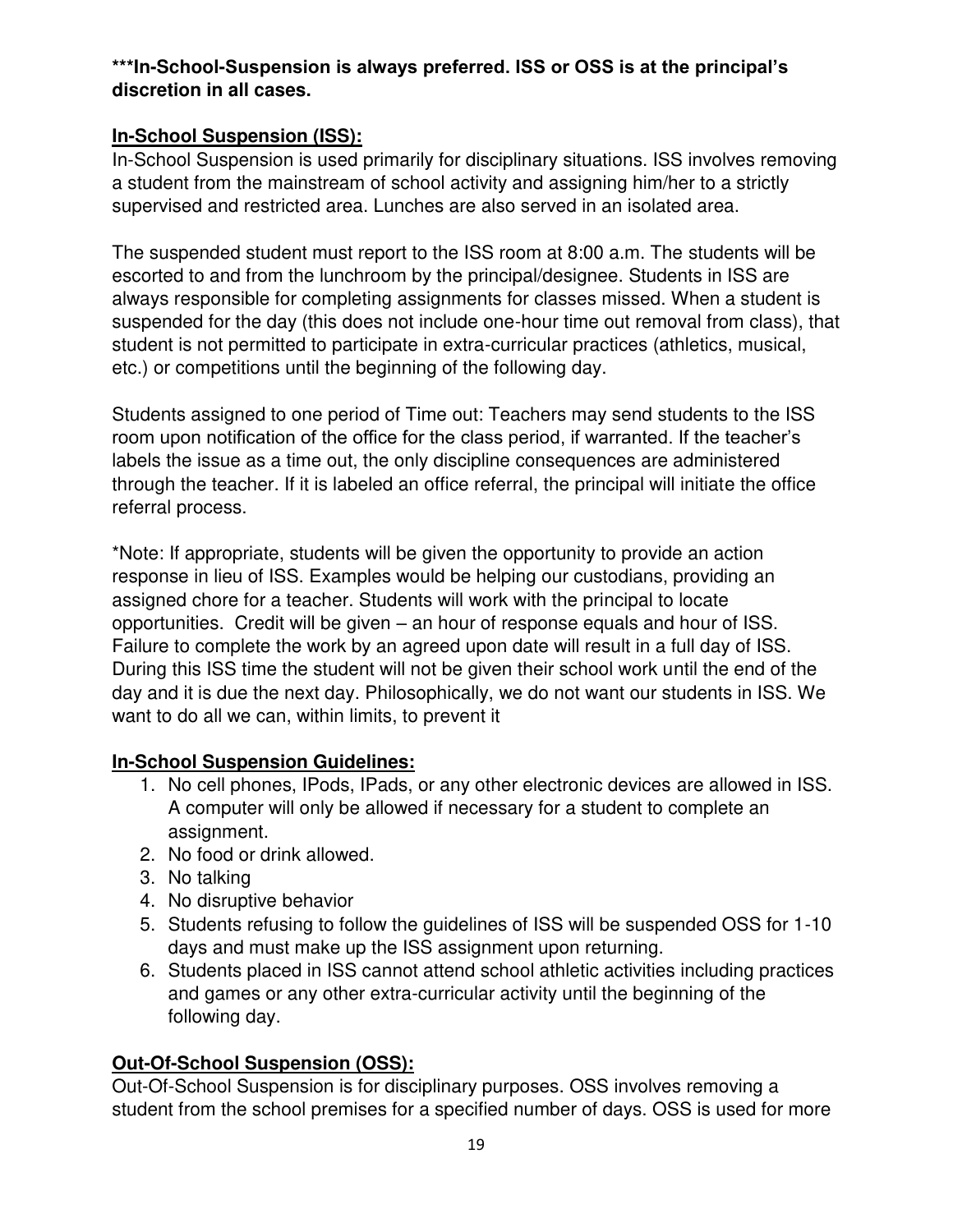**\*\*\*In-School-Suspension is always preferred. ISS or OSS is at the principal's discretion in all cases.**

## In-School Suspension (ISS):

In-School Suspension is used primarily for disciplinary situations. ISS involves removing a student from the mainstream of school activity and assigning him/her to a strictly supervised and restricted area. Lunches are also served in an isolated area.

The suspended student must report to the ISS room at 8:00 a.m. The students will be escorted to and from the lunchroom by the principal/designee. Students in ISS are always responsible for completing assignments for classes missed. When a student is suspended for the day (this does not include one-hour time out removal from class), that student is not permitted to participate in extra-curricular practices (athletics, musical, etc.) or competitions until the beginning of the following day.

Students assigned to one period of Time out: Teachers may send students to the ISS room upon notification of the office for the class period, if warranted. If the teacher's labels the issue as a time out, the only discipline consequences are administered through the teacher. If it is labeled an office referral, the principal will initiate the office referral process.

*Note: If appropriate, students will be given the opportunity to provide an action response in lieu of ISS. Examples would be helping our custodians, providing an assigned chore for a teacher. Students will work with the principal to locate opportunities. Credit will be given – an hour of response equals and hour of ISS. Failure to complete the work by an agreed upon date will result in a full day of ISS. During this ISS time the student will not be given their school work until the end of the day and it is due the next day. Philosophically, we do not want our students in ISS. We want to do all we can, within limits, to prevent it

## In-School Suspension Guidelines:

1. No cell phones, IPods, IPads, or any other electronic devices are allowed in ISS. A computer will only be allowed if necessary for a student to complete an assignment.
2. No food or drink allowed.
3. No talking
4. No disruptive behavior
5. Students refusing to follow the guidelines of ISS will be suspended OSS for 1-10 days and must make up the ISS assignment upon returning.
6. Students placed in ISS cannot attend school athletic activities including practices and games or any other extra-curricular activity until the beginning of the following day.

## Out-Of-School Suspension (OSS):

Out-Of-School Suspension is for disciplinary purposes. OSS involves removing a student from the school premises for a specified number of days. OSS is used for more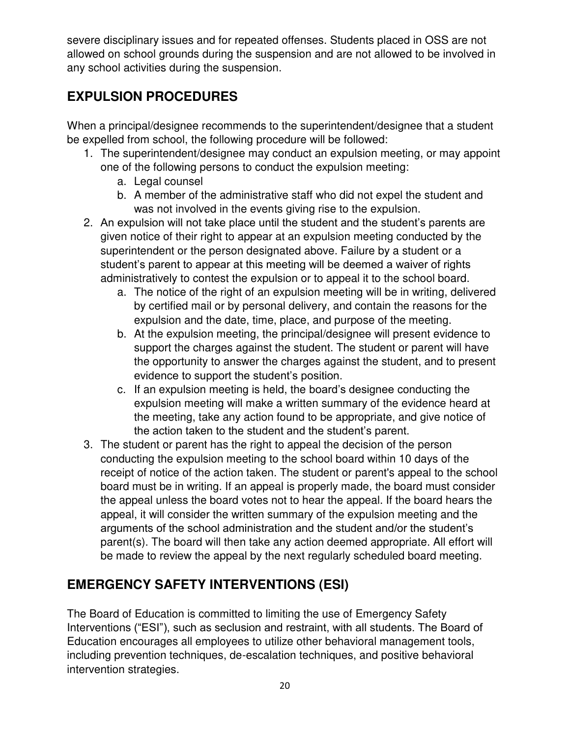severe disciplinary issues and for repeated offenses. Students placed in OSS are not allowed on school grounds during the suspension and are not allowed to be involved in any school activities during the suspension.

## EXPULSION PROCEDURES

When a principal/designee recommends to the superintendent/designee that a student be expelled from school, the following procedure will be followed:

1. The superintendent/designee may conduct an expulsion meeting, or may appoint one of the following persons to conduct the expulsion meeting:
   a. Legal counsel
   b. A member of the administrative staff who did not expel the student and was not involved in the events giving rise to the expulsion.
2. An expulsion will not take place until the student and the student's parents are given notice of their right to appear at an expulsion meeting conducted by the superintendent or the person designated above. Failure by a student or a student's parent to appear at this meeting will be deemed a waiver of rights administratively to contest the expulsion or to appeal it to the school board.
   a. The notice of the right of an expulsion meeting will be in writing, delivered by certified mail or by personal delivery, and contain the reasons for the expulsion and the date, time, place, and purpose of the meeting.
   b. At the expulsion meeting, the principal/designee will present evidence to support the charges against the student. The student or parent will have the opportunity to answer the charges against the student, and to present evidence to support the student's position.
   c. If an expulsion meeting is held, the board's designee conducting the expulsion meeting will make a written summary of the evidence heard at the meeting, take any action found to be appropriate, and give notice of the action taken to the student and the student's parent.
3. The student or parent has the right to appeal the decision of the person conducting the expulsion meeting to the school board within 10 days of the receipt of notice of the action taken. The student or parent's appeal to the school board must be in writing. If an appeal is properly made, the board must consider the appeal unless the board votes not to hear the appeal. If the board hears the appeal, it will consider the written summary of the expulsion meeting and the arguments of the school administration and the student and/or the student's parent(s). The board will then take any action deemed appropriate. All effort will be made to review the appeal by the next regularly scheduled board meeting.

## EMERGENCY SAFETY INTERVENTIONS (ESI)

The Board of Education is committed to limiting the use of Emergency Safety Interventions ("ESI"), such as seclusion and restraint, with all students. The Board of Education encourages all employees to utilize other behavioral management tools, including prevention techniques, de-escalation techniques, and positive behavioral intervention strategies.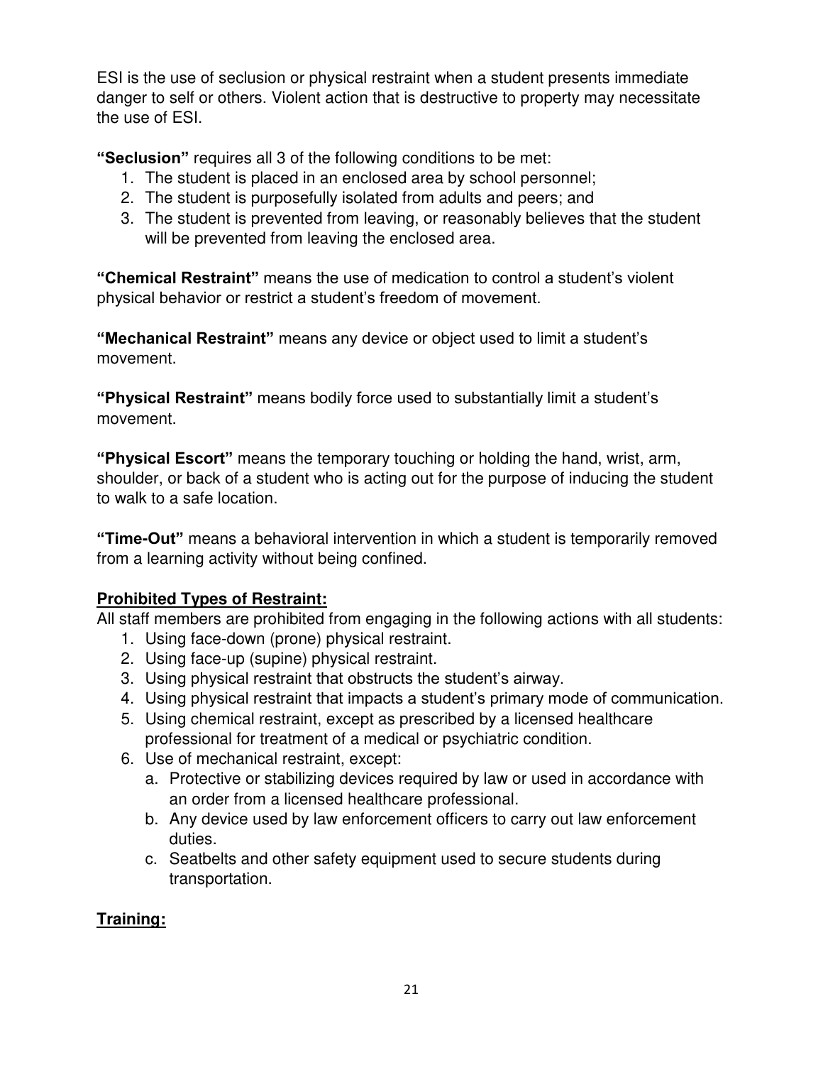ESI is the use of seclusion or physical restraint when a student presents immediate danger to self or others. Violent action that is destructive to property may necessitate the use of ESI.

**"Seclusion"** requires all 3 of the following conditions to be met:

1. The student is placed in an enclosed area by school personnel;
2. The student is purposefully isolated from adults and peers; and
3. The student is prevented from leaving, or reasonably believes that the student will be prevented from leaving the enclosed area.

**"Chemical Restraint"** means the use of medication to control a student's violent physical behavior or restrict a student's freedom of movement.

**"Mechanical Restraint"** means any device or object used to limit a student's movement.

**"Physical Restraint"** means bodily force used to substantially limit a student's movement.

**"Physical Escort"** means the temporary touching or holding the hand, wrist, arm, shoulder, or back of a student who is acting out for the purpose of inducing the student to walk to a safe location.

**"Time-Out"** means a behavioral intervention in which a student is temporarily removed from a learning activity without being confined.

**<u>Prohibited Types of Restraint:</u>**
All staff members are prohibited from engaging in the following actions with all students:

1. Using face-down (prone) physical restraint.
2. Using face-up (supine) physical restraint.
3. Using physical restraint that obstructs the student's airway.
4. Using physical restraint that impacts a student's primary mode of communication.
5. Using chemical restraint, except as prescribed by a licensed healthcare professional for treatment of a medical or psychiatric condition.
6. Use of mechanical restraint, except:
   a. Protective or stabilizing devices required by law or used in accordance with an order from a licensed healthcare professional.
   b. Any device used by law enforcement officers to carry out law enforcement duties.
   c. Seatbelts and other safety equipment used to secure students during transportation.

**<u>Training:</u>**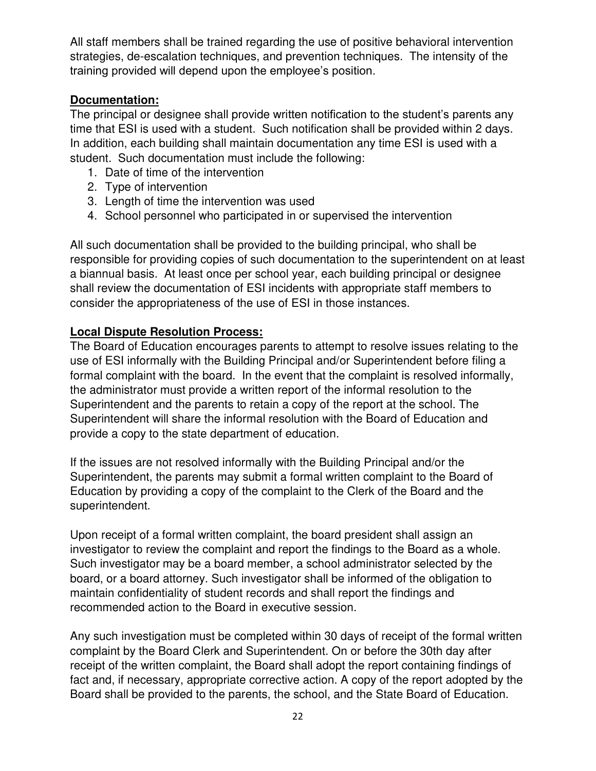All staff members shall be trained regarding the use of positive behavioral intervention strategies, de-escalation techniques, and prevention techniques. The intensity of the training provided will depend upon the employee's position.

**Documentation:**

The principal or designee shall provide written notification to the student's parents any time that ESI is used with a student. Such notification shall be provided within 2 days. In addition, each building shall maintain documentation any time ESI is used with a student. Such documentation must include the following:

1. Date of time of the intervention
2. Type of intervention
3. Length of time the intervention was used
4. School personnel who participated in or supervised the intervention

All such documentation shall be provided to the building principal, who shall be responsible for providing copies of such documentation to the superintendent on at least a biannual basis. At least once per school year, each building principal or designee shall review the documentation of ESI incidents with appropriate staff members to consider the appropriateness of the use of ESI in those instances.

**Local Dispute Resolution Process:**

The Board of Education encourages parents to attempt to resolve issues relating to the use of ESI informally with the Building Principal and/or Superintendent before filing a formal complaint with the board. In the event that the complaint is resolved informally, the administrator must provide a written report of the informal resolution to the Superintendent and the parents to retain a copy of the report at the school. The Superintendent will share the informal resolution with the Board of Education and provide a copy to the state department of education.

If the issues are not resolved informally with the Building Principal and/or the Superintendent, the parents may submit a formal written complaint to the Board of Education by providing a copy of the complaint to the Clerk of the Board and the superintendent.

Upon receipt of a formal written complaint, the board president shall assign an investigator to review the complaint and report the findings to the Board as a whole. Such investigator may be a board member, a school administrator selected by the board, or a board attorney. Such investigator shall be informed of the obligation to maintain confidentiality of student records and shall report the findings and recommended action to the Board in executive session.

Any such investigation must be completed within 30 days of receipt of the formal written complaint by the Board Clerk and Superintendent. On or before the 30th day after receipt of the written complaint, the Board shall adopt the report containing findings of fact and, if necessary, appropriate corrective action. A copy of the report adopted by the Board shall be provided to the parents, the school, and the State Board of Education.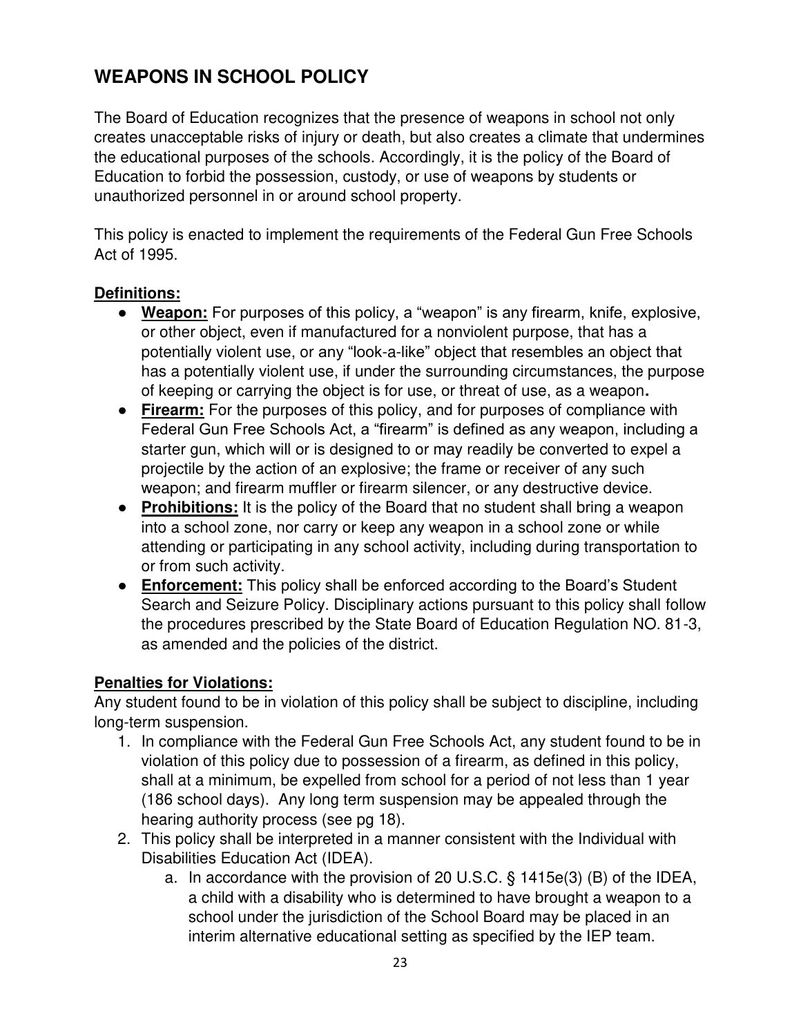## WEAPONS IN SCHOOL POLICY

The Board of Education recognizes that the presence of weapons in school not only creates unacceptable risks of injury or death, but also creates a climate that undermines the educational purposes of the schools. Accordingly, it is the policy of the Board of Education to forbid the possession, custody, or use of weapons by students or unauthorized personnel in or around school property.

This policy is enacted to implement the requirements of the Federal Gun Free Schools Act of 1995.

**Definitions:**

- **Weapon:** For purposes of this policy, a "weapon" is any firearm, knife, explosive, or other object, even if manufactured for a nonviolent purpose, that has a potentially violent use, or any "look-a-like" object that resembles an object that has a potentially violent use, if under the surrounding circumstances, the purpose of keeping or carrying the object is for use, or threat of use, as a weapon**.**
- **Firearm:** For the purposes of this policy, and for purposes of compliance with Federal Gun Free Schools Act, a "firearm" is defined as any weapon, including a starter gun, which will or is designed to or may readily be converted to expel a projectile by the action of an explosive; the frame or receiver of any such weapon; and firearm muffler or firearm silencer, or any destructive device.
- **Prohibitions:** It is the policy of the Board that no student shall bring a weapon into a school zone, nor carry or keep any weapon in a school zone or while attending or participating in any school activity, including during transportation to or from such activity.
- **Enforcement:** This policy shall be enforced according to the Board's Student Search and Seizure Policy. Disciplinary actions pursuant to this policy shall follow the procedures prescribed by the State Board of Education Regulation NO. 81-3, as amended and the policies of the district.

**Penalties for Violations:**

Any student found to be in violation of this policy shall be subject to discipline, including long-term suspension.

1. In compliance with the Federal Gun Free Schools Act, any student found to be in violation of this policy due to possession of a firearm, as defined in this policy, shall at a minimum, be expelled from school for a period of not less than 1 year (186 school days). Any long term suspension may be appealed through the hearing authority process (see pg 18).
2. This policy shall be interpreted in a manner consistent with the Individual with Disabilities Education Act (IDEA).
   a. In accordance with the provision of 20 U.S.C. § 1415e(3) (B) of the IDEA, a child with a disability who is determined to have brought a weapon to a school under the jurisdiction of the School Board may be placed in an interim alternative educational setting as specified by the IEP team.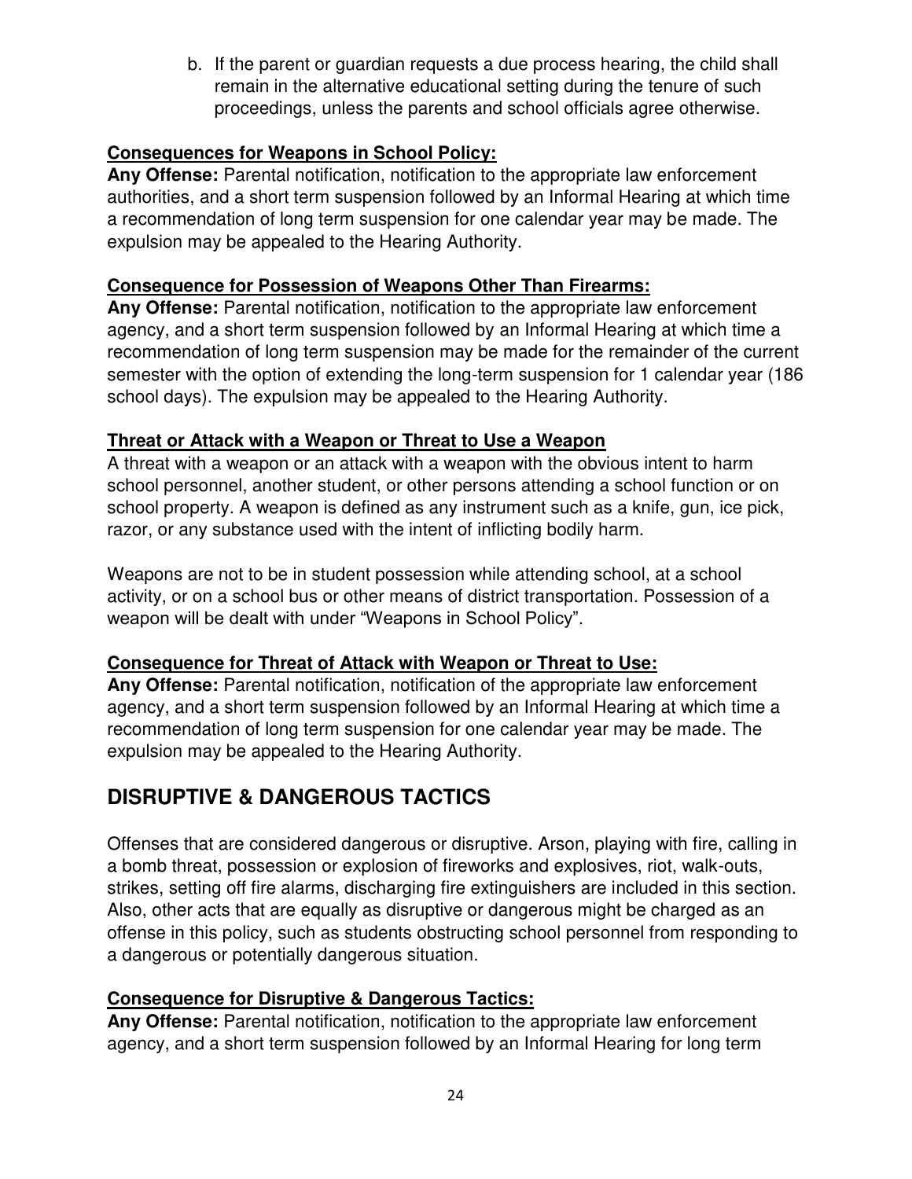b. If the parent or guardian requests a due process hearing, the child shall remain in the alternative educational setting during the tenure of such proceedings, unless the parents and school officials agree otherwise.

**Consequences for Weapons in School Policy:**

**Any Offense:** Parental notification, notification to the appropriate law enforcement authorities, and a short term suspension followed by an Informal Hearing at which time a recommendation of long term suspension for one calendar year may be made. The expulsion may be appealed to the Hearing Authority.

**Consequence for Possession of Weapons Other Than Firearms:**

**Any Offense:** Parental notification, notification to the appropriate law enforcement agency, and a short term suspension followed by an Informal Hearing at which time a recommendation of long term suspension may be made for the remainder of the current semester with the option of extending the long-term suspension for 1 calendar year (186 school days). The expulsion may be appealed to the Hearing Authority.

**Threat or Attack with a Weapon or Threat to Use a Weapon**

A threat with a weapon or an attack with a weapon with the obvious intent to harm school personnel, another student, or other persons attending a school function or on school property. A weapon is defined as any instrument such as a knife, gun, ice pick, razor, or any substance used with the intent of inflicting bodily harm.

Weapons are not to be in student possession while attending school, at a school activity, or on a school bus or other means of district transportation. Possession of a weapon will be dealt with under "Weapons in School Policy".

**Consequence for Threat of Attack with Weapon or Threat to Use:**

**Any Offense:** Parental notification, notification of the appropriate law enforcement agency, and a short term suspension followed by an Informal Hearing at which time a recommendation of long term suspension for one calendar year may be made. The expulsion may be appealed to the Hearing Authority.

## DISRUPTIVE & DANGEROUS TACTICS

Offenses that are considered dangerous or disruptive. Arson, playing with fire, calling in a bomb threat, possession or explosion of fireworks and explosives, riot, walk-outs, strikes, setting off fire alarms, discharging fire extinguishers are included in this section. Also, other acts that are equally as disruptive or dangerous might be charged as an offense in this policy, such as students obstructing school personnel from responding to a dangerous or potentially dangerous situation.

**Consequence for Disruptive & Dangerous Tactics:**

**Any Offense:** Parental notification, notification to the appropriate law enforcement agency, and a short term suspension followed by an Informal Hearing for long term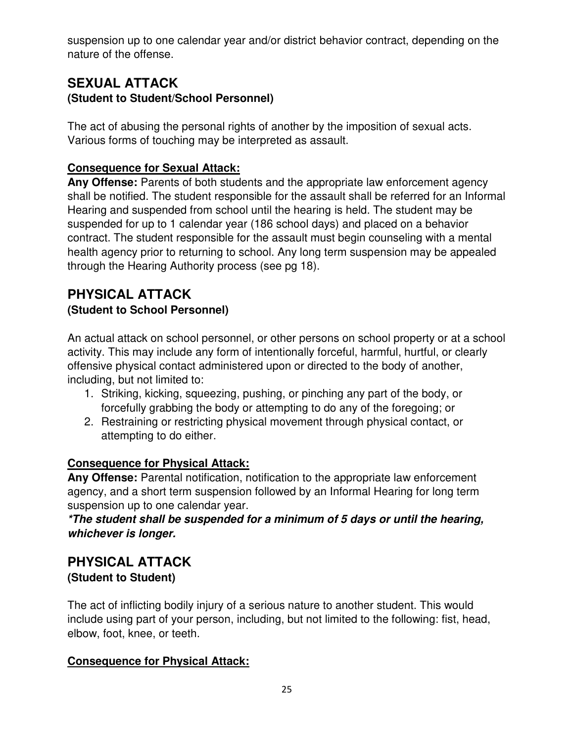suspension up to one calendar year and/or district behavior contract, depending on the nature of the offense.

## SEXUAL ATTACK
### (Student to Student/School Personnel)

The act of abusing the personal rights of another by the imposition of sexual acts. Various forms of touching may be interpreted as assault.

**Consequence for Sexual Attack:**

**Any Offense:** Parents of both students and the appropriate law enforcement agency shall be notified. The student responsible for the assault shall be referred for an Informal Hearing and suspended from school until the hearing is held. The student may be suspended for up to 1 calendar year (186 school days) and placed on a behavior contract. The student responsible for the assault must begin counseling with a mental health agency prior to returning to school. Any long term suspension may be appealed through the Hearing Authority process (see pg 18).

## PHYSICAL ATTACK
### (Student to School Personnel)

An actual attack on school personnel, or other persons on school property or at a school activity. This may include any form of intentionally forceful, harmful, hurtful, or clearly offensive physical contact administered upon or directed to the body of another, including, but not limited to:

1. Striking, kicking, squeezing, pushing, or pinching any part of the body, or forcefully grabbing the body or attempting to do any of the foregoing; or
2. Restraining or restricting physical movement through physical contact, or attempting to do either.

**Consequence for Physical Attack:**

**Any Offense:** Parental notification, notification to the appropriate law enforcement agency, and a short term suspension followed by an Informal Hearing for long term suspension up to one calendar year.

***\*The student shall be suspended for a minimum of 5 days or until the hearing, whichever is longer.***

## PHYSICAL ATTACK
### (Student to Student)

The act of inflicting bodily injury of a serious nature to another student. This would include using part of your person, including, but not limited to the following: fist, head, elbow, foot, knee, or teeth.

**Consequence for Physical Attack:**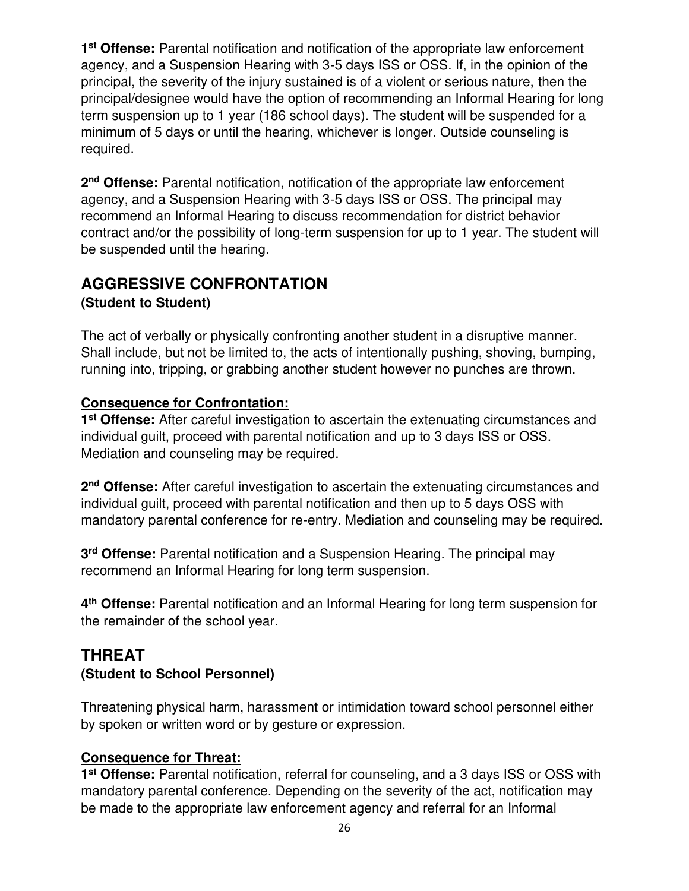**1st Offense:** Parental notification and notification of the appropriate law enforcement agency, and a Suspension Hearing with 3-5 days ISS or OSS. If, in the opinion of the principal, the severity of the injury sustained is of a violent or serious nature, then the principal/designee would have the option of recommending an Informal Hearing for long term suspension up to 1 year (186 school days). The student will be suspended for a minimum of 5 days or until the hearing, whichever is longer. Outside counseling is required.

**2nd Offense:** Parental notification, notification of the appropriate law enforcement agency, and a Suspension Hearing with 3-5 days ISS or OSS. The principal may recommend an Informal Hearing to discuss recommendation for district behavior contract and/or the possibility of long-term suspension for up to 1 year. The student will be suspended until the hearing.

## AGGRESSIVE CONFRONTATION

**(Student to Student)**

The act of verbally or physically confronting another student in a disruptive manner. Shall include, but not be limited to, the acts of intentionally pushing, shoving, bumping, running into, tripping, or grabbing another student however no punches are thrown.

**Consequence for Confrontation:**

**1st Offense:** After careful investigation to ascertain the extenuating circumstances and individual guilt, proceed with parental notification and up to 3 days ISS or OSS. Mediation and counseling may be required.

**2nd Offense:** After careful investigation to ascertain the extenuating circumstances and individual guilt, proceed with parental notification and then up to 5 days OSS with mandatory parental conference for re-entry. Mediation and counseling may be required.

**3rd Offense:** Parental notification and a Suspension Hearing. The principal may recommend an Informal Hearing for long term suspension.

**4th Offense:** Parental notification and an Informal Hearing for long term suspension for the remainder of the school year.

## THREAT

**(Student to School Personnel)**

Threatening physical harm, harassment or intimidation toward school personnel either by spoken or written word or by gesture or expression.

**Consequence for Threat:**

**1st Offense:** Parental notification, referral for counseling, and a 3 days ISS or OSS with mandatory parental conference. Depending on the severity of the act, notification may be made to the appropriate law enforcement agency and referral for an Informal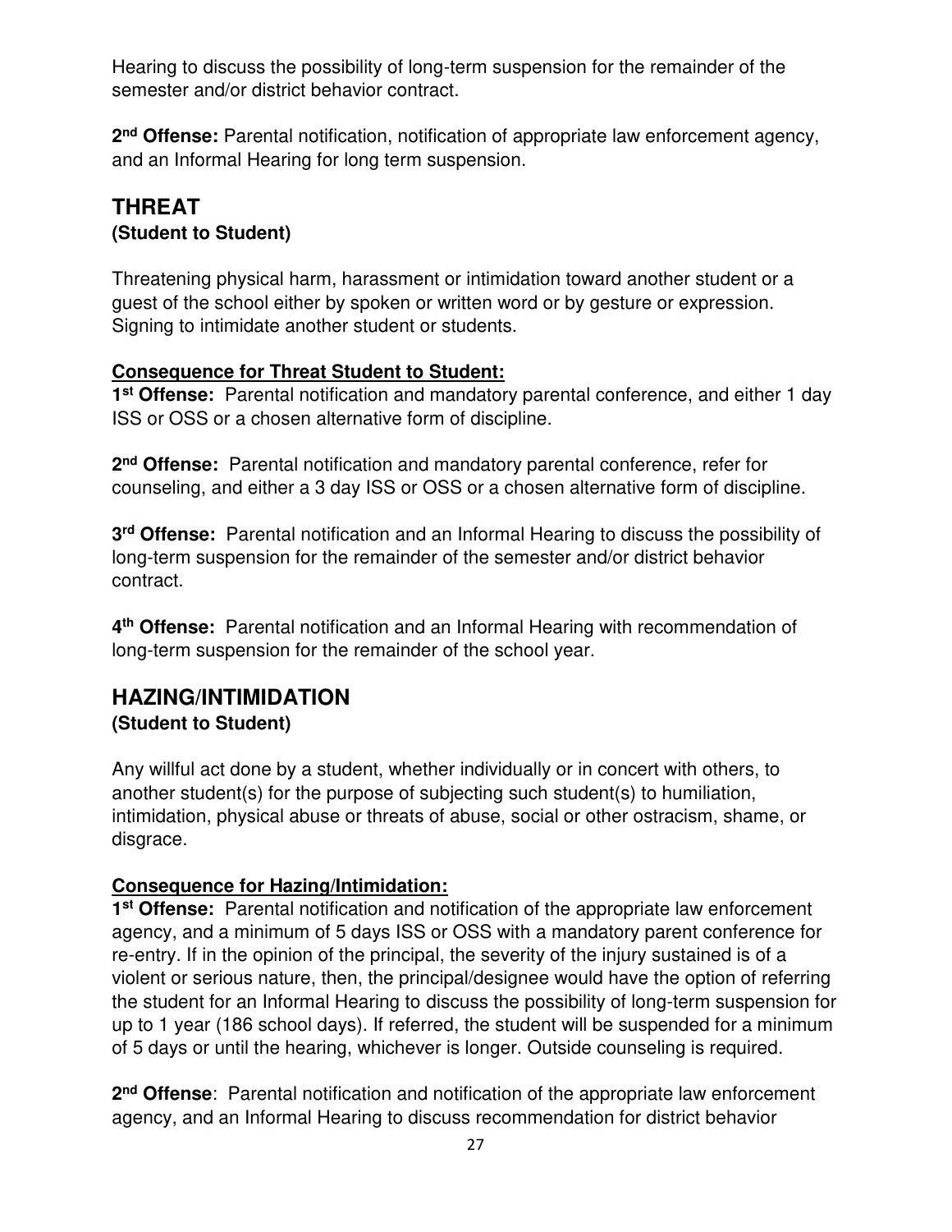Hearing to discuss the possibility of long-term suspension for the remainder of the semester and/or district behavior contract.

**2nd Offense:** Parental notification, notification of appropriate law enforcement agency, and an Informal Hearing for long term suspension.

## THREAT
### (Student to Student)

Threatening physical harm, harassment or intimidation toward another student or a guest of the school either by spoken or written word or by gesture or expression. Signing to intimidate another student or students.

**Consequence for Threat Student to Student:**

**1st Offense:** Parental notification and mandatory parental conference, and either 1 day ISS or OSS or a chosen alternative form of discipline.

**2nd Offense:** Parental notification and mandatory parental conference, refer for counseling, and either a 3 day ISS or OSS or a chosen alternative form of discipline.

**3rd Offense:** Parental notification and an Informal Hearing to discuss the possibility of long-term suspension for the remainder of the semester and/or district behavior contract.

**4th Offense:** Parental notification and an Informal Hearing with recommendation of long-term suspension for the remainder of the school year.

## HAZING/INTIMIDATION
### (Student to Student)

Any willful act done by a student, whether individually or in concert with others, to another student(s) for the purpose of subjecting such student(s) to humiliation, intimidation, physical abuse or threats of abuse, social or other ostracism, shame, or disgrace.

**Consequence for Hazing/Intimidation:**

**1st Offense:** Parental notification and notification of the appropriate law enforcement agency, and a minimum of 5 days ISS or OSS with a mandatory parent conference for re-entry. If in the opinion of the principal, the severity of the injury sustained is of a violent or serious nature, then, the principal/designee would have the option of referring the student for an Informal Hearing to discuss the possibility of long-term suspension for up to 1 year (186 school days). If referred, the student will be suspended for a minimum of 5 days or until the hearing, whichever is longer. Outside counseling is required.

**2nd Offense**: Parental notification and notification of the appropriate law enforcement agency, and an Informal Hearing to discuss recommendation for district behavior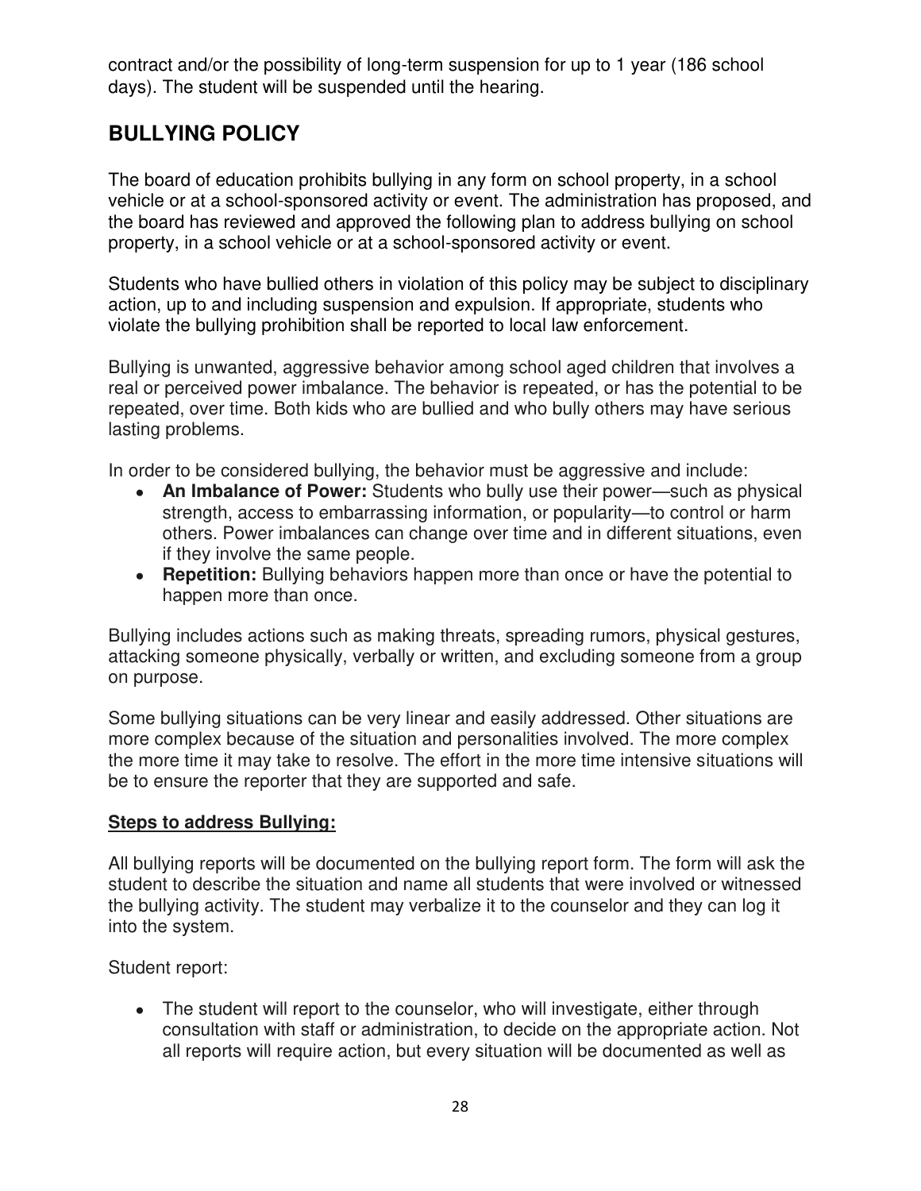contract and/or the possibility of long-term suspension for up to 1 year (186 school days). The student will be suspended until the hearing.

## BULLYING POLICY

The board of education prohibits bullying in any form on school property, in a school vehicle or at a school-sponsored activity or event. The administration has proposed, and the board has reviewed and approved the following plan to address bullying on school property, in a school vehicle or at a school-sponsored activity or event.

Students who have bullied others in violation of this policy may be subject to disciplinary action, up to and including suspension and expulsion. If appropriate, students who violate the bullying prohibition shall be reported to local law enforcement.

Bullying is unwanted, aggressive behavior among school aged children that involves a real or perceived power imbalance. The behavior is repeated, or has the potential to be repeated, over time. Both kids who are bullied and who bully others may have serious lasting problems.

In order to be considered bullying, the behavior must be aggressive and include:

- **An Imbalance of Power:** Students who bully use their power—such as physical strength, access to embarrassing information, or popularity—to control or harm others. Power imbalances can change over time and in different situations, even if they involve the same people.
- **Repetition:** Bullying behaviors happen more than once or have the potential to happen more than once.

Bullying includes actions such as making threats, spreading rumors, physical gestures, attacking someone physically, verbally or written, and excluding someone from a group on purpose.

Some bullying situations can be very linear and easily addressed. Other situations are more complex because of the situation and personalities involved. The more complex the more time it may take to resolve. The effort in the more time intensive situations will be to ensure the reporter that they are supported and safe.

**<u>Steps to address Bullying:</u>**

All bullying reports will be documented on the bullying report form. The form will ask the student to describe the situation and name all students that were involved or witnessed the bullying activity. The student may verbalize it to the counselor and they can log it into the system.

Student report:

- The student will report to the counselor, who will investigate, either through consultation with staff or administration, to decide on the appropriate action. Not all reports will require action, but every situation will be documented as well as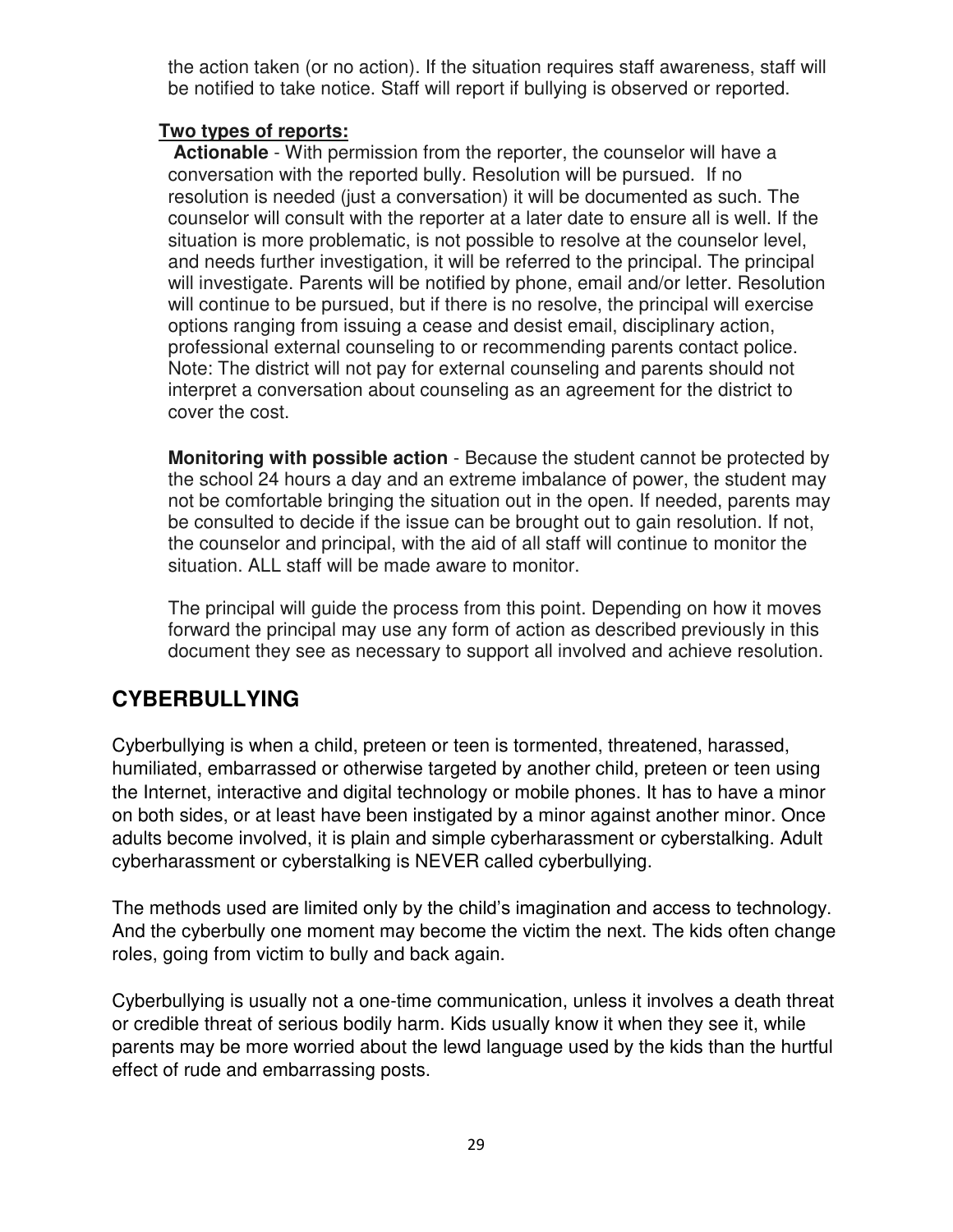the action taken (or no action). If the situation requires staff awareness, staff will be notified to take notice. Staff will report if bullying is observed or reported.

**Two types of reports:**

**Actionable** - With permission from the reporter, the counselor will have a conversation with the reported bully. Resolution will be pursued. If no resolution is needed (just a conversation) it will be documented as such. The counselor will consult with the reporter at a later date to ensure all is well. If the situation is more problematic, is not possible to resolve at the counselor level, and needs further investigation, it will be referred to the principal. The principal will investigate. Parents will be notified by phone, email and/or letter. Resolution will continue to be pursued, but if there is no resolve, the principal will exercise options ranging from issuing a cease and desist email, disciplinary action, professional external counseling to or recommending parents contact police. Note: The district will not pay for external counseling and parents should not interpret a conversation about counseling as an agreement for the district to cover the cost.

**Monitoring with possible action** - Because the student cannot be protected by the school 24 hours a day and an extreme imbalance of power, the student may not be comfortable bringing the situation out in the open. If needed, parents may be consulted to decide if the issue can be brought out to gain resolution. If not, the counselor and principal, with the aid of all staff will continue to monitor the situation. ALL staff will be made aware to monitor.

The principal will guide the process from this point. Depending on how it moves forward the principal may use any form of action as described previously in this document they see as necessary to support all involved and achieve resolution.

## CYBERBULLYING

Cyberbullying is when a child, preteen or teen is tormented, threatened, harassed, humiliated, embarrassed or otherwise targeted by another child, preteen or teen using the Internet, interactive and digital technology or mobile phones. It has to have a minor on both sides, or at least have been instigated by a minor against another minor. Once adults become involved, it is plain and simple cyberharassment or cyberstalking. Adult cyberharassment or cyberstalking is NEVER called cyberbullying.

The methods used are limited only by the child's imagination and access to technology. And the cyberbully one moment may become the victim the next. The kids often change roles, going from victim to bully and back again.

Cyberbullying is usually not a one-time communication, unless it involves a death threat or credible threat of serious bodily harm. Kids usually know it when they see it, while parents may be more worried about the lewd language used by the kids than the hurtful effect of rude and embarrassing posts.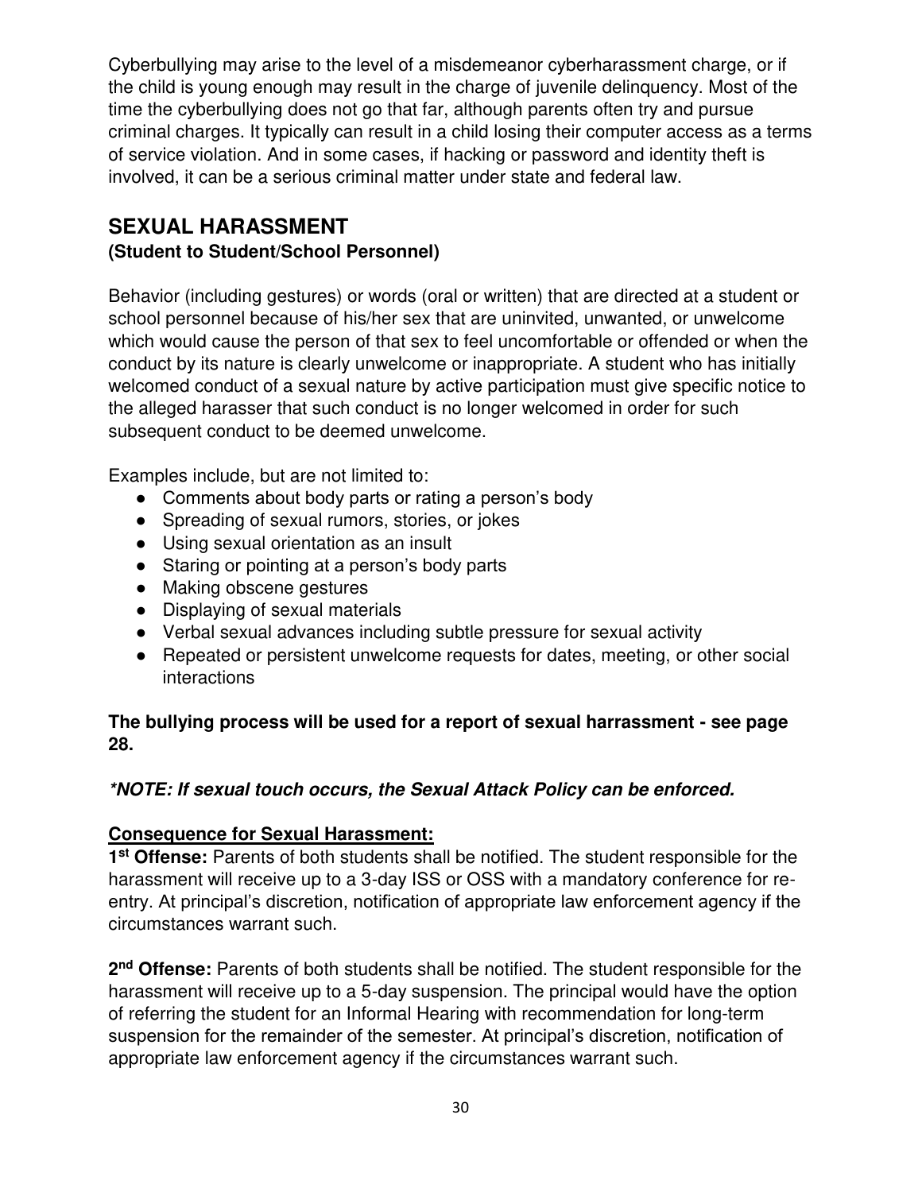Cyberbullying may arise to the level of a misdemeanor cyberharassment charge, or if the child is young enough may result in the charge of juvenile delinquency. Most of the time the cyberbullying does not go that far, although parents often try and pursue criminal charges. It typically can result in a child losing their computer access as a terms of service violation. And in some cases, if hacking or password and identity theft is involved, it can be a serious criminal matter under state and federal law.

## SEXUAL HARASSMENT

### (Student to Student/School Personnel)

Behavior (including gestures) or words (oral or written) that are directed at a student or school personnel because of his/her sex that are uninvited, unwanted, or unwelcome which would cause the person of that sex to feel uncomfortable or offended or when the conduct by its nature is clearly unwelcome or inappropriate. A student who has initially welcomed conduct of a sexual nature by active participation must give specific notice to the alleged harasser that such conduct is no longer welcomed in order for such subsequent conduct to be deemed unwelcome.

Examples include, but are not limited to:

- Comments about body parts or rating a person's body
- Spreading of sexual rumors, stories, or jokes
- Using sexual orientation as an insult
- Staring or pointing at a person's body parts
- Making obscene gestures
- Displaying of sexual materials
- Verbal sexual advances including subtle pressure for sexual activity
- Repeated or persistent unwelcome requests for dates, meeting, or other social interactions

**The bullying process will be used for a report of sexual harrassment - see page 28.**

***\*NOTE: If sexual touch occurs, the Sexual Attack Policy can be enforced.***

**Consequence for Sexual Harassment:**

**1st Offense:** Parents of both students shall be notified. The student responsible for the harassment will receive up to a 3-day ISS or OSS with a mandatory conference for re-entry. At principal's discretion, notification of appropriate law enforcement agency if the circumstances warrant such.

**2nd Offense:** Parents of both students shall be notified. The student responsible for the harassment will receive up to a 5-day suspension. The principal would have the option of referring the student for an Informal Hearing with recommendation for long-term suspension for the remainder of the semester. At principal's discretion, notification of appropriate law enforcement agency if the circumstances warrant such.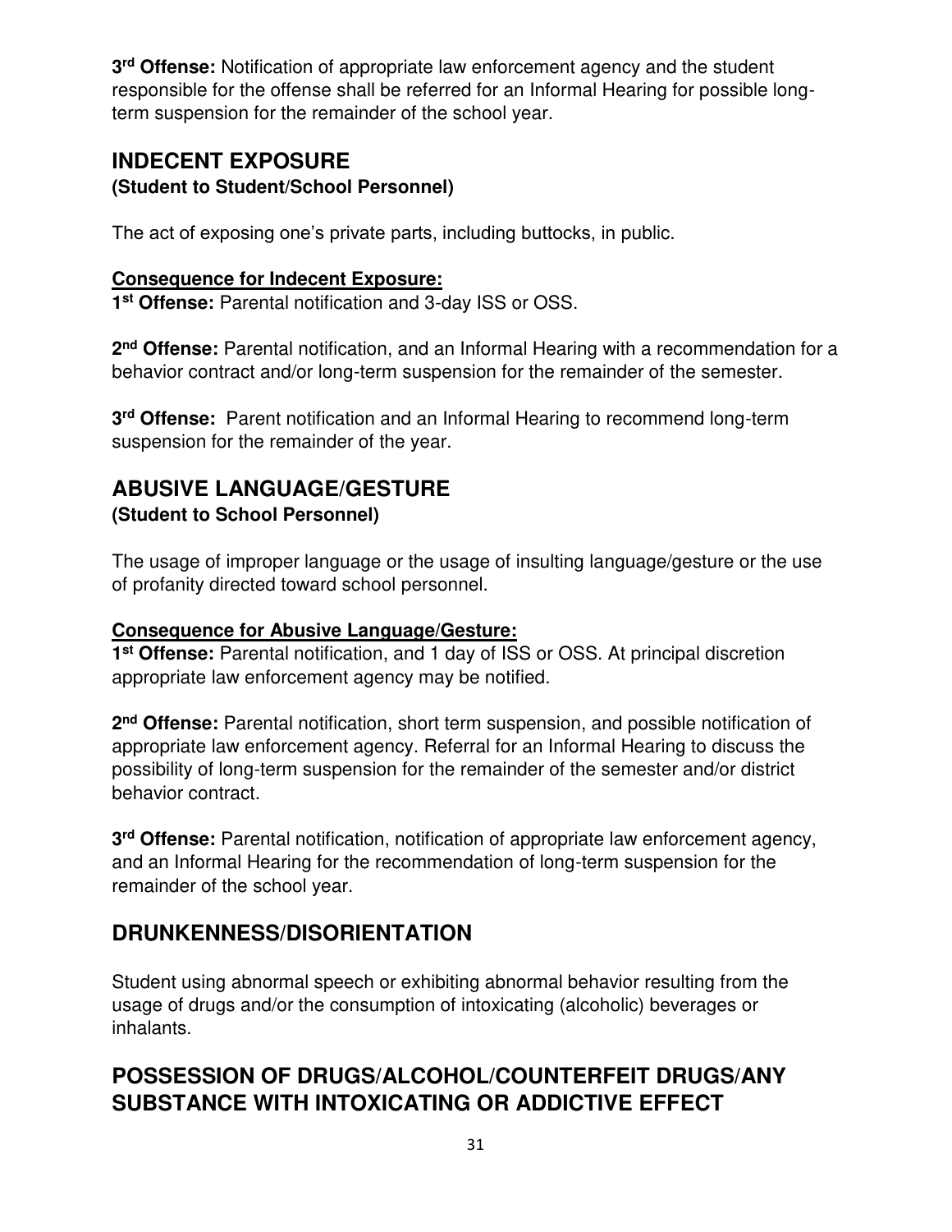**3rd Offense:** Notification of appropriate law enforcement agency and the student responsible for the offense shall be referred for an Informal Hearing for possible long-term suspension for the remainder of the school year.

## INDECENT EXPOSURE

**(Student to Student/School Personnel)**

The act of exposing one's private parts, including buttocks, in public.

**Consequence for Indecent Exposure:**

**1st Offense:** Parental notification and 3-day ISS or OSS.

**2nd Offense:** Parental notification, and an Informal Hearing with a recommendation for a behavior contract and/or long-term suspension for the remainder of the semester.

**3rd Offense:** Parent notification and an Informal Hearing to recommend long-term suspension for the remainder of the year.

## ABUSIVE LANGUAGE/GESTURE

**(Student to School Personnel)**

The usage of improper language or the usage of insulting language/gesture or the use of profanity directed toward school personnel.

**Consequence for Abusive Language/Gesture:**

**1st Offense:** Parental notification, and 1 day of ISS or OSS. At principal discretion appropriate law enforcement agency may be notified.

**2nd Offense:** Parental notification, short term suspension, and possible notification of appropriate law enforcement agency. Referral for an Informal Hearing to discuss the possibility of long-term suspension for the remainder of the semester and/or district behavior contract.

**3rd Offense:** Parental notification, notification of appropriate law enforcement agency, and an Informal Hearing for the recommendation of long-term suspension for the remainder of the school year.

## DRUNKENNESS/DISORIENTATION

Student using abnormal speech or exhibiting abnormal behavior resulting from the usage of drugs and/or the consumption of intoxicating (alcoholic) beverages or inhalants.

## POSSESSION OF DRUGS/ALCOHOL/COUNTERFEIT DRUGS/ANY SUBSTANCE WITH INTOXICATING OR ADDICTIVE EFFECT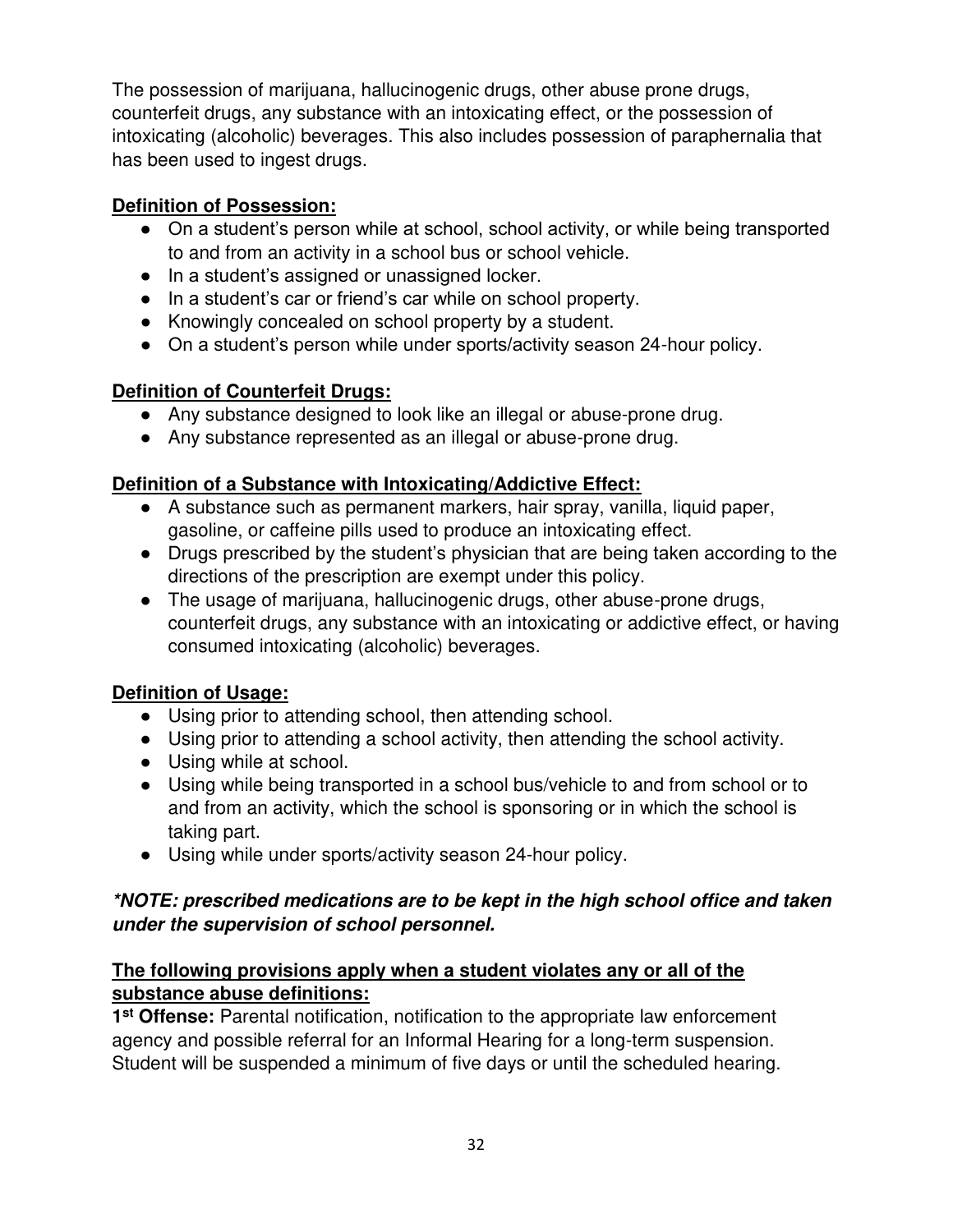The possession of marijuana, hallucinogenic drugs, other abuse prone drugs, counterfeit drugs, any substance with an intoxicating effect, or the possession of intoxicating (alcoholic) beverages. This also includes possession of paraphernalia that has been used to ingest drugs.

**Definition of Possession:**

- On a student's person while at school, school activity, or while being transported to and from an activity in a school bus or school vehicle.
- In a student's assigned or unassigned locker.
- In a student's car or friend's car while on school property.
- Knowingly concealed on school property by a student.
- On a student's person while under sports/activity season 24-hour policy.

**Definition of Counterfeit Drugs:**

- Any substance designed to look like an illegal or abuse-prone drug.
- Any substance represented as an illegal or abuse-prone drug.

**Definition of a Substance with Intoxicating/Addictive Effect:**

- A substance such as permanent markers, hair spray, vanilla, liquid paper, gasoline, or caffeine pills used to produce an intoxicating effect.
- Drugs prescribed by the student's physician that are being taken according to the directions of the prescription are exempt under this policy.
- The usage of marijuana, hallucinogenic drugs, other abuse-prone drugs, counterfeit drugs, any substance with an intoxicating or addictive effect, or having consumed intoxicating (alcoholic) beverages.

**Definition of Usage:**

- Using prior to attending school, then attending school.
- Using prior to attending a school activity, then attending the school activity.
- Using while at school.
- Using while being transported in a school bus/vehicle to and from school or to and from an activity, which the school is sponsoring or in which the school is taking part.
- Using while under sports/activity season 24-hour policy.

***NOTE: prescribed medications are to be kept in the high school office and taken under the supervision of school personnel.***

**The following provisions apply when a student violates any or all of the substance abuse definitions:**

**1st Offense:** Parental notification, notification to the appropriate law enforcement agency and possible referral for an Informal Hearing for a long-term suspension. Student will be suspended a minimum of five days or until the scheduled hearing.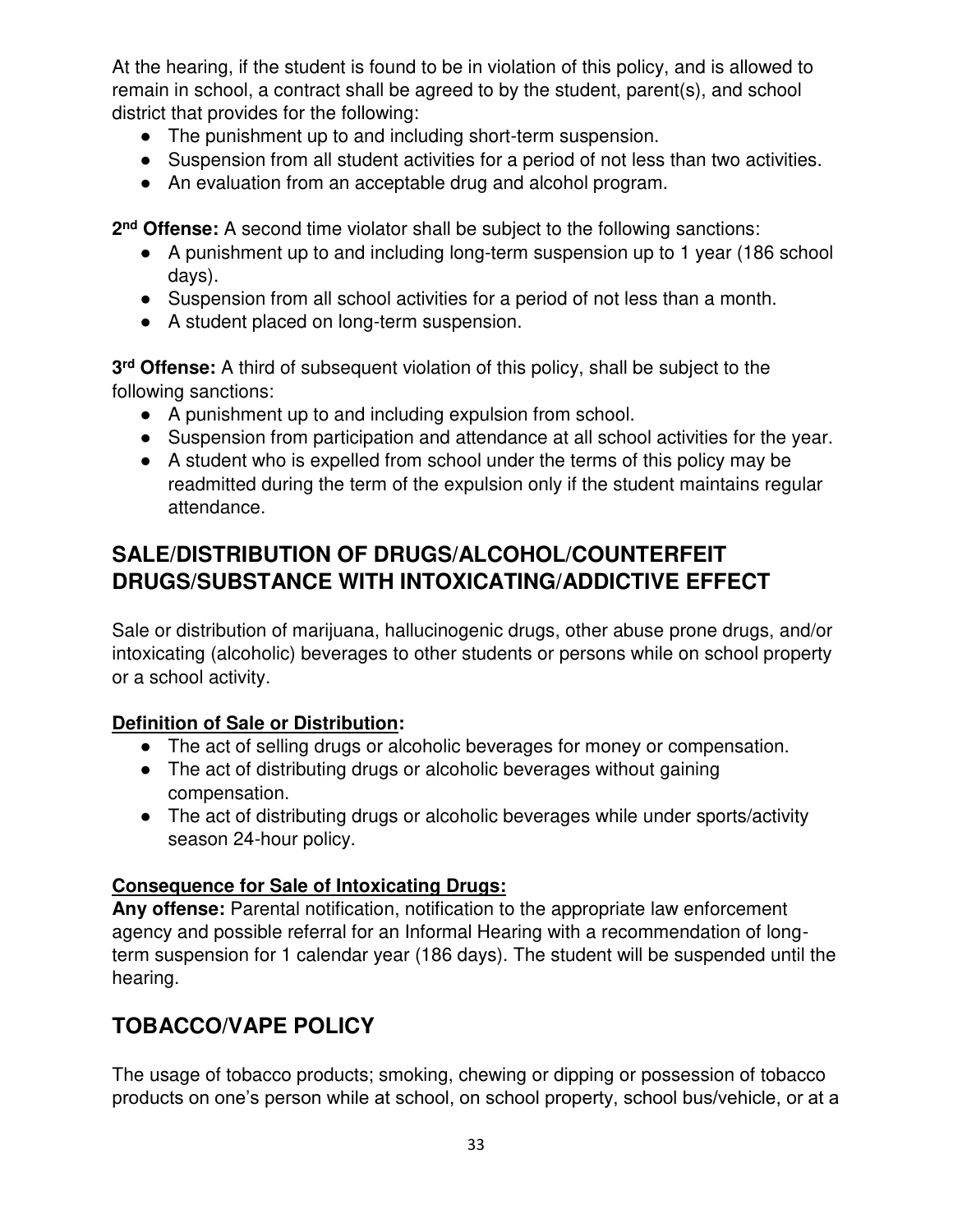At the hearing, if the student is found to be in violation of this policy, and is allowed to remain in school, a contract shall be agreed to by the student, parent(s), and school district that provides for the following:

- The punishment up to and including short-term suspension.
- Suspension from all student activities for a period of not less than two activities.
- An evaluation from an acceptable drug and alcohol program.

**2nd Offense:** A second time violator shall be subject to the following sanctions:

- A punishment up to and including long-term suspension up to 1 year (186 school days).
- Suspension from all school activities for a period of not less than a month.
- A student placed on long-term suspension.

**3rd Offense:** A third of subsequent violation of this policy, shall be subject to the following sanctions:

- A punishment up to and including expulsion from school.
- Suspension from participation and attendance at all school activities for the year.
- A student who is expelled from school under the terms of this policy may be readmitted during the term of the expulsion only if the student maintains regular attendance.

## SALE/DISTRIBUTION OF DRUGS/ALCOHOL/COUNTERFEIT DRUGS/SUBSTANCE WITH INTOXICATING/ADDICTIVE EFFECT

Sale or distribution of marijuana, hallucinogenic drugs, other abuse prone drugs, and/or intoxicating (alcoholic) beverages to other students or persons while on school property or a school activity.

**Definition of Sale or Distribution:**

- The act of selling drugs or alcoholic beverages for money or compensation.
- The act of distributing drugs or alcoholic beverages without gaining compensation.
- The act of distributing drugs or alcoholic beverages while under sports/activity season 24-hour policy.

**Consequence for Sale of Intoxicating Drugs:**

**Any offense:** Parental notification, notification to the appropriate law enforcement agency and possible referral for an Informal Hearing with a recommendation of long-term suspension for 1 calendar year (186 days). The student will be suspended until the hearing.

## TOBACCO/VAPE POLICY

The usage of tobacco products; smoking, chewing or dipping or possession of tobacco products on one's person while at school, on school property, school bus/vehicle, or at a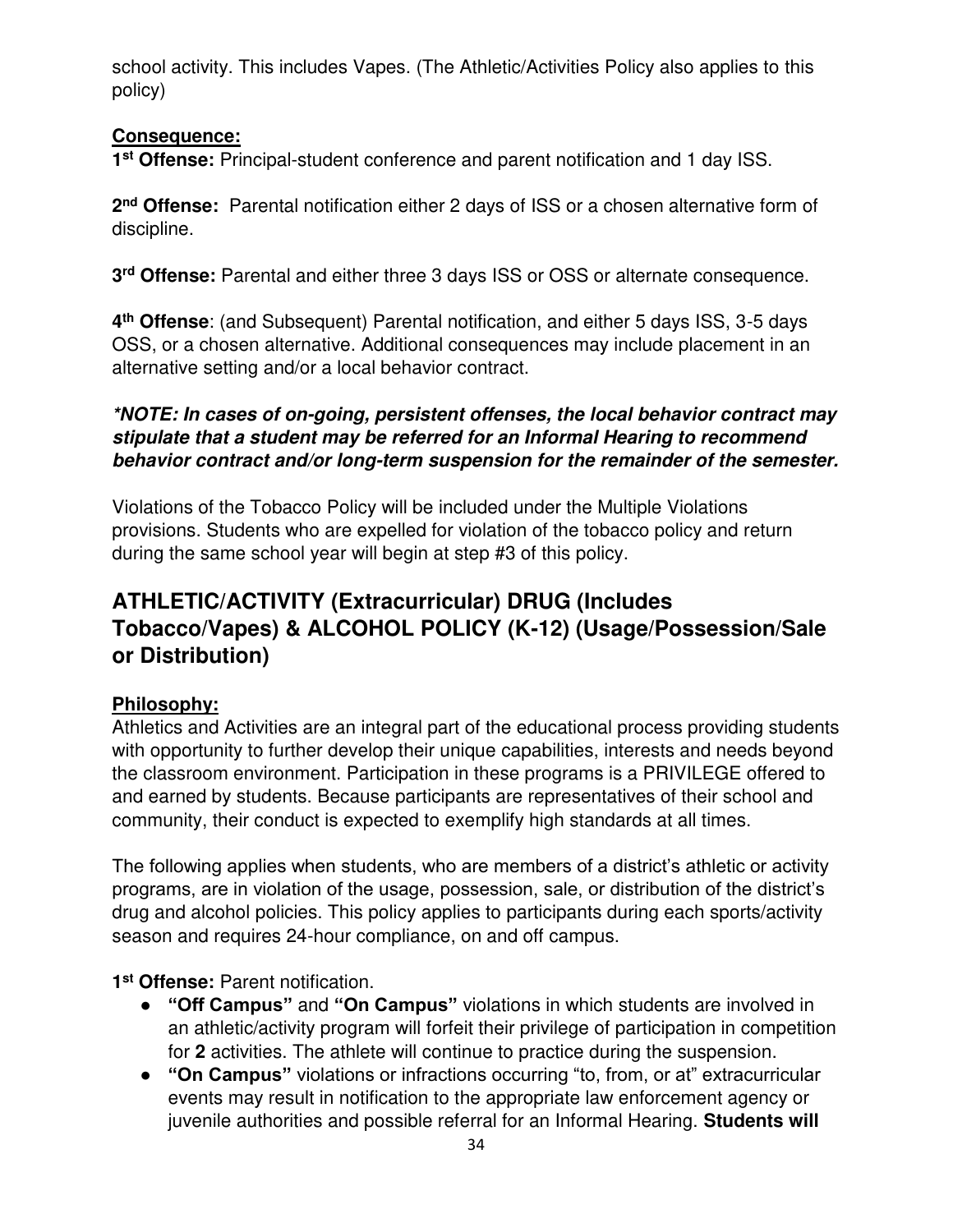school activity. This includes Vapes. (The Athletic/Activities Policy also applies to this policy)

**Consequence:**

**1st Offense:** Principal-student conference and parent notification and 1 day ISS.

**2nd Offense:** Parental notification either 2 days of ISS or a chosen alternative form of discipline.

**3rd Offense:** Parental and either three 3 days ISS or OSS or alternate consequence.

**4th Offense**: (and Subsequent) Parental notification, and either 5 days ISS, 3-5 days OSS, or a chosen alternative. Additional consequences may include placement in an alternative setting and/or a local behavior contract.

***\*NOTE: In cases of on-going, persistent offenses, the local behavior contract may stipulate that a student may be referred for an Informal Hearing to recommend behavior contract and/or long-term suspension for the remainder of the semester.***

Violations of the Tobacco Policy will be included under the Multiple Violations provisions. Students who are expelled for violation of the tobacco policy and return during the same school year will begin at step #3 of this policy.

## ATHLETIC/ACTIVITY (Extracurricular) DRUG (Includes Tobacco/Vapes) & ALCOHOL POLICY (K-12) (Usage/Possession/Sale or Distribution)

**Philosophy:**

Athletics and Activities are an integral part of the educational process providing students with opportunity to further develop their unique capabilities, interests and needs beyond the classroom environment. Participation in these programs is a PRIVILEGE offered to and earned by students. Because participants are representatives of their school and community, their conduct is expected to exemplify high standards at all times.

The following applies when students, who are members of a district's athletic or activity programs, are in violation of the usage, possession, sale, or distribution of the district's drug and alcohol policies. This policy applies to participants during each sports/activity season and requires 24-hour compliance, on and off campus.

**1st Offense:** Parent notification.

- **"Off Campus"** and **"On Campus"** violations in which students are involved in an athletic/activity program will forfeit their privilege of participation in competition for **2** activities. The athlete will continue to practice during the suspension.
- **"On Campus"** violations or infractions occurring "to, from, or at" extracurricular events may result in notification to the appropriate law enforcement agency or juvenile authorities and possible referral for an Informal Hearing. **Students will**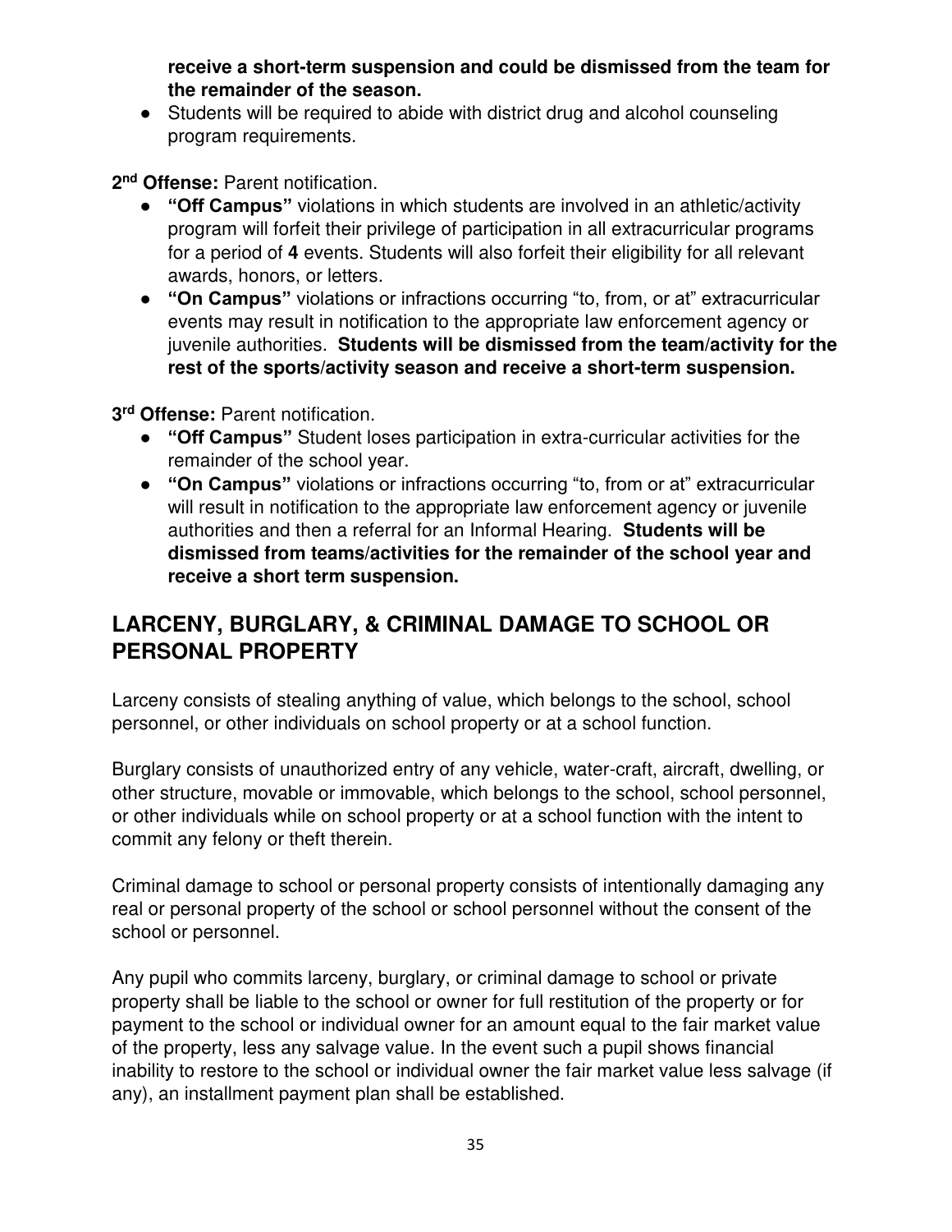**receive a short-term suspension and could be dismissed from the team for the remainder of the season.**

- Students will be required to abide with district drug and alcohol counseling program requirements.

**2nd Offense:** Parent notification.

- **"Off Campus"** violations in which students are involved in an athletic/activity program will forfeit their privilege of participation in all extracurricular programs for a period of **4** events. Students will also forfeit their eligibility for all relevant awards, honors, or letters.
- **"On Campus"** violations or infractions occurring "to, from, or at" extracurricular events may result in notification to the appropriate law enforcement agency or juvenile authorities. **Students will be dismissed from the team/activity for the rest of the sports/activity season and receive a short-term suspension.**

**3rd Offense:** Parent notification.

- **"Off Campus"** Student loses participation in extra-curricular activities for the remainder of the school year.
- **"On Campus"** violations or infractions occurring "to, from or at" extracurricular will result in notification to the appropriate law enforcement agency or juvenile authorities and then a referral for an Informal Hearing. **Students will be dismissed from teams/activities for the remainder of the school year and receive a short term suspension.**

## LARCENY, BURGLARY, & CRIMINAL DAMAGE TO SCHOOL OR PERSONAL PROPERTY

Larceny consists of stealing anything of value, which belongs to the school, school personnel, or other individuals on school property or at a school function.

Burglary consists of unauthorized entry of any vehicle, water-craft, aircraft, dwelling, or other structure, movable or immovable, which belongs to the school, school personnel, or other individuals while on school property or at a school function with the intent to commit any felony or theft therein.

Criminal damage to school or personal property consists of intentionally damaging any real or personal property of the school or school personnel without the consent of the school or personnel.

Any pupil who commits larceny, burglary, or criminal damage to school or private property shall be liable to the school or owner for full restitution of the property or for payment to the school or individual owner for an amount equal to the fair market value of the property, less any salvage value. In the event such a pupil shows financial inability to restore to the school or individual owner the fair market value less salvage (if any), an installment payment plan shall be established.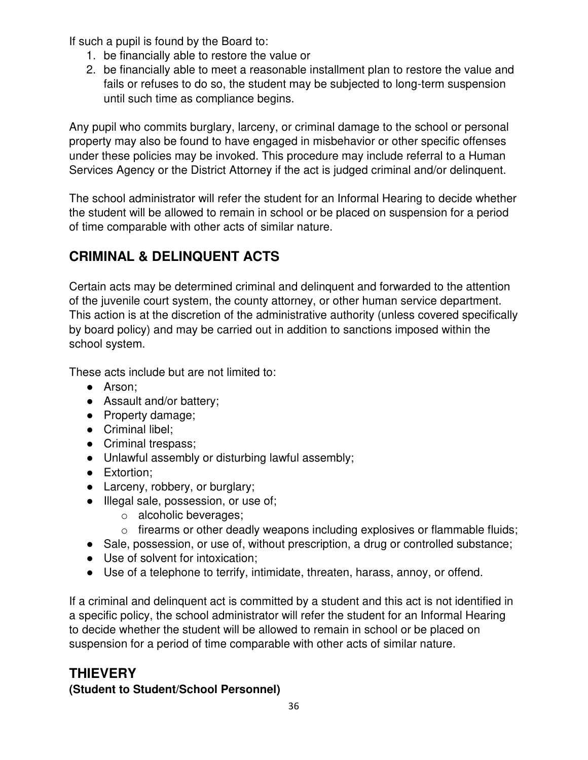If such a pupil is found by the Board to:

1. be financially able to restore the value or
2. be financially able to meet a reasonable installment plan to restore the value and fails or refuses to do so, the student may be subjected to long-term suspension until such time as compliance begins.

Any pupil who commits burglary, larceny, or criminal damage to the school or personal property may also be found to have engaged in misbehavior or other specific offenses under these policies may be invoked. This procedure may include referral to a Human Services Agency or the District Attorney if the act is judged criminal and/or delinquent.

The school administrator will refer the student for an Informal Hearing to decide whether the student will be allowed to remain in school or be placed on suspension for a period of time comparable with other acts of similar nature.

## CRIMINAL & DELINQUENT ACTS

Certain acts may be determined criminal and delinquent and forwarded to the attention of the juvenile court system, the county attorney, or other human service department. This action is at the discretion of the administrative authority (unless covered specifically by board policy) and may be carried out in addition to sanctions imposed within the school system.

These acts include but are not limited to:

- Arson;
- Assault and/or battery;
- Property damage;
- Criminal libel;
- Criminal trespass;
- Unlawful assembly or disturbing lawful assembly;
- Extortion;
- Larceny, robbery, or burglary;
- Illegal sale, possession, or use of;
  - alcoholic beverages;
  - firearms or other deadly weapons including explosives or flammable fluids;
- Sale, possession, or use of, without prescription, a drug or controlled substance;
- Use of solvent for intoxication;
- Use of a telephone to terrify, intimidate, threaten, harass, annoy, or offend.

If a criminal and delinquent act is committed by a student and this act is not identified in a specific policy, the school administrator will refer the student for an Informal Hearing to decide whether the student will be allowed to remain in school or be placed on suspension for a period of time comparable with other acts of similar nature.

## THIEVERY

**(Student to Student/School Personnel)**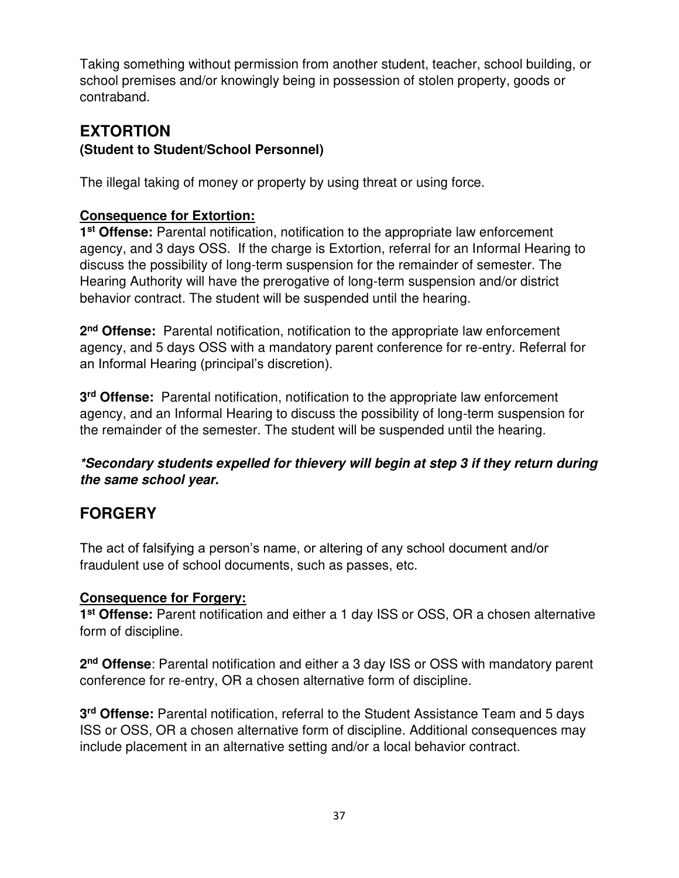Taking something without permission from another student, teacher, school building, or school premises and/or knowingly being in possession of stolen property, goods or contraband.

## EXTORTION

### (Student to Student/School Personnel)

The illegal taking of money or property by using threat or using force.

**Consequence for Extortion:**

**1st Offense:** Parental notification, notification to the appropriate law enforcement agency, and 3 days OSS. If the charge is Extortion, referral for an Informal Hearing to discuss the possibility of long-term suspension for the remainder of semester. The Hearing Authority will have the prerogative of long-term suspension and/or district behavior contract. The student will be suspended until the hearing.

**2nd Offense:** Parental notification, notification to the appropriate law enforcement agency, and 5 days OSS with a mandatory parent conference for re-entry. Referral for an Informal Hearing (principal's discretion).

**3rd Offense:** Parental notification, notification to the appropriate law enforcement agency, and an Informal Hearing to discuss the possibility of long-term suspension for the remainder of the semester. The student will be suspended until the hearing.

***Secondary students expelled for thievery will begin at step 3 if they return during the same school year.***

## FORGERY

The act of falsifying a person's name, or altering of any school document and/or fraudulent use of school documents, such as passes, etc.

**Consequence for Forgery:**

**1st Offense:** Parent notification and either a 1 day ISS or OSS, OR a chosen alternative form of discipline.

**2nd Offense**: Parental notification and either a 3 day ISS or OSS with mandatory parent conference for re-entry, OR a chosen alternative form of discipline.

**3rd Offense:** Parental notification, referral to the Student Assistance Team and 5 days ISS or OSS, OR a chosen alternative form of discipline. Additional consequences may include placement in an alternative setting and/or a local behavior contract.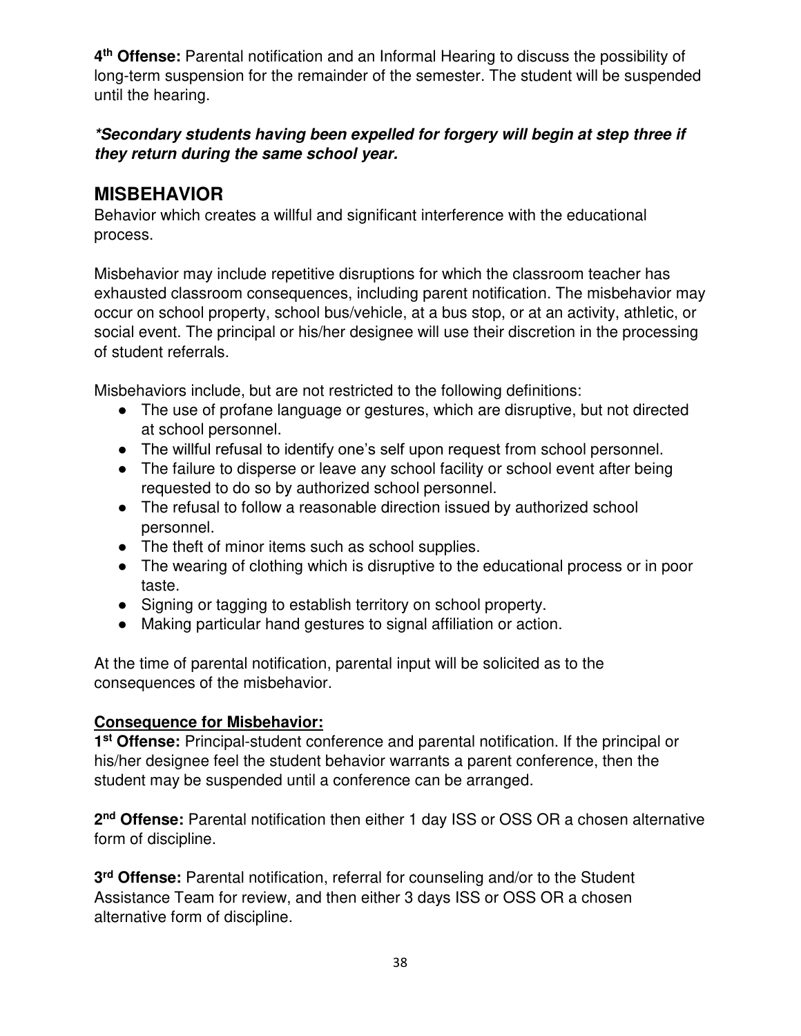**4th Offense:** Parental notification and an Informal Hearing to discuss the possibility of long-term suspension for the remainder of the semester. The student will be suspended until the hearing.

***Secondary students having been expelled for forgery will begin at step three if they return during the same school year.***

## MISBEHAVIOR

Behavior which creates a willful and significant interference with the educational process.

Misbehavior may include repetitive disruptions for which the classroom teacher has exhausted classroom consequences, including parent notification. The misbehavior may occur on school property, school bus/vehicle, at a bus stop, or at an activity, athletic, or social event. The principal or his/her designee will use their discretion in the processing of student referrals.

Misbehaviors include, but are not restricted to the following definitions:

- The use of profane language or gestures, which are disruptive, but not directed at school personnel.
- The willful refusal to identify one's self upon request from school personnel.
- The failure to disperse or leave any school facility or school event after being requested to do so by authorized school personnel.
- The refusal to follow a reasonable direction issued by authorized school personnel.
- The theft of minor items such as school supplies.
- The wearing of clothing which is disruptive to the educational process or in poor taste.
- Signing or tagging to establish territory on school property.
- Making particular hand gestures to signal affiliation or action.

At the time of parental notification, parental input will be solicited as to the consequences of the misbehavior.

**Consequence for Misbehavior:**

**1st Offense:** Principal-student conference and parental notification. If the principal or his/her designee feel the student behavior warrants a parent conference, then the student may be suspended until a conference can be arranged.

**2nd Offense:** Parental notification then either 1 day ISS or OSS OR a chosen alternative form of discipline.

**3rd Offense:** Parental notification, referral for counseling and/or to the Student Assistance Team for review, and then either 3 days ISS or OSS OR a chosen alternative form of discipline.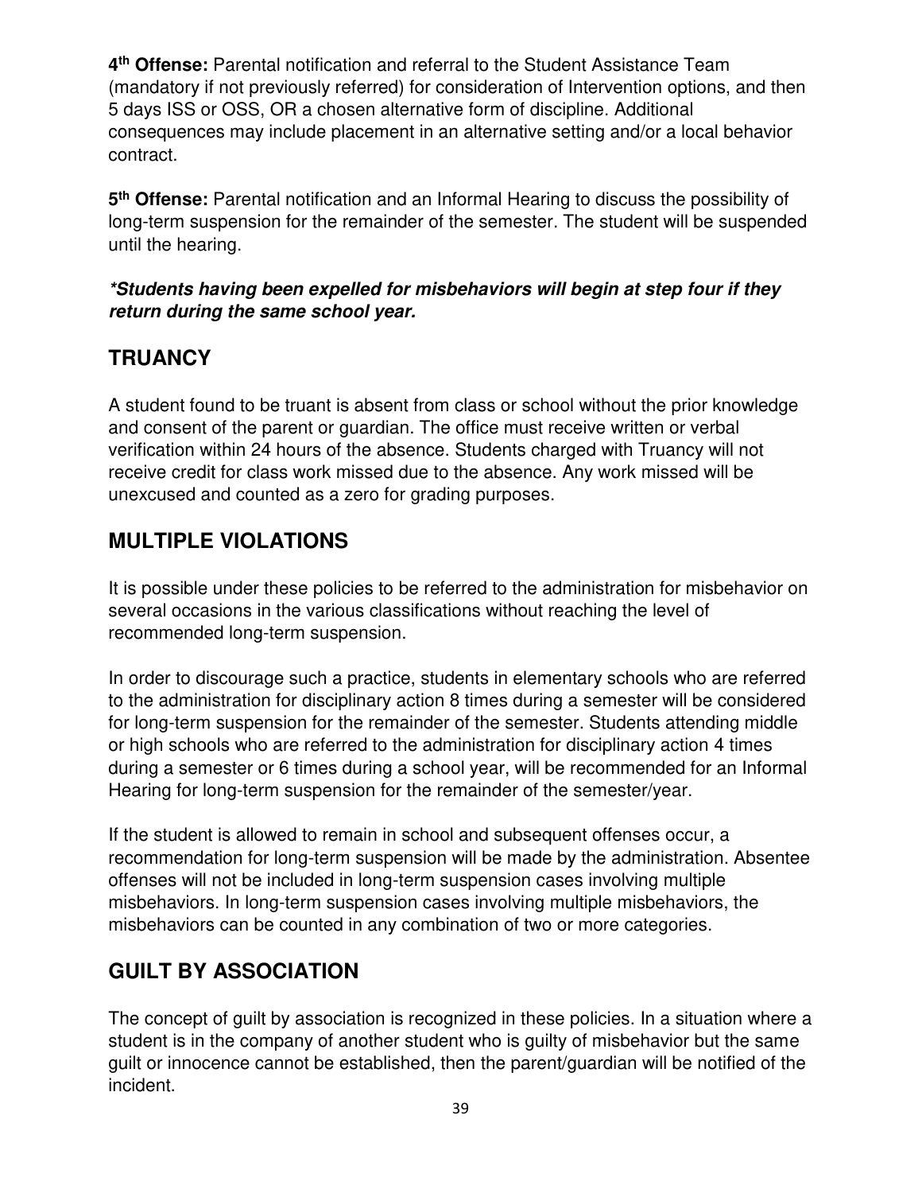**4th Offense:** Parental notification and referral to the Student Assistance Team (mandatory if not previously referred) for consideration of Intervention options, and then 5 days ISS or OSS, OR a chosen alternative form of discipline. Additional consequences may include placement in an alternative setting and/or a local behavior contract.

**5th Offense:** Parental notification and an Informal Hearing to discuss the possibility of long-term suspension for the remainder of the semester. The student will be suspended until the hearing.

***Students having been expelled for misbehaviors will begin at step four if they return during the same school year.***

## TRUANCY

A student found to be truant is absent from class or school without the prior knowledge and consent of the parent or guardian. The office must receive written or verbal verification within 24 hours of the absence. Students charged with Truancy will not receive credit for class work missed due to the absence. Any work missed will be unexcused and counted as a zero for grading purposes.

## MULTIPLE VIOLATIONS

It is possible under these policies to be referred to the administration for misbehavior on several occasions in the various classifications without reaching the level of recommended long-term suspension.

In order to discourage such a practice, students in elementary schools who are referred to the administration for disciplinary action 8 times during a semester will be considered for long-term suspension for the remainder of the semester. Students attending middle or high schools who are referred to the administration for disciplinary action 4 times during a semester or 6 times during a school year, will be recommended for an Informal Hearing for long-term suspension for the remainder of the semester/year.

If the student is allowed to remain in school and subsequent offenses occur, a recommendation for long-term suspension will be made by the administration. Absentee offenses will not be included in long-term suspension cases involving multiple misbehaviors. In long-term suspension cases involving multiple misbehaviors, the misbehaviors can be counted in any combination of two or more categories.

## GUILT BY ASSOCIATION

The concept of guilt by association is recognized in these policies. In a situation where a student is in the company of another student who is guilty of misbehavior but the same guilt or innocence cannot be established, then the parent/guardian will be notified of the incident.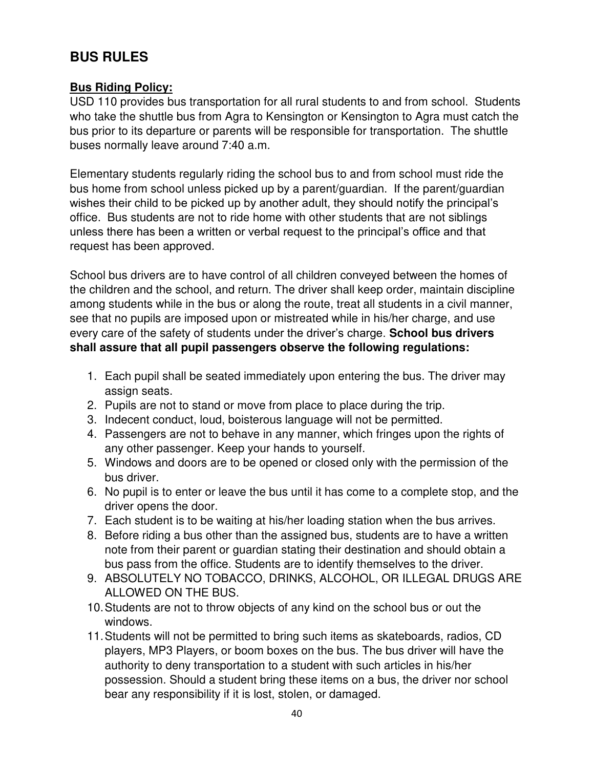## BUS RULES

**Bus Riding Policy:**

USD 110 provides bus transportation for all rural students to and from school. Students who take the shuttle bus from Agra to Kensington or Kensington to Agra must catch the bus prior to its departure or parents will be responsible for transportation. The shuttle buses normally leave around 7:40 a.m.

Elementary students regularly riding the school bus to and from school must ride the bus home from school unless picked up by a parent/guardian. If the parent/guardian wishes their child to be picked up by another adult, they should notify the principal's office. Bus students are not to ride home with other students that are not siblings unless there has been a written or verbal request to the principal's office and that request has been approved.

School bus drivers are to have control of all children conveyed between the homes of the children and the school, and return. The driver shall keep order, maintain discipline among students while in the bus or along the route, treat all students in a civil manner, see that no pupils are imposed upon or mistreated while in his/her charge, and use every care of the safety of students under the driver's charge. **School bus drivers shall assure that all pupil passengers observe the following regulations:**

1. Each pupil shall be seated immediately upon entering the bus. The driver may assign seats.
2. Pupils are not to stand or move from place to place during the trip.
3. Indecent conduct, loud, boisterous language will not be permitted.
4. Passengers are not to behave in any manner, which fringes upon the rights of any other passenger. Keep your hands to yourself.
5. Windows and doors are to be opened or closed only with the permission of the bus driver.
6. No pupil is to enter or leave the bus until it has come to a complete stop, and the driver opens the door.
7. Each student is to be waiting at his/her loading station when the bus arrives.
8. Before riding a bus other than the assigned bus, students are to have a written note from their parent or guardian stating their destination and should obtain a bus pass from the office. Students are to identify themselves to the driver.
9. ABSOLUTELY NO TOBACCO, DRINKS, ALCOHOL, OR ILLEGAL DRUGS ARE ALLOWED ON THE BUS.
10. Students are not to throw objects of any kind on the school bus or out the windows.
11. Students will not be permitted to bring such items as skateboards, radios, CD players, MP3 Players, or boom boxes on the bus. The bus driver will have the authority to deny transportation to a student with such articles in his/her possession. Should a student bring these items on a bus, the driver nor school bear any responsibility if it is lost, stolen, or damaged.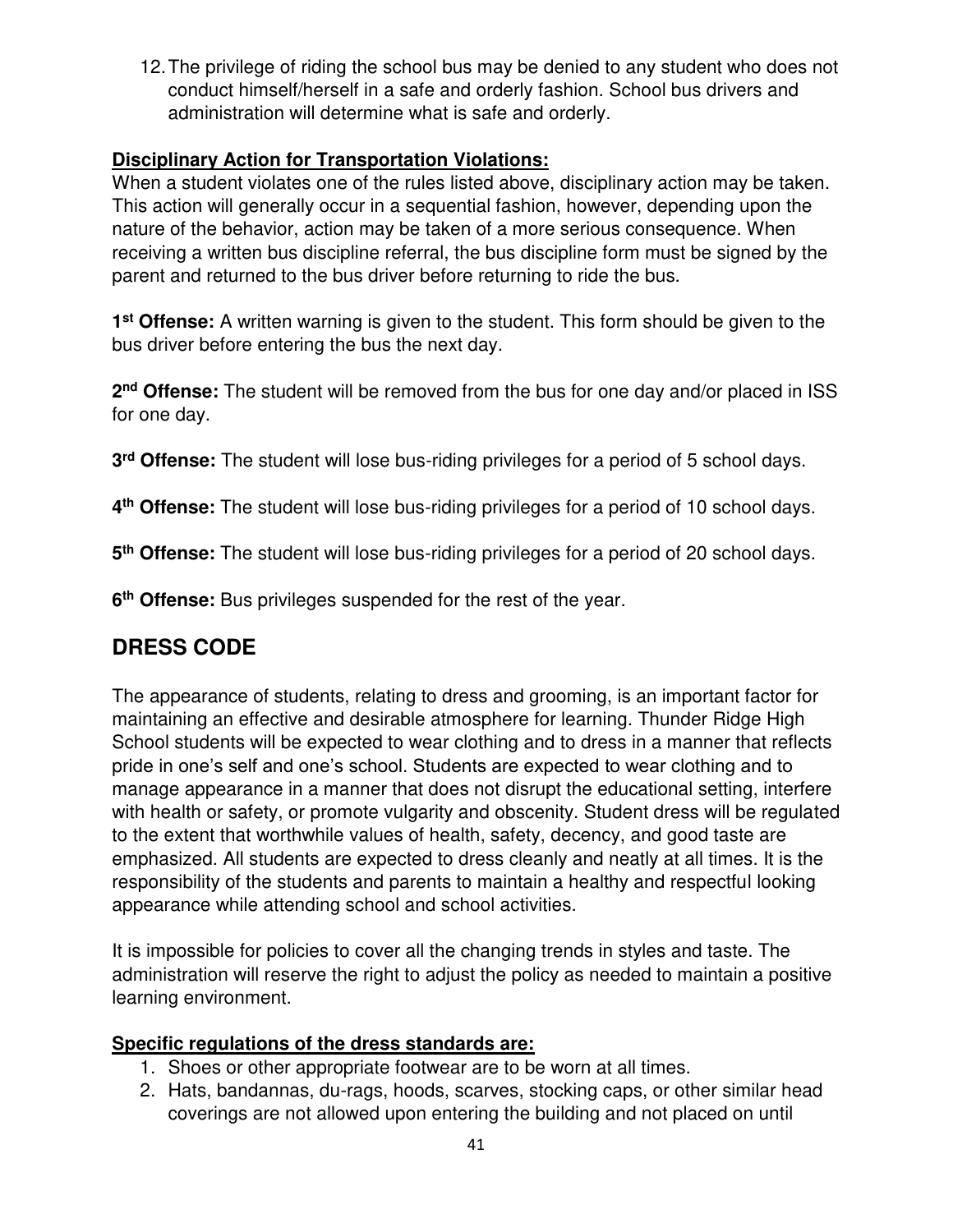12. The privilege of riding the school bus may be denied to any student who does not conduct himself/herself in a safe and orderly fashion. School bus drivers and administration will determine what is safe and orderly.

**Disciplinary Action for Transportation Violations:**

When a student violates one of the rules listed above, disciplinary action may be taken. This action will generally occur in a sequential fashion, however, depending upon the nature of the behavior, action may be taken of a more serious consequence. When receiving a written bus discipline referral, the bus discipline form must be signed by the parent and returned to the bus driver before returning to ride the bus.

**1st Offense:** A written warning is given to the student. This form should be given to the bus driver before entering the bus the next day.

**2nd Offense:** The student will be removed from the bus for one day and/or placed in ISS for one day.

**3rd Offense:** The student will lose bus-riding privileges for a period of 5 school days.

**4th Offense:** The student will lose bus-riding privileges for a period of 10 school days.

**5th Offense:** The student will lose bus-riding privileges for a period of 20 school days.

**6th Offense:** Bus privileges suspended for the rest of the year.

## DRESS CODE

The appearance of students, relating to dress and grooming, is an important factor for maintaining an effective and desirable atmosphere for learning. Thunder Ridge High School students will be expected to wear clothing and to dress in a manner that reflects pride in one's self and one's school. Students are expected to wear clothing and to manage appearance in a manner that does not disrupt the educational setting, interfere with health or safety, or promote vulgarity and obscenity. Student dress will be regulated to the extent that worthwhile values of health, safety, decency, and good taste are emphasized. All students are expected to dress cleanly and neatly at all times. It is the responsibility of the students and parents to maintain a healthy and respectful looking appearance while attending school and school activities.

It is impossible for policies to cover all the changing trends in styles and taste. The administration will reserve the right to adjust the policy as needed to maintain a positive learning environment.

**Specific regulations of the dress standards are:**

1. Shoes or other appropriate footwear are to be worn at all times.
2. Hats, bandannas, du-rags, hoods, scarves, stocking caps, or other similar head coverings are not allowed upon entering the building and not placed on until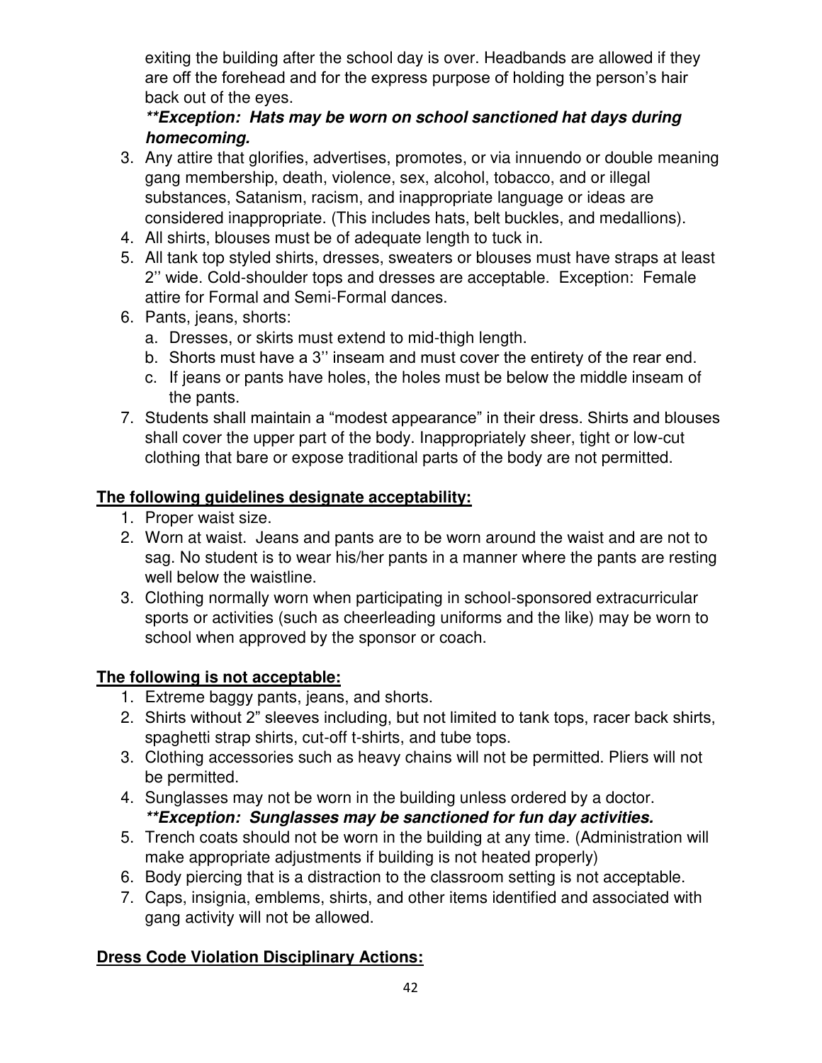exiting the building after the school day is over. Headbands are allowed if they are off the forehead and for the express purpose of holding the person's hair back out of the eyes.

***\*\*Exception: Hats may be worn on school sanctioned hat days during homecoming.***

3. Any attire that glorifies, advertises, promotes, or via innuendo or double meaning gang membership, death, violence, sex, alcohol, tobacco, and or illegal substances, Satanism, racism, and inappropriate language or ideas are considered inappropriate. (This includes hats, belt buckles, and medallions).
4. All shirts, blouses must be of adequate length to tuck in.
5. All tank top styled shirts, dresses, sweaters or blouses must have straps at least 2'' wide. Cold-shoulder tops and dresses are acceptable. Exception: Female attire for Formal and Semi-Formal dances.
6. Pants, jeans, shorts:
   a. Dresses, or skirts must extend to mid-thigh length.
   b. Shorts must have a 3'' inseam and must cover the entirety of the rear end.
   c. If jeans or pants have holes, the holes must be below the middle inseam of the pants.
7. Students shall maintain a "modest appearance" in their dress. Shirts and blouses shall cover the upper part of the body. Inappropriately sheer, tight or low-cut clothing that bare or expose traditional parts of the body are not permitted.

**<u>The following guidelines designate acceptability:</u>**

1. Proper waist size.
2. Worn at waist. Jeans and pants are to be worn around the waist and are not to sag. No student is to wear his/her pants in a manner where the pants are resting well below the waistline.
3. Clothing normally worn when participating in school-sponsored extracurricular sports or activities (such as cheerleading uniforms and the like) may be worn to school when approved by the sponsor or coach.

**<u>The following is not acceptable:</u>**

1. Extreme baggy pants, jeans, and shorts.
2. Shirts without 2" sleeves including, but not limited to tank tops, racer back shirts, spaghetti strap shirts, cut-off t-shirts, and tube tops.
3. Clothing accessories such as heavy chains will not be permitted. Pliers will not be permitted.
4. Sunglasses may not be worn in the building unless ordered by a doctor.
   ***\*\*Exception: Sunglasses may be sanctioned for fun day activities.***
5. Trench coats should not be worn in the building at any time. (Administration will make appropriate adjustments if building is not heated properly)
6. Body piercing that is a distraction to the classroom setting is not acceptable.
7. Caps, insignia, emblems, shirts, and other items identified and associated with gang activity will not be allowed.

**<u>Dress Code Violation Disciplinary Actions:</u>**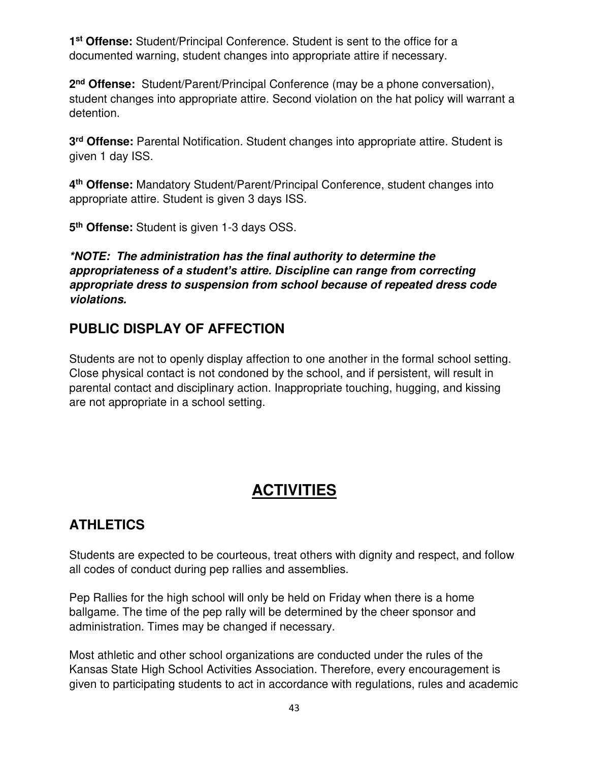**1st Offense:** Student/Principal Conference. Student is sent to the office for a documented warning, student changes into appropriate attire if necessary.

**2nd Offense:** Student/Parent/Principal Conference (may be a phone conversation), student changes into appropriate attire. Second violation on the hat policy will warrant a detention.

**3rd Offense:** Parental Notification. Student changes into appropriate attire. Student is given 1 day ISS.

**4th Offense:** Mandatory Student/Parent/Principal Conference, student changes into appropriate attire. Student is given 3 days ISS.

**5th Offense:** Student is given 1-3 days OSS.

***\*NOTE: The administration has the final authority to determine the appropriateness of a student's attire. Discipline can range from correcting appropriate dress to suspension from school because of repeated dress code violations.***

## PUBLIC DISPLAY OF AFFECTION

Students are not to openly display affection to one another in the formal school setting. Close physical contact is not condoned by the school, and if persistent, will result in parental contact and disciplinary action. Inappropriate touching, hugging, and kissing are not appropriate in a school setting.

# ACTIVITIES

## ATHLETICS

Students are expected to be courteous, treat others with dignity and respect, and follow all codes of conduct during pep rallies and assemblies.

Pep Rallies for the high school will only be held on Friday when there is a home ballgame. The time of the pep rally will be determined by the cheer sponsor and administration. Times may be changed if necessary.

Most athletic and other school organizations are conducted under the rules of the Kansas State High School Activities Association. Therefore, every encouragement is given to participating students to act in accordance with regulations, rules and academic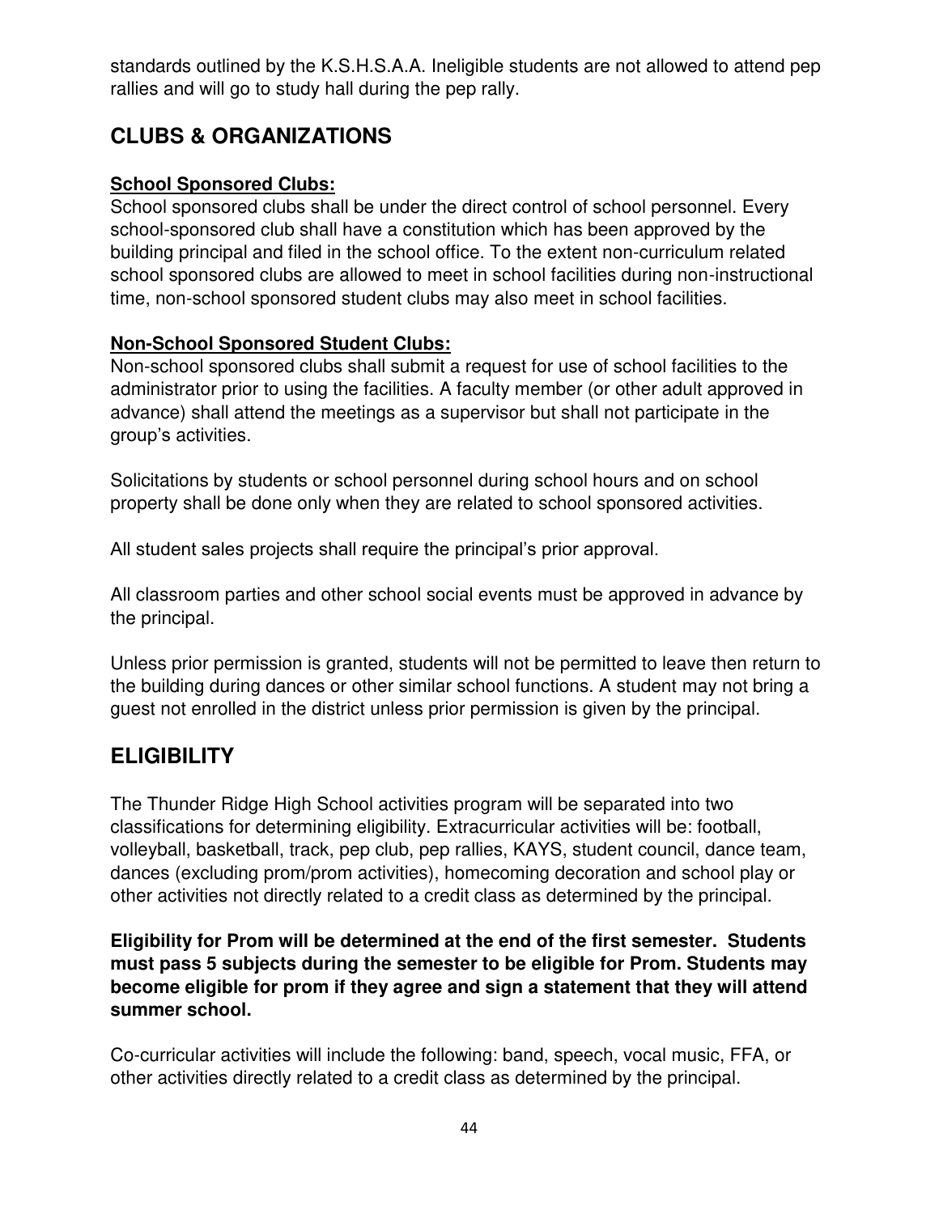standards outlined by the K.S.H.S.A.A. Ineligible students are not allowed to attend pep rallies and will go to study hall during the pep rally.

## CLUBS & ORGANIZATIONS

**School Sponsored Clubs:**
School sponsored clubs shall be under the direct control of school personnel. Every school-sponsored club shall have a constitution which has been approved by the building principal and filed in the school office. To the extent non-curriculum related school sponsored clubs are allowed to meet in school facilities during non-instructional time, non-school sponsored student clubs may also meet in school facilities.

**Non-School Sponsored Student Clubs:**
Non-school sponsored clubs shall submit a request for use of school facilities to the administrator prior to using the facilities. A faculty member (or other adult approved in advance) shall attend the meetings as a supervisor but shall not participate in the group's activities.

Solicitations by students or school personnel during school hours and on school property shall be done only when they are related to school sponsored activities.

All student sales projects shall require the principal's prior approval.

All classroom parties and other school social events must be approved in advance by the principal.

Unless prior permission is granted, students will not be permitted to leave then return to the building during dances or other similar school functions. A student may not bring a guest not enrolled in the district unless prior permission is given by the principal.

## ELIGIBILITY

The Thunder Ridge High School activities program will be separated into two classifications for determining eligibility. Extracurricular activities will be: football, volleyball, basketball, track, pep club, pep rallies, KAYS, student council, dance team, dances (excluding prom/prom activities), homecoming decoration and school play or other activities not directly related to a credit class as determined by the principal.

**Eligibility for Prom will be determined at the end of the first semester. Students must pass 5 subjects during the semester to be eligible for Prom. Students may become eligible for prom if they agree and sign a statement that they will attend summer school.**

Co-curricular activities will include the following: band, speech, vocal music, FFA, or other activities directly related to a credit class as determined by the principal.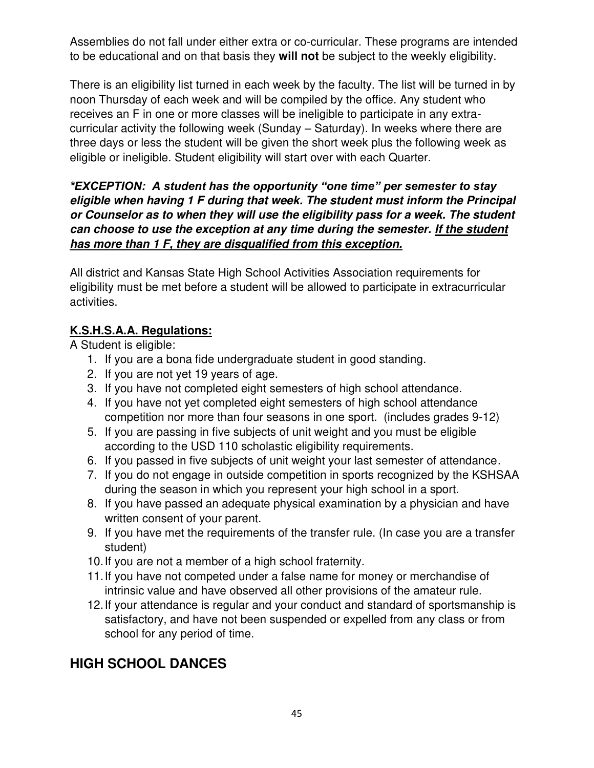Assemblies do not fall under either extra or co-curricular. These programs are intended to be educational and on that basis they **will not** be subject to the weekly eligibility.

There is an eligibility list turned in each week by the faculty. The list will be turned in by noon Thursday of each week and will be compiled by the office. Any student who receives an F in one or more classes will be ineligible to participate in any extra-curricular activity the following week (Sunday – Saturday). In weeks where there are three days or less the student will be given the short week plus the following week as eligible or ineligible. Student eligibility will start over with each Quarter.

***\*EXCEPTION: A student has the opportunity "one time" per semester to stay eligible when having 1 F during that week. The student must inform the Principal or Counselor as to when they will use the eligibility pass for a week. The student can choose to use the exception at any time during the semester. <u>If the student has more than 1 F, they are disqualified from this exception.</u>***

All district and Kansas State High School Activities Association requirements for eligibility must be met before a student will be allowed to participate in extracurricular activities.

**<u>K.S.H.S.A.A. Regulations:</u>**

A Student is eligible:

1. If you are a bona fide undergraduate student in good standing.
2. If you are not yet 19 years of age.
3. If you have not completed eight semesters of high school attendance.
4. If you have not yet completed eight semesters of high school attendance competition nor more than four seasons in one sport. (includes grades 9-12)
5. If you are passing in five subjects of unit weight and you must be eligible according to the USD 110 scholastic eligibility requirements.
6. If you passed in five subjects of unit weight your last semester of attendance.
7. If you do not engage in outside competition in sports recognized by the KSHSAA during the season in which you represent your high school in a sport.
8. If you have passed an adequate physical examination by a physician and have written consent of your parent.
9. If you have met the requirements of the transfer rule. (In case you are a transfer student)
10. If you are not a member of a high school fraternity.
11. If you have not competed under a false name for money or merchandise of intrinsic value and have observed all other provisions of the amateur rule.
12. If your attendance is regular and your conduct and standard of sportsmanship is satisfactory, and have not been suspended or expelled from any class or from school for any period of time.

## HIGH SCHOOL DANCES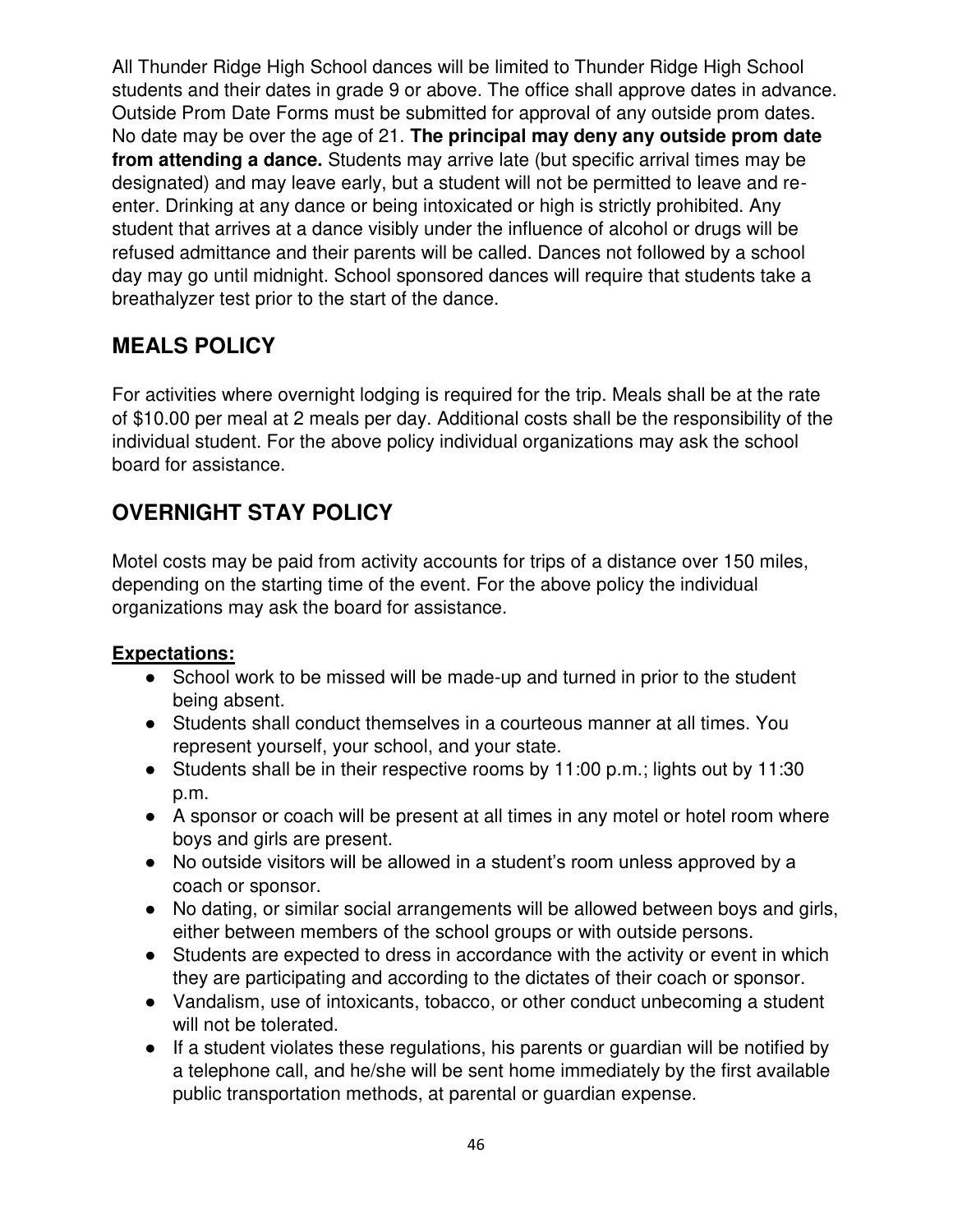All Thunder Ridge High School dances will be limited to Thunder Ridge High School students and their dates in grade 9 or above. The office shall approve dates in advance. Outside Prom Date Forms must be submitted for approval of any outside prom dates. No date may be over the age of 21. **The principal may deny any outside prom date from attending a dance.** Students may arrive late (but specific arrival times may be designated) and may leave early, but a student will not be permitted to leave and re-enter. Drinking at any dance or being intoxicated or high is strictly prohibited. Any student that arrives at a dance visibly under the influence of alcohol or drugs will be refused admittance and their parents will be called. Dances not followed by a school day may go until midnight. School sponsored dances will require that students take a breathalyzer test prior to the start of the dance.

## MEALS POLICY

For activities where overnight lodging is required for the trip. Meals shall be at the rate of $10.00 per meal at 2 meals per day. Additional costs shall be the responsibility of the individual student. For the above policy individual organizations may ask the school board for assistance.

## OVERNIGHT STAY POLICY

Motel costs may be paid from activity accounts for trips of a distance over 150 miles, depending on the starting time of the event. For the above policy the individual organizations may ask the board for assistance.

**Expectations:**

- School work to be missed will be made-up and turned in prior to the student being absent.
- Students shall conduct themselves in a courteous manner at all times. You represent yourself, your school, and your state.
- Students shall be in their respective rooms by 11:00 p.m.; lights out by 11:30 p.m.
- A sponsor or coach will be present at all times in any motel or hotel room where boys and girls are present.
- No outside visitors will be allowed in a student's room unless approved by a coach or sponsor.
- No dating, or similar social arrangements will be allowed between boys and girls, either between members of the school groups or with outside persons.
- Students are expected to dress in accordance with the activity or event in which they are participating and according to the dictates of their coach or sponsor.
- Vandalism, use of intoxicants, tobacco, or other conduct unbecoming a student will not be tolerated.
- If a student violates these regulations, his parents or guardian will be notified by a telephone call, and he/she will be sent home immediately by the first available public transportation methods, at parental or guardian expense.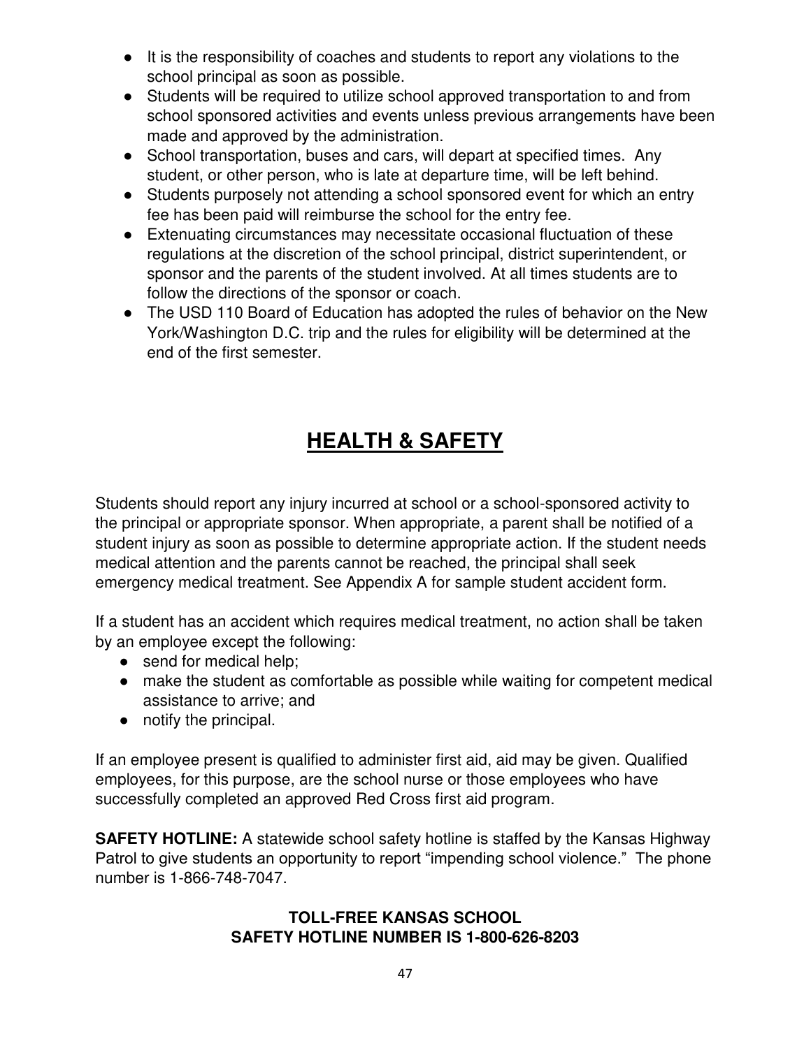- It is the responsibility of coaches and students to report any violations to the school principal as soon as possible.
- Students will be required to utilize school approved transportation to and from school sponsored activities and events unless previous arrangements have been made and approved by the administration.
- School transportation, buses and cars, will depart at specified times. Any student, or other person, who is late at departure time, will be left behind.
- Students purposely not attending a school sponsored event for which an entry fee has been paid will reimburse the school for the entry fee.
- Extenuating circumstances may necessitate occasional fluctuation of these regulations at the discretion of the school principal, district superintendent, or sponsor and the parents of the student involved. At all times students are to follow the directions of the sponsor or coach.
- The USD 110 Board of Education has adopted the rules of behavior on the New York/Washington D.C. trip and the rules for eligibility will be determined at the end of the first semester.

# HEALTH & SAFETY

Students should report any injury incurred at school or a school-sponsored activity to the principal or appropriate sponsor. When appropriate, a parent shall be notified of a student injury as soon as possible to determine appropriate action. If the student needs medical attention and the parents cannot be reached, the principal shall seek emergency medical treatment. See Appendix A for sample student accident form.

If a student has an accident which requires medical treatment, no action shall be taken by an employee except the following:

- send for medical help;
- make the student as comfortable as possible while waiting for competent medical assistance to arrive; and
- notify the principal.

If an employee present is qualified to administer first aid, aid may be given. Qualified employees, for this purpose, are the school nurse or those employees who have successfully completed an approved Red Cross first aid program.

**SAFETY HOTLINE:** A statewide school safety hotline is staffed by the Kansas Highway Patrol to give students an opportunity to report "impending school violence." The phone number is 1-866-748-7047.

**TOLL-FREE KANSAS SCHOOL SAFETY HOTLINE NUMBER IS 1-800-626-8203**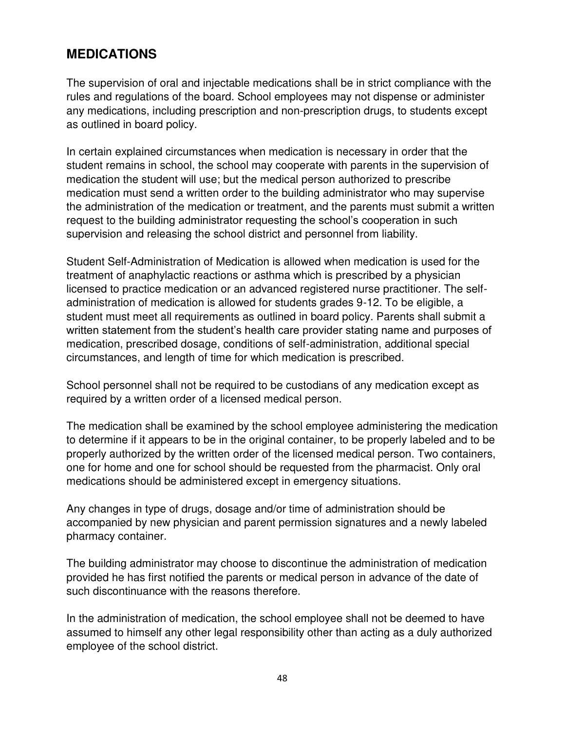## MEDICATIONS

The supervision of oral and injectable medications shall be in strict compliance with the rules and regulations of the board. School employees may not dispense or administer any medications, including prescription and non-prescription drugs, to students except as outlined in board policy.

In certain explained circumstances when medication is necessary in order that the student remains in school, the school may cooperate with parents in the supervision of medication the student will use; but the medical person authorized to prescribe medication must send a written order to the building administrator who may supervise the administration of the medication or treatment, and the parents must submit a written request to the building administrator requesting the school's cooperation in such supervision and releasing the school district and personnel from liability.

Student Self-Administration of Medication is allowed when medication is used for the treatment of anaphylactic reactions or asthma which is prescribed by a physician licensed to practice medication or an advanced registered nurse practitioner. The self-administration of medication is allowed for students grades 9-12. To be eligible, a student must meet all requirements as outlined in board policy. Parents shall submit a written statement from the student's health care provider stating name and purposes of medication, prescribed dosage, conditions of self-administration, additional special circumstances, and length of time for which medication is prescribed.

School personnel shall not be required to be custodians of any medication except as required by a written order of a licensed medical person.

The medication shall be examined by the school employee administering the medication to determine if it appears to be in the original container, to be properly labeled and to be properly authorized by the written order of the licensed medical person. Two containers, one for home and one for school should be requested from the pharmacist. Only oral medications should be administered except in emergency situations.

Any changes in type of drugs, dosage and/or time of administration should be accompanied by new physician and parent permission signatures and a newly labeled pharmacy container.

The building administrator may choose to discontinue the administration of medication provided he has first notified the parents or medical person in advance of the date of such discontinuance with the reasons therefore.

In the administration of medication, the school employee shall not be deemed to have assumed to himself any other legal responsibility other than acting as a duly authorized employee of the school district.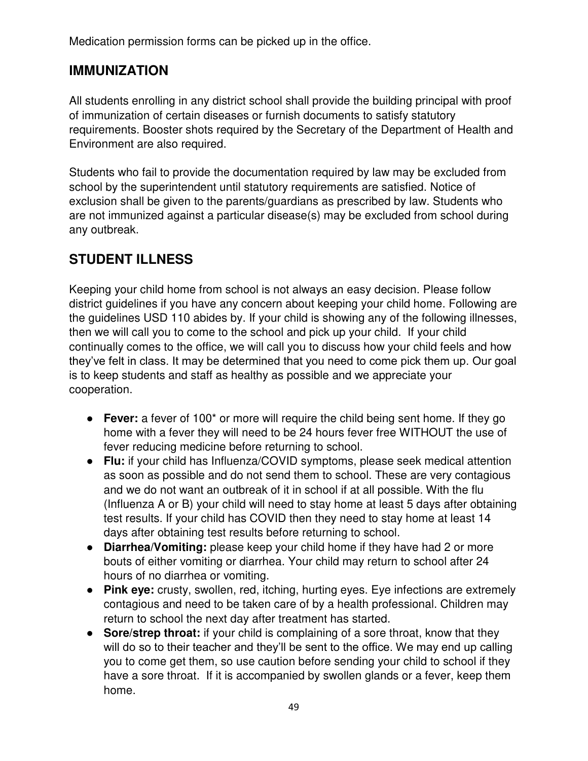Medication permission forms can be picked up in the office.

## IMMUNIZATION

All students enrolling in any district school shall provide the building principal with proof of immunization of certain diseases or furnish documents to satisfy statutory requirements. Booster shots required by the Secretary of the Department of Health and Environment are also required.

Students who fail to provide the documentation required by law may be excluded from school by the superintendent until statutory requirements are satisfied. Notice of exclusion shall be given to the parents/guardians as prescribed by law. Students who are not immunized against a particular disease(s) may be excluded from school during any outbreak.

## STUDENT ILLNESS

Keeping your child home from school is not always an easy decision. Please follow district guidelines if you have any concern about keeping your child home. Following are the guidelines USD 110 abides by. If your child is showing any of the following illnesses, then we will call you to come to the school and pick up your child. If your child continually comes to the office, we will call you to discuss how your child feels and how they've felt in class. It may be determined that you need to come pick them up. Our goal is to keep students and staff as healthy as possible and we appreciate your cooperation.

- **Fever:** a fever of 100* or more will require the child being sent home. If they go home with a fever they will need to be 24 hours fever free WITHOUT the use of fever reducing medicine before returning to school.
- **Flu:** if your child has Influenza/COVID symptoms, please seek medical attention as soon as possible and do not send them to school. These are very contagious and we do not want an outbreak of it in school if at all possible. With the flu (Influenza A or B) your child will need to stay home at least 5 days after obtaining test results. If your child has COVID then they need to stay home at least 14 days after obtaining test results before returning to school.
- **Diarrhea/Vomiting:** please keep your child home if they have had 2 or more bouts of either vomiting or diarrhea. Your child may return to school after 24 hours of no diarrhea or vomiting.
- **Pink eye:** crusty, swollen, red, itching, hurting eyes. Eye infections are extremely contagious and need to be taken care of by a health professional. Children may return to school the next day after treatment has started.
- **Sore/strep throat:** if your child is complaining of a sore throat, know that they will do so to their teacher and they'll be sent to the office. We may end up calling you to come get them, so use caution before sending your child to school if they have a sore throat. If it is accompanied by swollen glands or a fever, keep them home.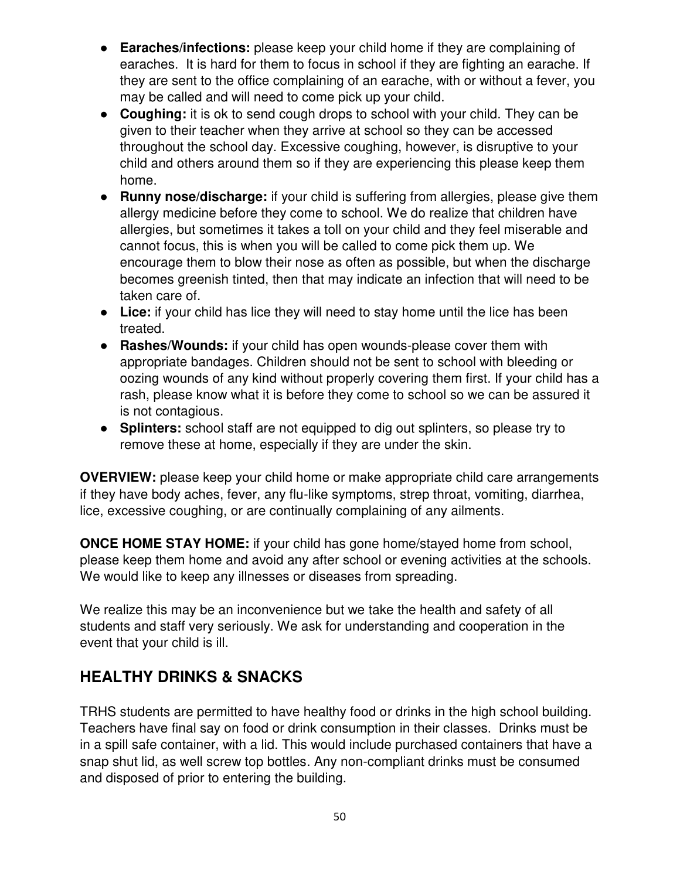- **Earaches/infections:** please keep your child home if they are complaining of earaches. It is hard for them to focus in school if they are fighting an earache. If they are sent to the office complaining of an earache, with or without a fever, you may be called and will need to come pick up your child.
- **Coughing:** it is ok to send cough drops to school with your child. They can be given to their teacher when they arrive at school so they can be accessed throughout the school day. Excessive coughing, however, is disruptive to your child and others around them so if they are experiencing this please keep them home.
- **Runny nose/discharge:** if your child is suffering from allergies, please give them allergy medicine before they come to school. We do realize that children have allergies, but sometimes it takes a toll on your child and they feel miserable and cannot focus, this is when you will be called to come pick them up. We encourage them to blow their nose as often as possible, but when the discharge becomes greenish tinted, then that may indicate an infection that will need to be taken care of.
- **Lice:** if your child has lice they will need to stay home until the lice has been treated.
- **Rashes/Wounds:** if your child has open wounds-please cover them with appropriate bandages. Children should not be sent to school with bleeding or oozing wounds of any kind without properly covering them first. If your child has a rash, please know what it is before they come to school so we can be assured it is not contagious.
- **Splinters:** school staff are not equipped to dig out splinters, so please try to remove these at home, especially if they are under the skin.

**OVERVIEW:** please keep your child home or make appropriate child care arrangements if they have body aches, fever, any flu-like symptoms, strep throat, vomiting, diarrhea, lice, excessive coughing, or are continually complaining of any ailments.

**ONCE HOME STAY HOME:** if your child has gone home/stayed home from school, please keep them home and avoid any after school or evening activities at the schools. We would like to keep any illnesses or diseases from spreading.

We realize this may be an inconvenience but we take the health and safety of all students and staff very seriously. We ask for understanding and cooperation in the event that your child is ill.

## HEALTHY DRINKS & SNACKS

TRHS students are permitted to have healthy food or drinks in the high school building. Teachers have final say on food or drink consumption in their classes. Drinks must be in a spill safe container, with a lid. This would include purchased containers that have a snap shut lid, as well screw top bottles. Any non-compliant drinks must be consumed and disposed of prior to entering the building.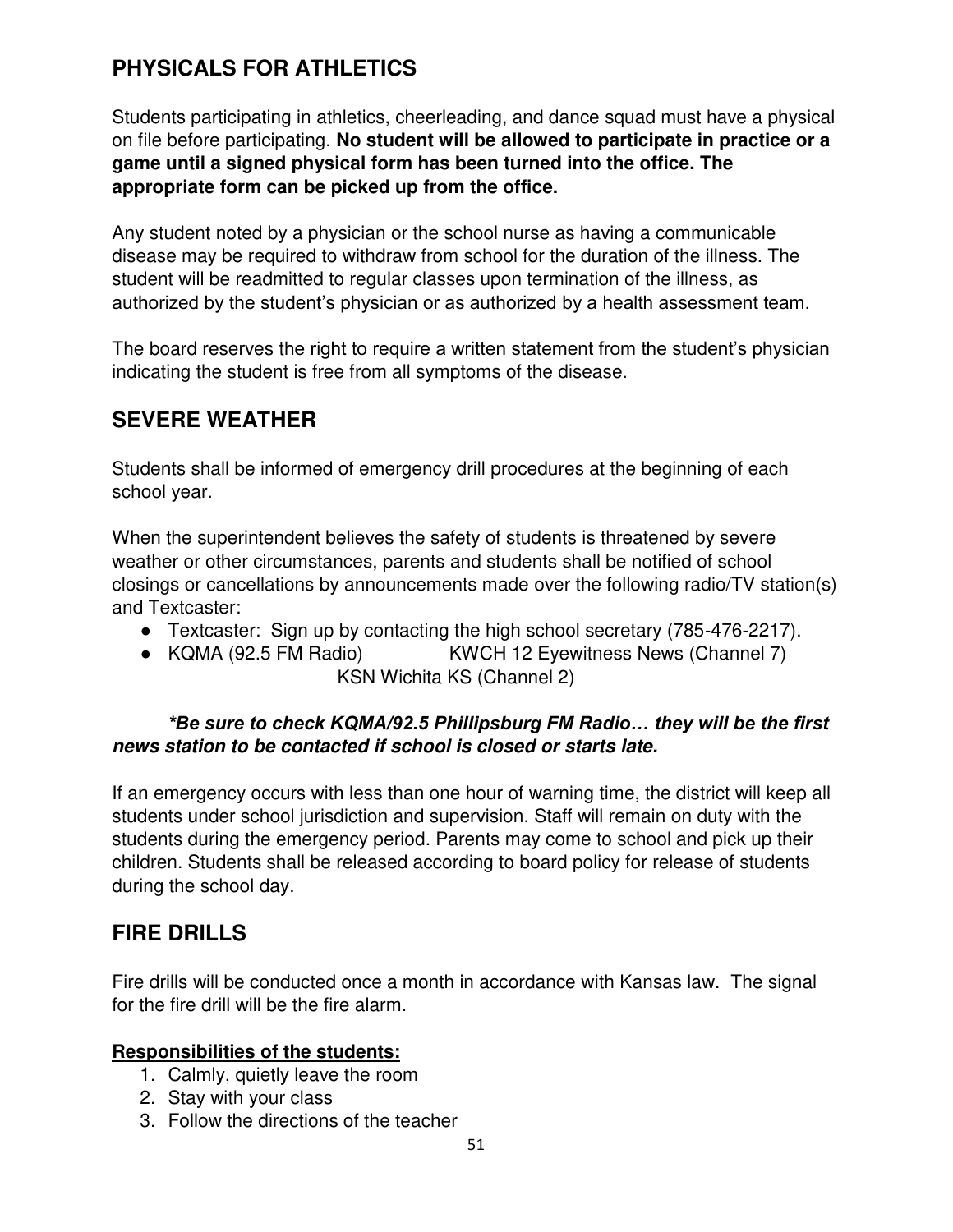## PHYSICALS FOR ATHLETICS

Students participating in athletics, cheerleading, and dance squad must have a physical on file before participating. **No student will be allowed to participate in practice or a game until a signed physical form has been turned into the office. The appropriate form can be picked up from the office.**

Any student noted by a physician or the school nurse as having a communicable disease may be required to withdraw from school for the duration of the illness. The student will be readmitted to regular classes upon termination of the illness, as authorized by the student's physician or as authorized by a health assessment team.

The board reserves the right to require a written statement from the student's physician indicating the student is free from all symptoms of the disease.

## SEVERE WEATHER

Students shall be informed of emergency drill procedures at the beginning of each school year.

When the superintendent believes the safety of students is threatened by severe weather or other circumstances, parents and students shall be notified of school closings or cancellations by announcements made over the following radio/TV station(s) and Textcaster:

- Textcaster: Sign up by contacting the high school secretary (785-476-2217).
- KQMA (92.5 FM Radio) KWCH 12 Eyewitness News (Channel 7) KSN Wichita KS (Channel 2)

***\*Be sure to check KQMA/92.5 Phillipsburg FM Radio… they will be the first news station to be contacted if school is closed or starts late.***

If an emergency occurs with less than one hour of warning time, the district will keep all students under school jurisdiction and supervision. Staff will remain on duty with the students during the emergency period. Parents may come to school and pick up their children. Students shall be released according to board policy for release of students during the school day.

## FIRE DRILLS

Fire drills will be conducted once a month in accordance with Kansas law. The signal for the fire drill will be the fire alarm.

**Responsibilities of the students:**

1. Calmly, quietly leave the room
2. Stay with your class
3. Follow the directions of the teacher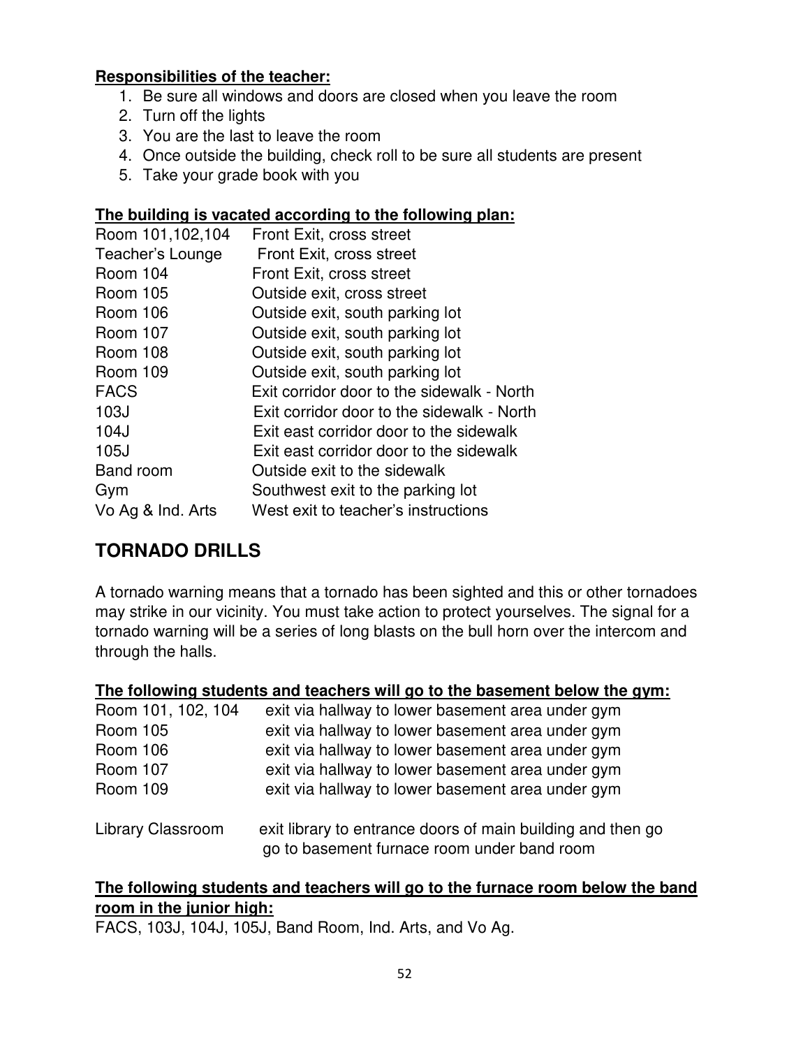**Responsibilities of the teacher:**

1. Be sure all windows and doors are closed when you leave the room
2. Turn off the lights
3. You are the last to leave the room
4. Once outside the building, check roll to be sure all students are present
5. Take your grade book with you

**The building is vacated according to the following plan:**

| | |
|---|---|
| Room 101,102,104 | Front Exit, cross street |
| Teacher's Lounge | Front Exit, cross street |
| Room 104 | Front Exit, cross street |
| Room 105 | Outside exit, cross street |
| Room 106 | Outside exit, south parking lot |
| Room 107 | Outside exit, south parking lot |
| Room 108 | Outside exit, south parking lot |
| Room 109 | Outside exit, south parking lot |
| FACS | Exit corridor door to the sidewalk - North |
| 103J | Exit corridor door to the sidewalk - North |
| 104J | Exit east corridor door to the sidewalk |
| 105J | Exit east corridor door to the sidewalk |
| Band room | Outside exit to the sidewalk |
| Gym | Southwest exit to the parking lot |
| Vo Ag & Ind. Arts | West exit to teacher's instructions |

## TORNADO DRILLS

A tornado warning means that a tornado has been sighted and this or other tornadoes may strike in our vicinity. You must take action to protect yourselves. The signal for a tornado warning will be a series of long blasts on the bull horn over the intercom and through the halls.

**The following students and teachers will go to the basement below the gym:**

| | |
|---|---|
| Room 101, 102, 104 | exit via hallway to lower basement area under gym |
| Room 105 | exit via hallway to lower basement area under gym |
| Room 106 | exit via hallway to lower basement area under gym |
| Room 107 | exit via hallway to lower basement area under gym |
| Room 109 | exit via hallway to lower basement area under gym |
| Library Classroom | exit library to entrance doors of main building and then go go to basement furnace room under band room |

**The following students and teachers will go to the furnace room below the band room in the junior high:**

FACS, 103J, 104J, 105J, Band Room, Ind. Arts, and Vo Ag.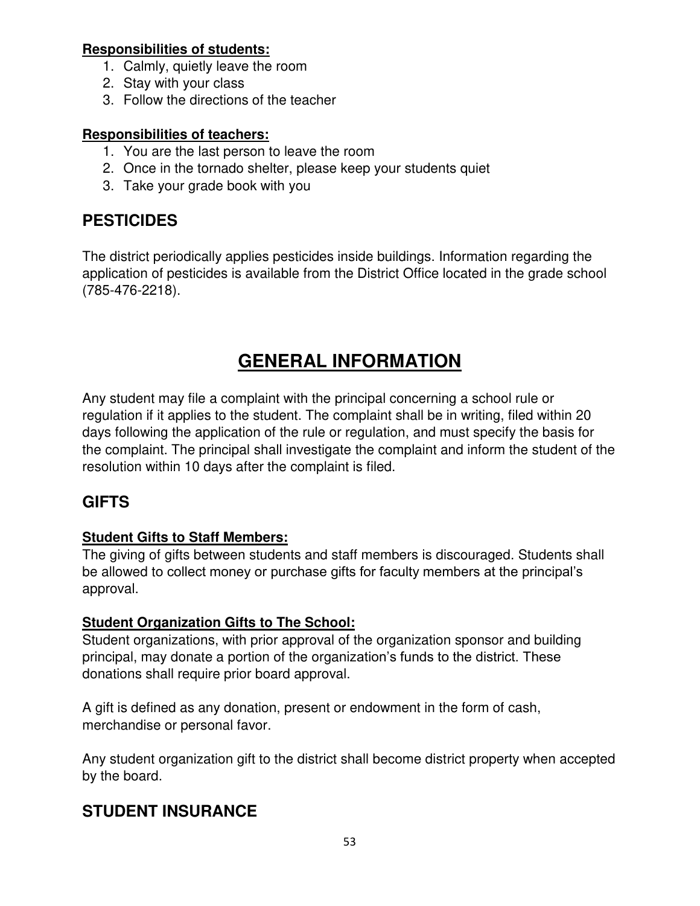**Responsibilities of students:**

1. Calmly, quietly leave the room
2. Stay with your class
3. Follow the directions of the teacher

**Responsibilities of teachers:**

1. You are the last person to leave the room
2. Once in the tornado shelter, please keep your students quiet
3. Take your grade book with you

## PESTICIDES

The district periodically applies pesticides inside buildings. Information regarding the application of pesticides is available from the District Office located in the grade school (785-476-2218).

# GENERAL INFORMATION

Any student may file a complaint with the principal concerning a school rule or regulation if it applies to the student. The complaint shall be in writing, filed within 20 days following the application of the rule or regulation, and must specify the basis for the complaint. The principal shall investigate the complaint and inform the student of the resolution within 10 days after the complaint is filed.

## GIFTS

**Student Gifts to Staff Members:**
The giving of gifts between students and staff members is discouraged. Students shall be allowed to collect money or purchase gifts for faculty members at the principal's approval.

**Student Organization Gifts to The School:**
Student organizations, with prior approval of the organization sponsor and building principal, may donate a portion of the organization's funds to the district. These donations shall require prior board approval.

A gift is defined as any donation, present or endowment in the form of cash, merchandise or personal favor.

Any student organization gift to the district shall become district property when accepted by the board.

## STUDENT INSURANCE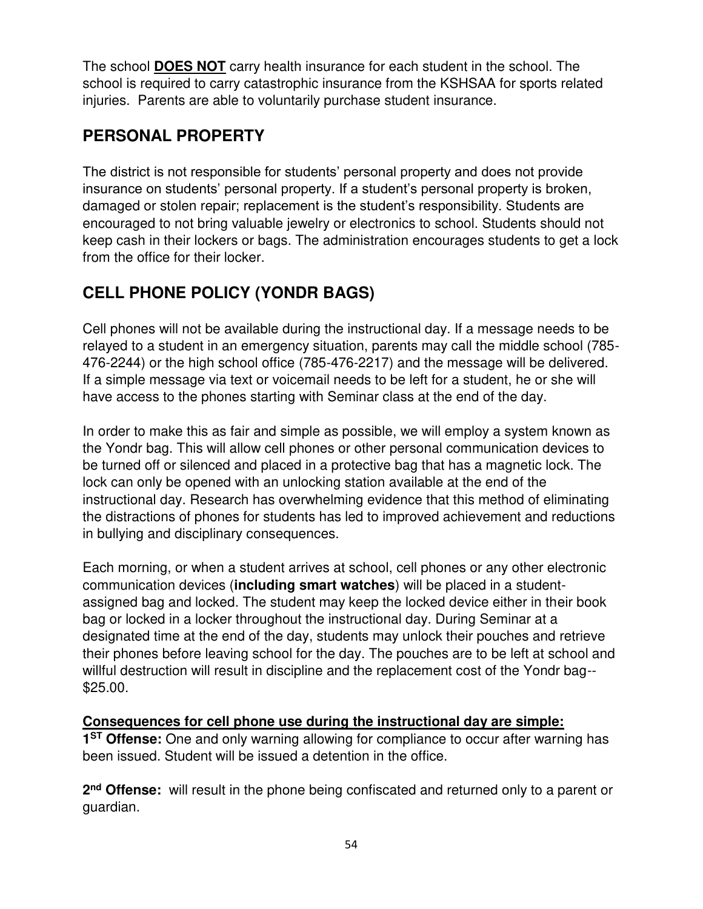The school **DOES NOT** carry health insurance for each student in the school. The school is required to carry catastrophic insurance from the KSHSAA for sports related injuries. Parents are able to voluntarily purchase student insurance.

## PERSONAL PROPERTY

The district is not responsible for students' personal property and does not provide insurance on students' personal property. If a student's personal property is broken, damaged or stolen repair; replacement is the student's responsibility. Students are encouraged to not bring valuable jewelry or electronics to school. Students should not keep cash in their lockers or bags. The administration encourages students to get a lock from the office for their locker.

## CELL PHONE POLICY (YONDR BAGS)

Cell phones will not be available during the instructional day. If a message needs to be relayed to a student in an emergency situation, parents may call the middle school (785-476-2244) or the high school office (785-476-2217) and the message will be delivered. If a simple message via text or voicemail needs to be left for a student, he or she will have access to the phones starting with Seminar class at the end of the day.

In order to make this as fair and simple as possible, we will employ a system known as the Yondr bag. This will allow cell phones or other personal communication devices to be turned off or silenced and placed in a protective bag that has a magnetic lock. The lock can only be opened with an unlocking station available at the end of the instructional day. Research has overwhelming evidence that this method of eliminating the distractions of phones for students has led to improved achievement and reductions in bullying and disciplinary consequences.

Each morning, or when a student arrives at school, cell phones or any other electronic communication devices (**including smart watches**) will be placed in a student-assigned bag and locked. The student may keep the locked device either in their book bag or locked in a locker throughout the instructional day. During Seminar at a designated time at the end of the day, students may unlock their pouches and retrieve their phones before leaving school for the day. The pouches are to be left at school and willful destruction will result in discipline and the replacement cost of the Yondr bag--$25.00.

**<u>Consequences for cell phone use during the instructional day are simple:</u>**

**1ST Offense:** One and only warning allowing for compliance to occur after warning has been issued. Student will be issued a detention in the office.

**2nd Offense:** will result in the phone being confiscated and returned only to a parent or guardian.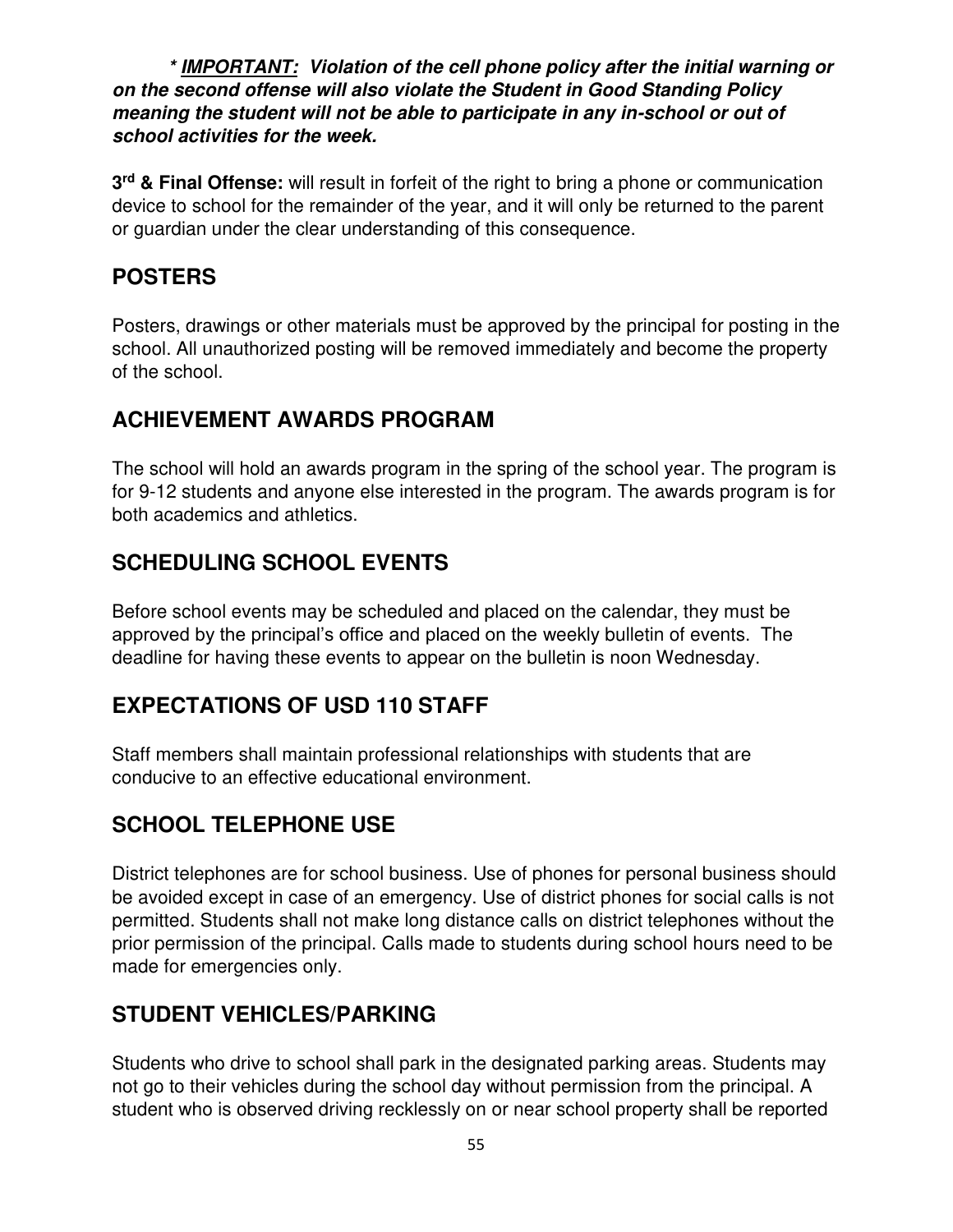***IMPORTANT:* Violation of the cell phone policy after the initial warning or on the second offense will also violate the Student in Good Standing Policy meaning the student will not be able to participate in any in-school or out of school activities for the week.**

**3rd & Final Offense:** will result in forfeit of the right to bring a phone or communication device to school for the remainder of the year, and it will only be returned to the parent or guardian under the clear understanding of this consequence.

## POSTERS

Posters, drawings or other materials must be approved by the principal for posting in the school. All unauthorized posting will be removed immediately and become the property of the school.

## ACHIEVEMENT AWARDS PROGRAM

The school will hold an awards program in the spring of the school year. The program is for 9-12 students and anyone else interested in the program. The awards program is for both academics and athletics.

## SCHEDULING SCHOOL EVENTS

Before school events may be scheduled and placed on the calendar, they must be approved by the principal's office and placed on the weekly bulletin of events. The deadline for having these events to appear on the bulletin is noon Wednesday.

## EXPECTATIONS OF USD 110 STAFF

Staff members shall maintain professional relationships with students that are conducive to an effective educational environment.

## SCHOOL TELEPHONE USE

District telephones are for school business. Use of phones for personal business should be avoided except in case of an emergency. Use of district phones for social calls is not permitted. Students shall not make long distance calls on district telephones without the prior permission of the principal. Calls made to students during school hours need to be made for emergencies only.

## STUDENT VEHICLES/PARKING

Students who drive to school shall park in the designated parking areas. Students may not go to their vehicles during the school day without permission from the principal. A student who is observed driving recklessly on or near school property shall be reported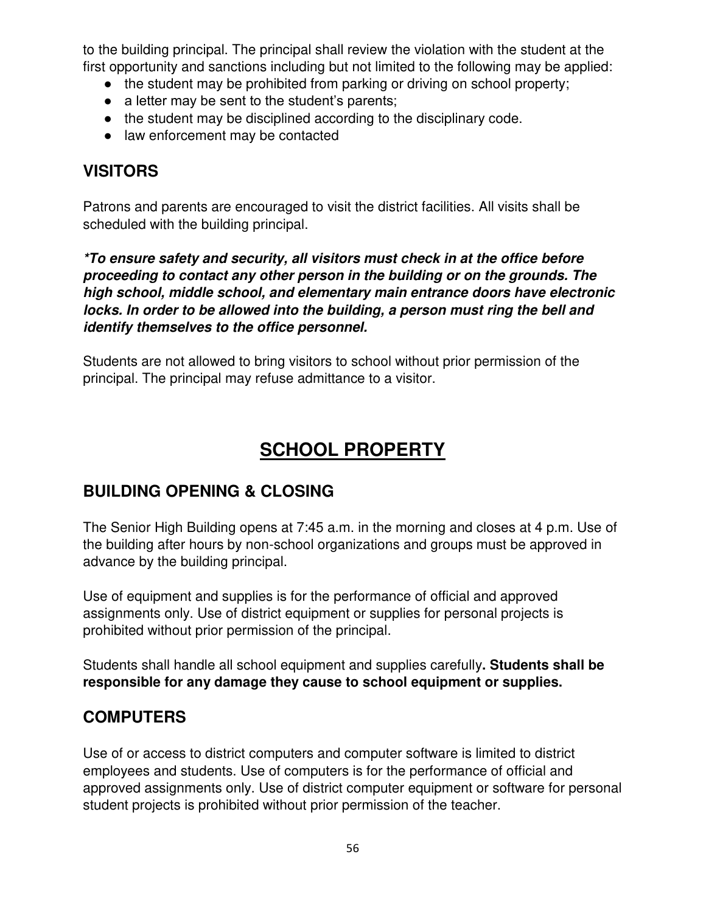to the building principal. The principal shall review the violation with the student at the first opportunity and sanctions including but not limited to the following may be applied:

- the student may be prohibited from parking or driving on school property;
- a letter may be sent to the student's parents;
- the student may be disciplined according to the disciplinary code.
- law enforcement may be contacted

## VISITORS

Patrons and parents are encouraged to visit the district facilities. All visits shall be scheduled with the building principal.

***To ensure safety and security, all visitors must check in at the office before proceeding to contact any other person in the building or on the grounds. The high school, middle school, and elementary main entrance doors have electronic locks. In order to be allowed into the building, a person must ring the bell and identify themselves to the office personnel.***

Students are not allowed to bring visitors to school without prior permission of the principal. The principal may refuse admittance to a visitor.

# SCHOOL PROPERTY

## BUILDING OPENING & CLOSING

The Senior High Building opens at 7:45 a.m. in the morning and closes at 4 p.m. Use of the building after hours by non-school organizations and groups must be approved in advance by the building principal.

Use of equipment and supplies is for the performance of official and approved assignments only. Use of district equipment or supplies for personal projects is prohibited without prior permission of the principal.

Students shall handle all school equipment and supplies carefully**. Students shall be responsible for any damage they cause to school equipment or supplies.**

## COMPUTERS

Use of or access to district computers and computer software is limited to district employees and students. Use of computers is for the performance of official and approved assignments only. Use of district computer equipment or software for personal student projects is prohibited without prior permission of the teacher.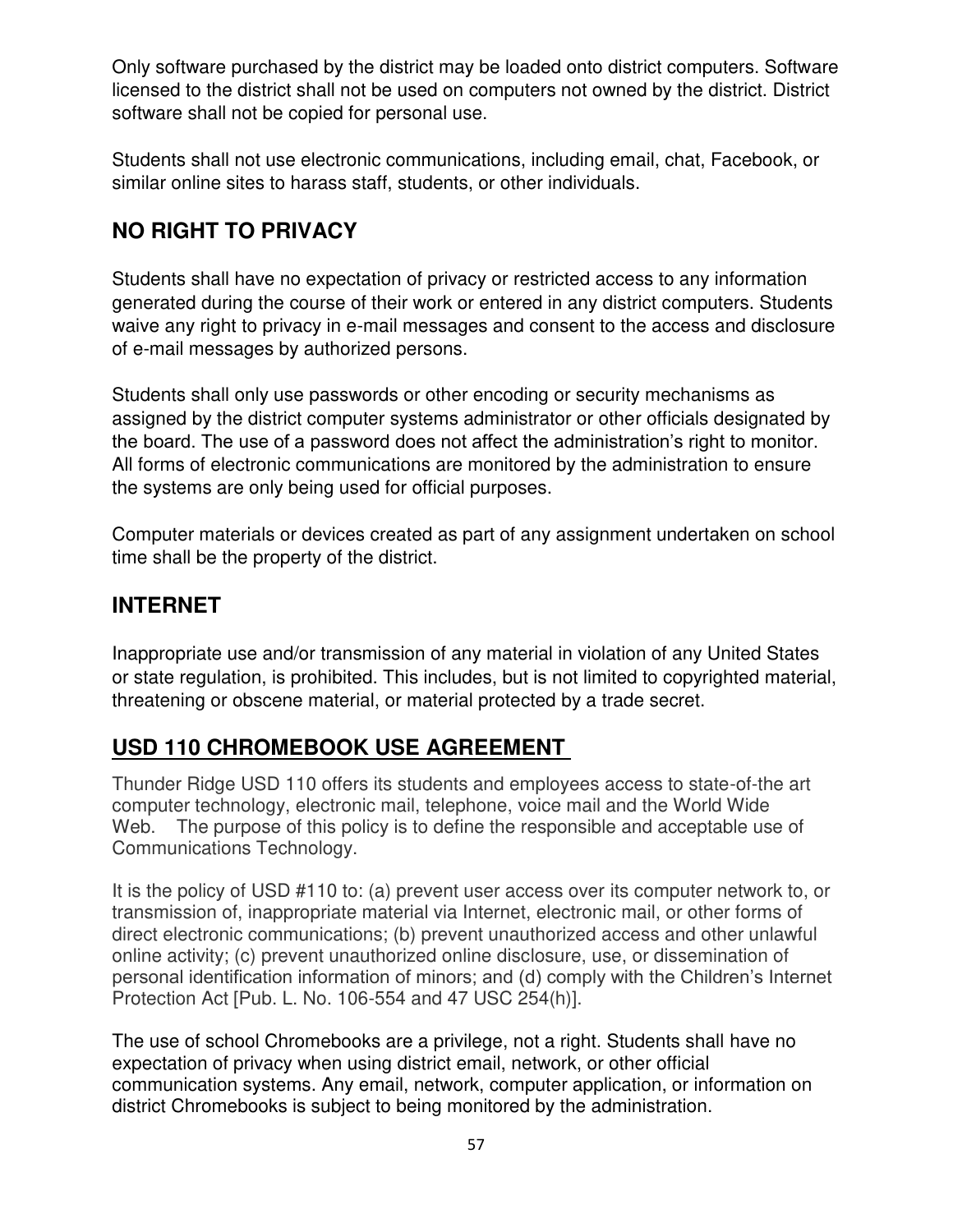Only software purchased by the district may be loaded onto district computers. Software licensed to the district shall not be used on computers not owned by the district. District software shall not be copied for personal use.

Students shall not use electronic communications, including email, chat, Facebook, or similar online sites to harass staff, students, or other individuals.

## NO RIGHT TO PRIVACY

Students shall have no expectation of privacy or restricted access to any information generated during the course of their work or entered in any district computers. Students waive any right to privacy in e-mail messages and consent to the access and disclosure of e-mail messages by authorized persons.

Students shall only use passwords or other encoding or security mechanisms as assigned by the district computer systems administrator or other officials designated by the board. The use of a password does not affect the administration's right to monitor. All forms of electronic communications are monitored by the administration to ensure the systems are only being used for official purposes.

Computer materials or devices created as part of any assignment undertaken on school time shall be the property of the district.

## INTERNET

Inappropriate use and/or transmission of any material in violation of any United States or state regulation, is prohibited. This includes, but is not limited to copyrighted material, threatening or obscene material, or material protected by a trade secret.

## USD 110 CHROMEBOOK USE AGREEMENT

Thunder Ridge USD 110 offers its students and employees access to state-of-the art computer technology, electronic mail, telephone, voice mail and the World Wide Web. The purpose of this policy is to define the responsible and acceptable use of Communications Technology.

It is the policy of USD #110 to: (a) prevent user access over its computer network to, or transmission of, inappropriate material via Internet, electronic mail, or other forms of direct electronic communications; (b) prevent unauthorized access and other unlawful online activity; (c) prevent unauthorized online disclosure, use, or dissemination of personal identification information of minors; and (d) comply with the Children's Internet Protection Act [Pub. L. No. 106-554 and 47 USC 254(h)].

The use of school Chromebooks are a privilege, not a right. Students shall have no expectation of privacy when using district email, network, or other official communication systems. Any email, network, computer application, or information on district Chromebooks is subject to being monitored by the administration.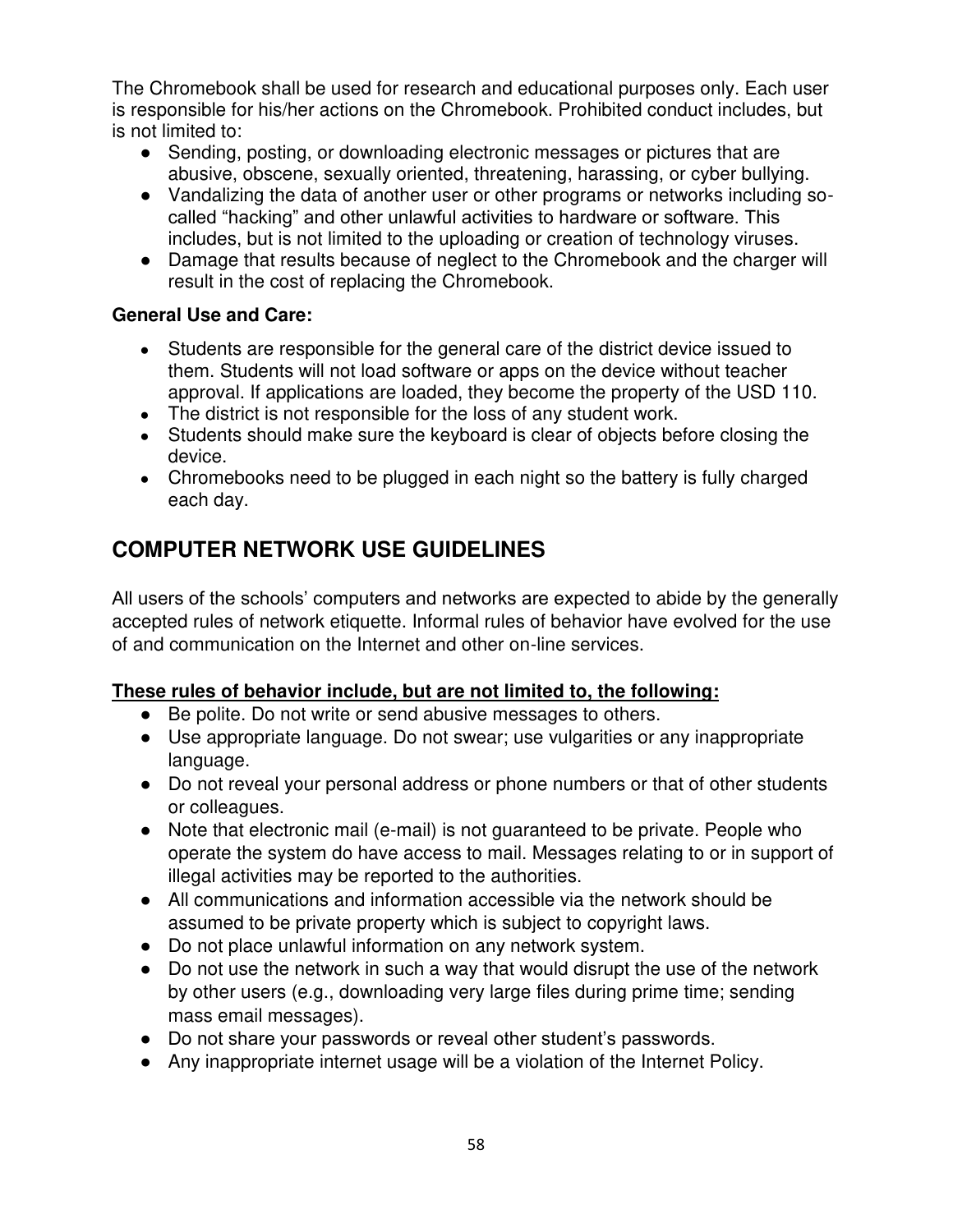The Chromebook shall be used for research and educational purposes only. Each user is responsible for his/her actions on the Chromebook. Prohibited conduct includes, but is not limited to:

- Sending, posting, or downloading electronic messages or pictures that are abusive, obscene, sexually oriented, threatening, harassing, or cyber bullying.
- Vandalizing the data of another user or other programs or networks including so-called "hacking" and other unlawful activities to hardware or software. This includes, but is not limited to the uploading or creation of technology viruses.
- Damage that results because of neglect to the Chromebook and the charger will result in the cost of replacing the Chromebook.

**General Use and Care:**

- Students are responsible for the general care of the district device issued to them. Students will not load software or apps on the device without teacher approval. If applications are loaded, they become the property of the USD 110.
- The district is not responsible for the loss of any student work.
- Students should make sure the keyboard is clear of objects before closing the device.
- Chromebooks need to be plugged in each night so the battery is fully charged each day.

## COMPUTER NETWORK USE GUIDELINES

All users of the schools' computers and networks are expected to abide by the generally accepted rules of network etiquette. Informal rules of behavior have evolved for the use of and communication on the Internet and other on-line services.

**<u>These rules of behavior include, but are not limited to, the following:</u>**

- Be polite. Do not write or send abusive messages to others.
- Use appropriate language. Do not swear; use vulgarities or any inappropriate language.
- Do not reveal your personal address or phone numbers or that of other students or colleagues.
- Note that electronic mail (e-mail) is not guaranteed to be private. People who operate the system do have access to mail. Messages relating to or in support of illegal activities may be reported to the authorities.
- All communications and information accessible via the network should be assumed to be private property which is subject to copyright laws.
- Do not place unlawful information on any network system.
- Do not use the network in such a way that would disrupt the use of the network by other users (e.g., downloading very large files during prime time; sending mass email messages).
- Do not share your passwords or reveal other student's passwords.
- Any inappropriate internet usage will be a violation of the Internet Policy.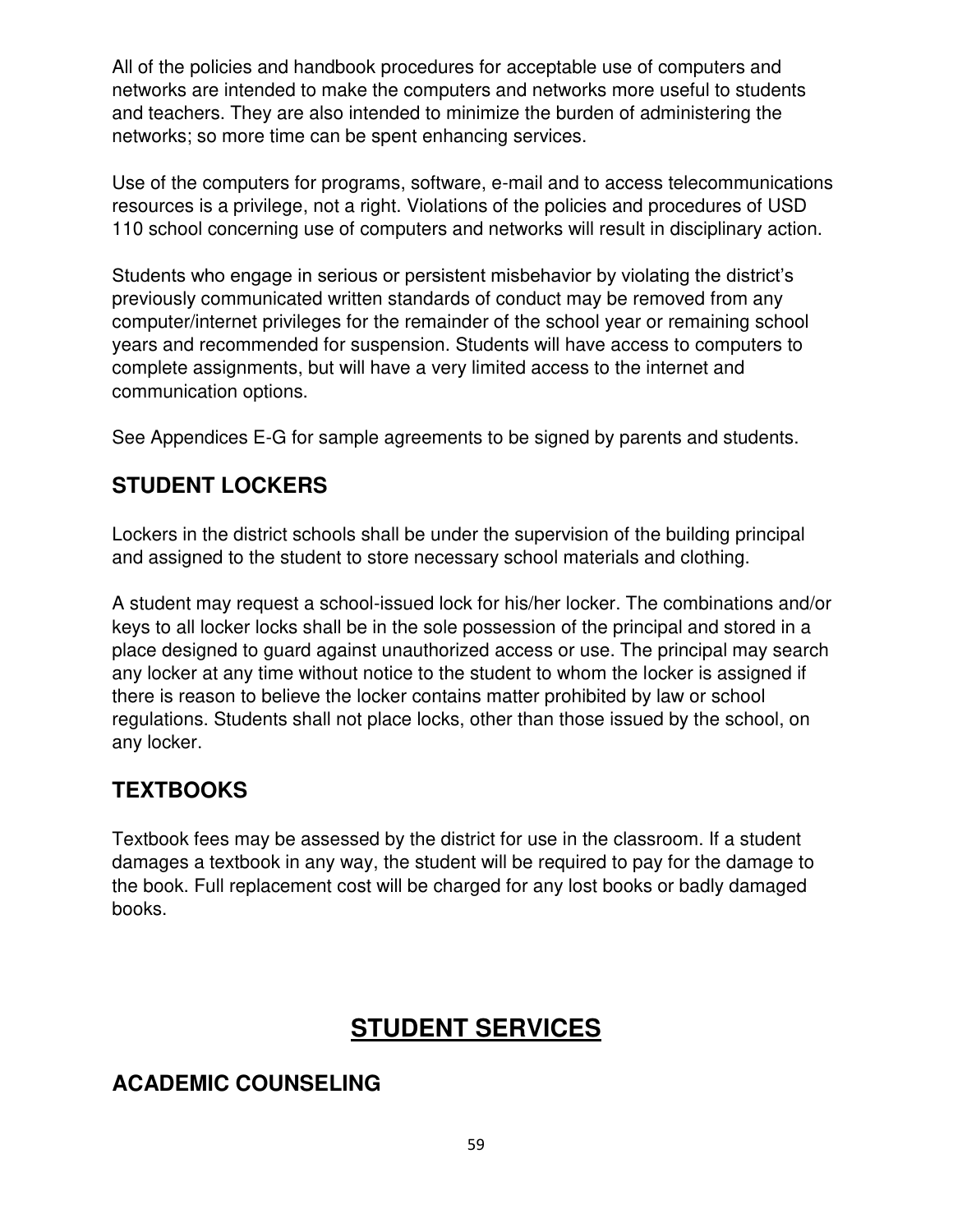All of the policies and handbook procedures for acceptable use of computers and networks are intended to make the computers and networks more useful to students and teachers. They are also intended to minimize the burden of administering the networks; so more time can be spent enhancing services.

Use of the computers for programs, software, e-mail and to access telecommunications resources is a privilege, not a right. Violations of the policies and procedures of USD 110 school concerning use of computers and networks will result in disciplinary action.

Students who engage in serious or persistent misbehavior by violating the district's previously communicated written standards of conduct may be removed from any computer/internet privileges for the remainder of the school year or remaining school years and recommended for suspension. Students will have access to computers to complete assignments, but will have a very limited access to the internet and communication options.

See Appendices E-G for sample agreements to be signed by parents and students.

## STUDENT LOCKERS

Lockers in the district schools shall be under the supervision of the building principal and assigned to the student to store necessary school materials and clothing.

A student may request a school-issued lock for his/her locker. The combinations and/or keys to all locker locks shall be in the sole possession of the principal and stored in a place designed to guard against unauthorized access or use. The principal may search any locker at any time without notice to the student to whom the locker is assigned if there is reason to believe the locker contains matter prohibited by law or school regulations. Students shall not place locks, other than those issued by the school, on any locker.

## TEXTBOOKS

Textbook fees may be assessed by the district for use in the classroom. If a student damages a textbook in any way, the student will be required to pay for the damage to the book. Full replacement cost will be charged for any lost books or badly damaged books.

# STUDENT SERVICES

## ACADEMIC COUNSELING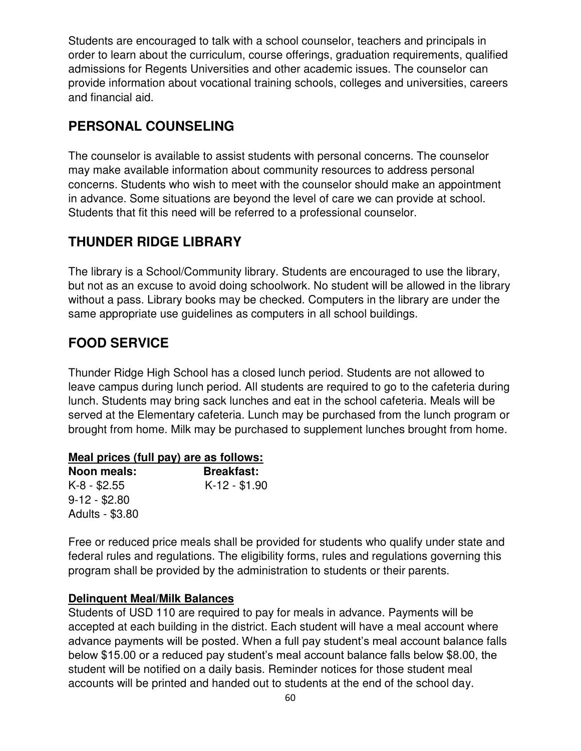Students are encouraged to talk with a school counselor, teachers and principals in order to learn about the curriculum, course offerings, graduation requirements, qualified admissions for Regents Universities and other academic issues. The counselor can provide information about vocational training schools, colleges and universities, careers and financial aid.

## PERSONAL COUNSELING

The counselor is available to assist students with personal concerns. The counselor may make available information about community resources to address personal concerns. Students who wish to meet with the counselor should make an appointment in advance. Some situations are beyond the level of care we can provide at school. Students that fit this need will be referred to a professional counselor.

## THUNDER RIDGE LIBRARY

The library is a School/Community library. Students are encouraged to use the library, but not as an excuse to avoid doing schoolwork. No student will be allowed in the library without a pass. Library books may be checked. Computers in the library are under the same appropriate use guidelines as computers in all school buildings.

## FOOD SERVICE

Thunder Ridge High School has a closed lunch period. Students are not allowed to leave campus during lunch period. All students are required to go to the cafeteria during lunch. Students may bring sack lunches and eat in the school cafeteria. Meals will be served at the Elementary cafeteria. Lunch may be purchased from the lunch program or brought from home. Milk may be purchased to supplement lunches brought from home.

**Meal prices (full pay) are as follows:**

| Noon meals: | Breakfast: |
|---|---|
| K-8 - $2.55 | K-12 - $1.90 |
| 9-12 - $2.80 | |
| Adults - $3.80 | |

Free or reduced price meals shall be provided for students who qualify under state and federal rules and regulations. The eligibility forms, rules and regulations governing this program shall be provided by the administration to students or their parents.

**Delinquent Meal/Milk Balances**

Students of USD 110 are required to pay for meals in advance. Payments will be accepted at each building in the district. Each student will have a meal account where advance payments will be posted. When a full pay student's meal account balance falls below $15.00 or a reduced pay student's meal account balance falls below $8.00, the student will be notified on a daily basis. Reminder notices for those student meal accounts will be printed and handed out to students at the end of the school day.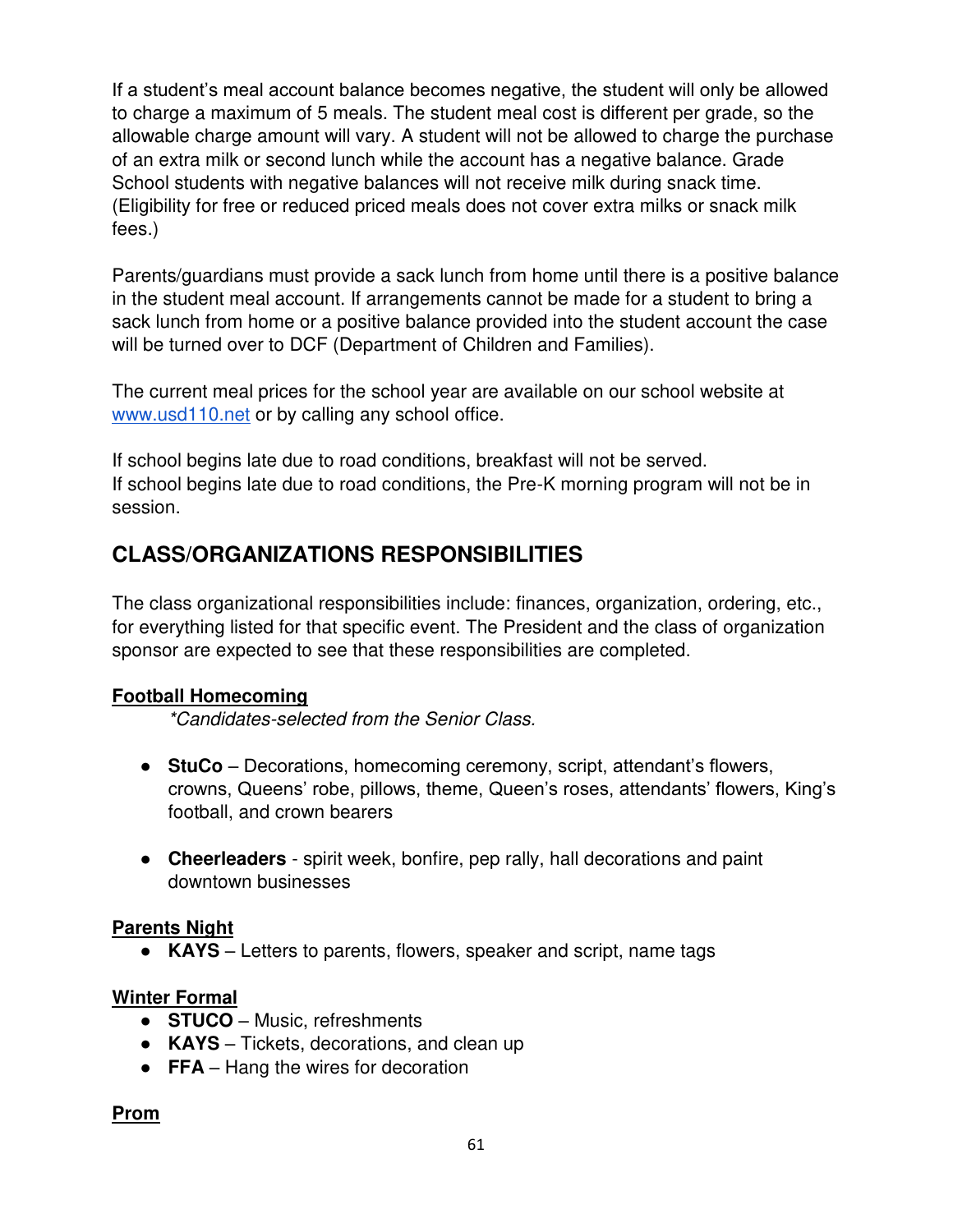If a student's meal account balance becomes negative, the student will only be allowed to charge a maximum of 5 meals. The student meal cost is different per grade, so the allowable charge amount will vary. A student will not be allowed to charge the purchase of an extra milk or second lunch while the account has a negative balance. Grade School students with negative balances will not receive milk during snack time. (Eligibility for free or reduced priced meals does not cover extra milks or snack milk fees.)

Parents/guardians must provide a sack lunch from home until there is a positive balance in the student meal account. If arrangements cannot be made for a student to bring a sack lunch from home or a positive balance provided into the student account the case will be turned over to DCF (Department of Children and Families).

The current meal prices for the school year are available on our school website at [www.usd110.net](http://www.usd110.net) or by calling any school office.

If school begins late due to road conditions, breakfast will not be served.
If school begins late due to road conditions, the Pre-K morning program will not be in session.

## CLASS/ORGANIZATIONS RESPONSIBILITIES

The class organizational responsibilities include: finances, organization, ordering, etc., for everything listed for that specific event. The President and the class of organization sponsor are expected to see that these responsibilities are completed.

**Football Homecoming**

*\*Candidates-selected from the Senior Class.*

- **StuCo** – Decorations, homecoming ceremony, script, attendant's flowers, crowns, Queens' robe, pillows, theme, Queen's roses, attendants' flowers, King's football, and crown bearers

- **Cheerleaders** - spirit week, bonfire, pep rally, hall decorations and paint downtown businesses

**Parents Night**

- **KAYS** – Letters to parents, flowers, speaker and script, name tags

**Winter Formal**

- **STUCO** – Music, refreshments
- **KAYS** – Tickets, decorations, and clean up
- **FFA** – Hang the wires for decoration

**Prom**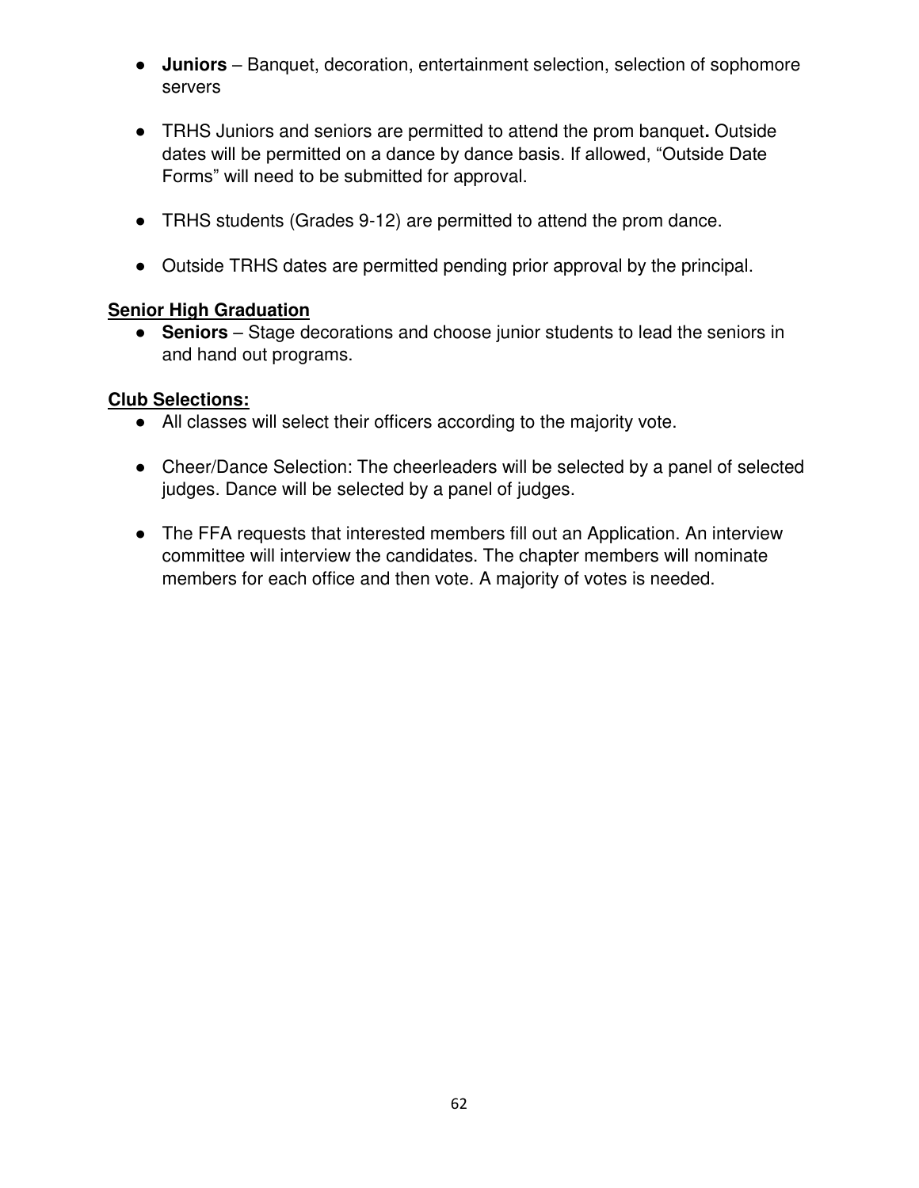- **Juniors** – Banquet, decoration, entertainment selection, selection of sophomore servers

- TRHS Juniors and seniors are permitted to attend the prom banquet**.** Outside dates will be permitted on a dance by dance basis. If allowed, "Outside Date Forms" will need to be submitted for approval.

- TRHS students (Grades 9-12) are permitted to attend the prom dance.

- Outside TRHS dates are permitted pending prior approval by the principal.

**Senior High Graduation**

- **Seniors** – Stage decorations and choose junior students to lead the seniors in and hand out programs.

**Club Selections:**

- All classes will select their officers according to the majority vote.

- Cheer/Dance Selection: The cheerleaders will be selected by a panel of selected judges. Dance will be selected by a panel of judges.

- The FFA requests that interested members fill out an Application. An interview committee will interview the candidates. The chapter members will nominate members for each office and then vote. A majority of votes is needed.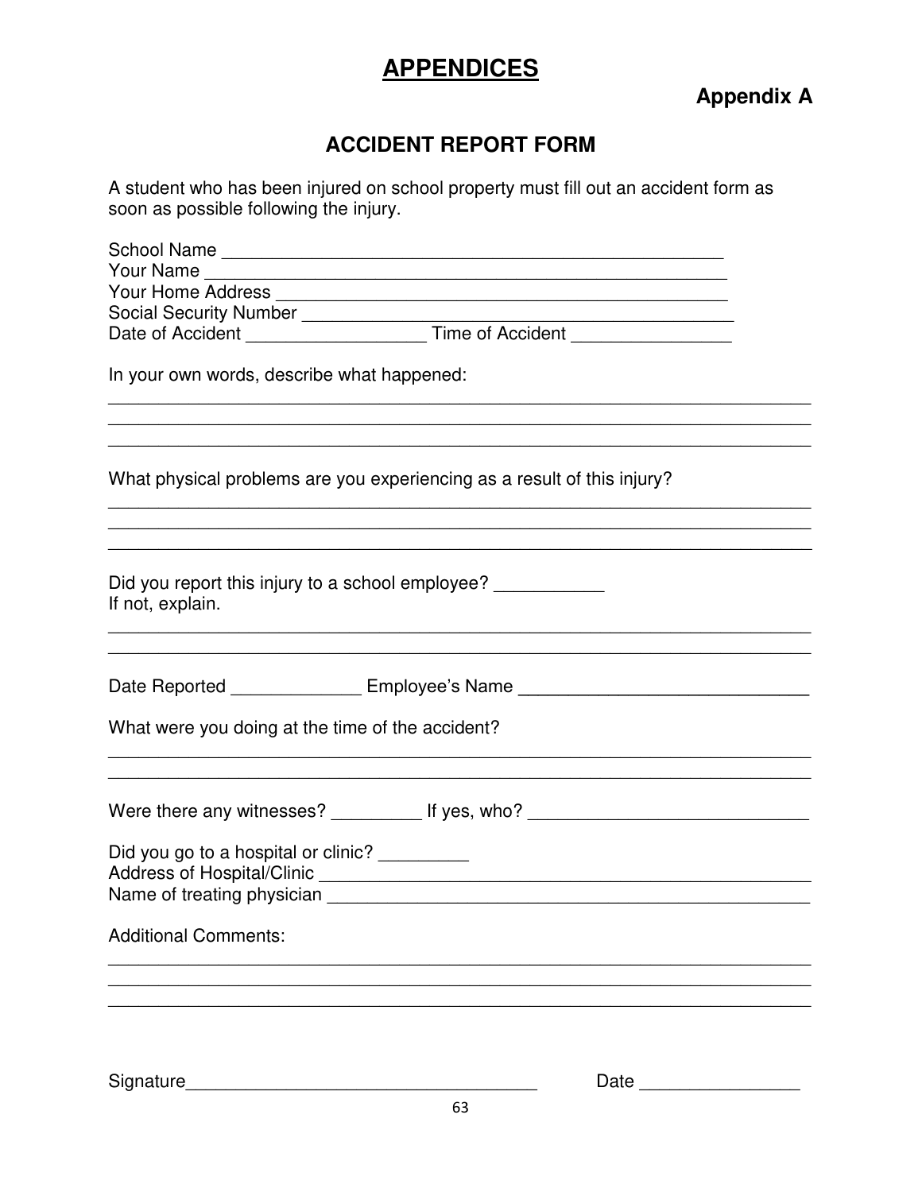# APPENDICES

## Appendix A

### ACCIDENT REPORT FORM

A student who has been injured on school property must fill out an accident form as soon as possible following the injury.

School Name ____________________________________________________
Your Name _____________________________________________________
Your Home Address ______________________________________________
Social Security Number ___________________________________________
Date of Accident __________________ Time of Accident ________________

In your own words, describe what happened:

___________________________________________________________________________
___________________________________________________________________________
___________________________________________________________________________

What physical problems are you experiencing as a result of this injury?

___________________________________________________________________________
___________________________________________________________________________
___________________________________________________________________________

Did you report this injury to a school employee? ___________
If not, explain.

___________________________________________________________________________
___________________________________________________________________________

Date Reported _____________ Employee's Name _____________________________

What were you doing at the time of the accident?

___________________________________________________________________________
___________________________________________________________________________

Were there any witnesses? _________ If yes, who? ____________________________

Did you go to a hospital or clinic? _________
Address of Hospital/Clinic ____________________________________________________
Name of treating physician ___________________________________________________

Additional Comments:

___________________________________________________________________________
___________________________________________________________________________
___________________________________________________________________________

Signature___________________________________ Date ________________